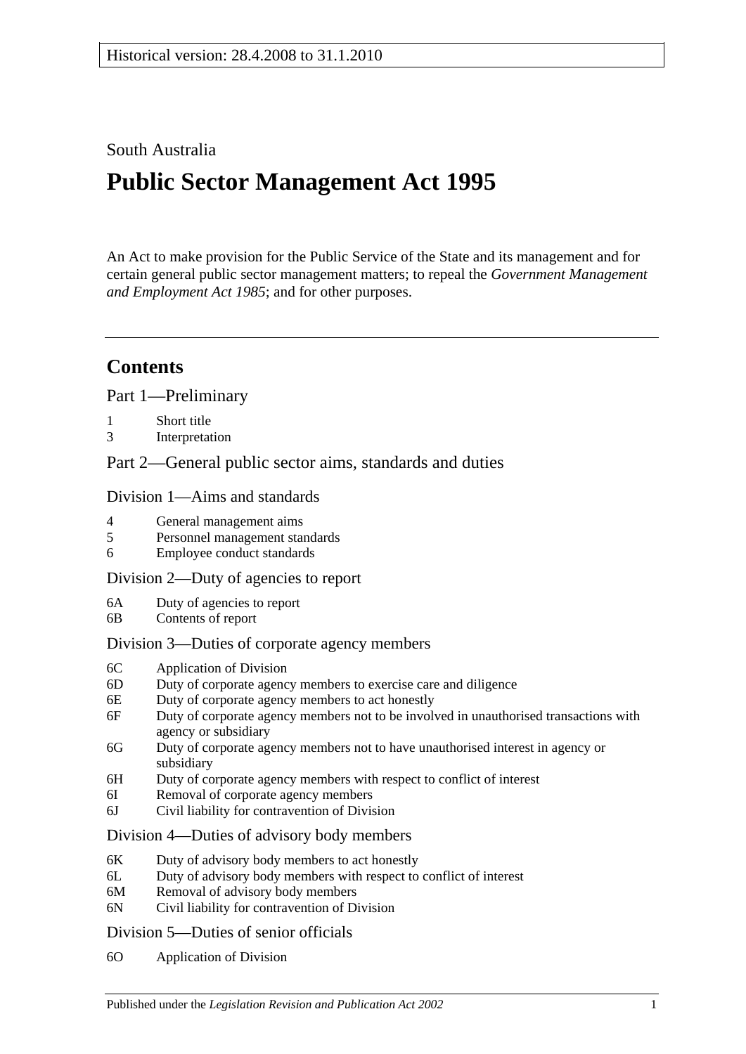Historical version: 28.4.2008 to 31.1.2010

South Australia

# Public Sector Management Act 1995

An Act to make provision for the Public Service of the State and its management and for certain general public sector management matters; to repeal the *Government Management and Employment Act 1985*; and for other purposes.

## Contents

### Part 1—Preliminary

1 Short title
3 Interpretation

### Part 2—General public sector aims, standards and duties

#### Division 1—Aims and standards

4 General management aims
5 Personnel management standards
6 Employee conduct standards

#### Division 2—Duty of agencies to report

6A Duty of agencies to report
6B Contents of report

#### Division 3—Duties of corporate agency members

6C Application of Division
6D Duty of corporate agency members to exercise care and diligence
6E Duty of corporate agency members to act honestly
6F Duty of corporate agency members not to be involved in unauthorised transactions with agency or subsidiary
6G Duty of corporate agency members not to have unauthorised interest in agency or subsidiary
6H Duty of corporate agency members with respect to conflict of interest
6I Removal of corporate agency members
6J Civil liability for contravention of Division

#### Division 4—Duties of advisory body members

6K Duty of advisory body members to act honestly
6L Duty of advisory body members with respect to conflict of interest
6M Removal of advisory body members
6N Civil liability for contravention of Division

#### Division 5—Duties of senior officials

6O Application of Division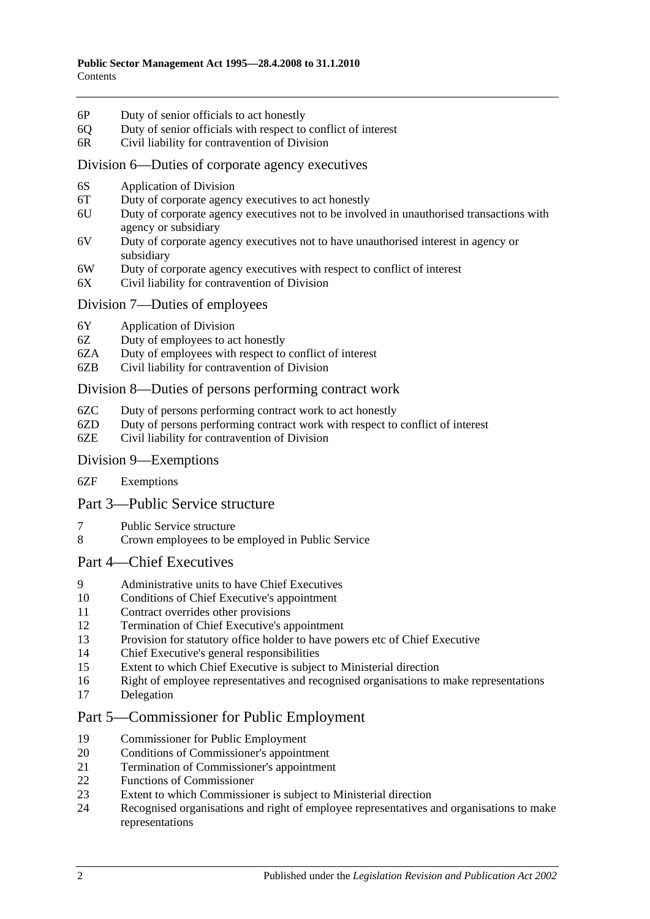6P Duty of senior officials to act honestly
6Q Duty of senior officials with respect to conflict of interest
6R Civil liability for contravention of Division

## Division 6—Duties of corporate agency executives

6S Application of Division
6T Duty of corporate agency executives to act honestly
6U Duty of corporate agency executives not to be involved in unauthorised transactions with agency or subsidiary
6V Duty of corporate agency executives not to have unauthorised interest in agency or subsidiary
6W Duty of corporate agency executives with respect to conflict of interest
6X Civil liability for contravention of Division

## Division 7—Duties of employees

6Y Application of Division
6Z Duty of employees to act honestly
6ZA Duty of employees with respect to conflict of interest
6ZB Civil liability for contravention of Division

## Division 8—Duties of persons performing contract work

6ZC Duty of persons performing contract work to act honestly
6ZD Duty of persons performing contract work with respect to conflict of interest
6ZE Civil liability for contravention of Division

## Division 9—Exemptions

6ZF Exemptions

## Part 3—Public Service structure

7 Public Service structure
8 Crown employees to be employed in Public Service

## Part 4—Chief Executives

9 Administrative units to have Chief Executives
10 Conditions of Chief Executive's appointment
11 Contract overrides other provisions
12 Termination of Chief Executive's appointment
13 Provision for statutory office holder to have powers etc of Chief Executive
14 Chief Executive's general responsibilities
15 Extent to which Chief Executive is subject to Ministerial direction
16 Right of employee representatives and recognised organisations to make representations
17 Delegation

## Part 5—Commissioner for Public Employment

19 Commissioner for Public Employment
20 Conditions of Commissioner's appointment
21 Termination of Commissioner's appointment
22 Functions of Commissioner
23 Extent to which Commissioner is subject to Ministerial direction
24 Recognised organisations and right of employee representatives and organisations to make representations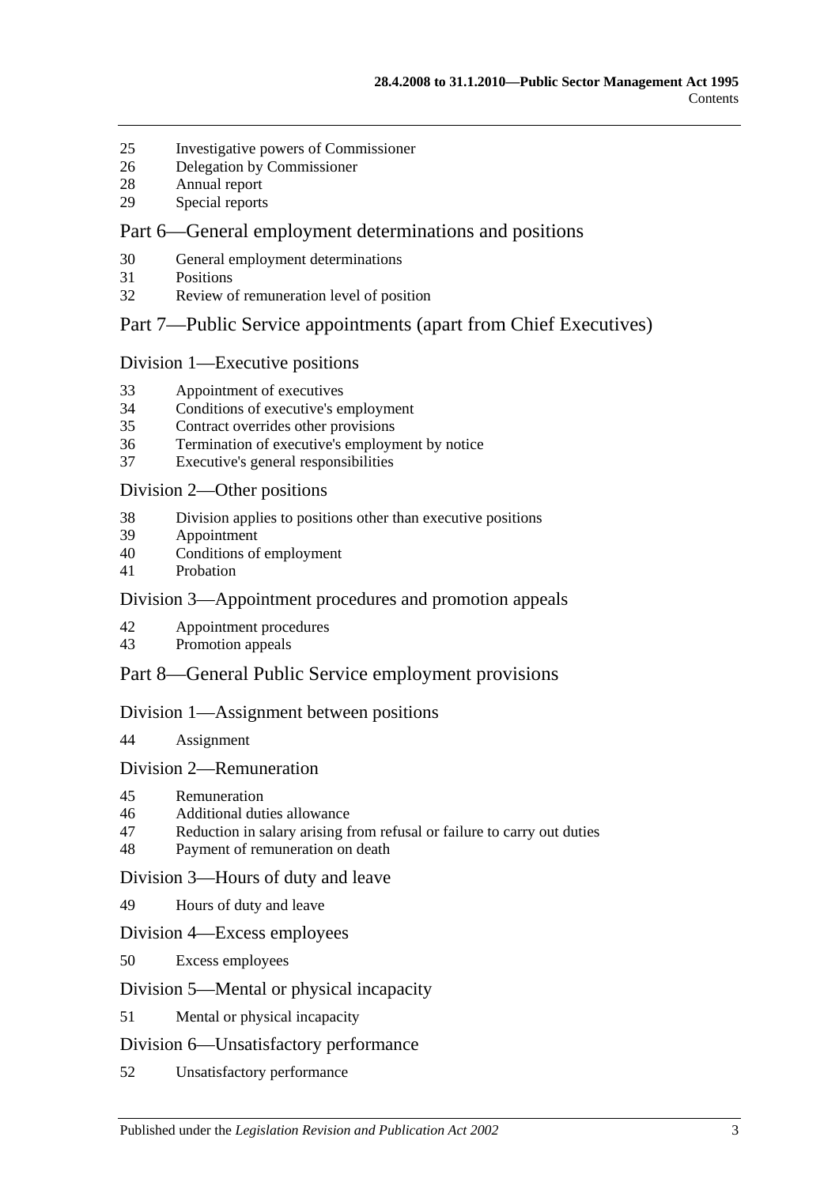25 Investigative powers of Commissioner
26 Delegation by Commissioner
28 Annual report
29 Special reports

## Part 6—General employment determinations and positions

30 General employment determinations
31 Positions
32 Review of remuneration level of position

## Part 7—Public Service appointments (apart from Chief Executives)

### Division 1—Executive positions

33 Appointment of executives
34 Conditions of executive's employment
35 Contract overrides other provisions
36 Termination of executive's employment by notice
37 Executive's general responsibilities

### Division 2—Other positions

38 Division applies to positions other than executive positions
39 Appointment
40 Conditions of employment
41 Probation

### Division 3—Appointment procedures and promotion appeals

42 Appointment procedures
43 Promotion appeals

## Part 8—General Public Service employment provisions

### Division 1—Assignment between positions

44 Assignment

### Division 2—Remuneration

45 Remuneration
46 Additional duties allowance
47 Reduction in salary arising from refusal or failure to carry out duties
48 Payment of remuneration on death

### Division 3—Hours of duty and leave

49 Hours of duty and leave

### Division 4—Excess employees

50 Excess employees

### Division 5—Mental or physical incapacity

51 Mental or physical incapacity

### Division 6—Unsatisfactory performance

52 Unsatisfactory performance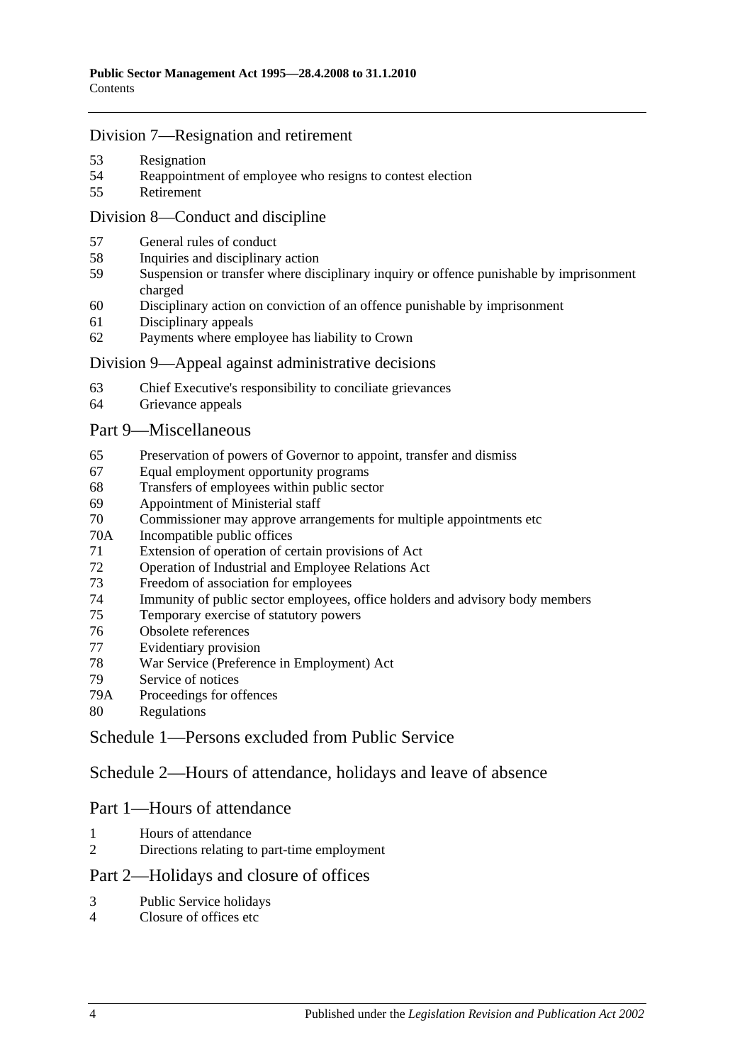## Division 7—Resignation and retirement

53 Resignation
54 Reappointment of employee who resigns to contest election
55 Retirement

## Division 8—Conduct and discipline

57 General rules of conduct
58 Inquiries and disciplinary action
59 Suspension or transfer where disciplinary inquiry or offence punishable by imprisonment charged
60 Disciplinary action on conviction of an offence punishable by imprisonment
61 Disciplinary appeals
62 Payments where employee has liability to Crown

## Division 9—Appeal against administrative decisions

63 Chief Executive's responsibility to conciliate grievances
64 Grievance appeals

## Part 9—Miscellaneous

65 Preservation of powers of Governor to appoint, transfer and dismiss
67 Equal employment opportunity programs
68 Transfers of employees within public sector
69 Appointment of Ministerial staff
70 Commissioner may approve arrangements for multiple appointments etc
70A Incompatible public offices
71 Extension of operation of certain provisions of Act
72 Operation of Industrial and Employee Relations Act
73 Freedom of association for employees
74 Immunity of public sector employees, office holders and advisory body members
75 Temporary exercise of statutory powers
76 Obsolete references
77 Evidentiary provision
78 War Service (Preference in Employment) Act
79 Service of notices
79A Proceedings for offences
80 Regulations

## Schedule 1—Persons excluded from Public Service

## Schedule 2—Hours of attendance, holidays and leave of absence

## Part 1—Hours of attendance

1 Hours of attendance
2 Directions relating to part-time employment

## Part 2—Holidays and closure of offices

3 Public Service holidays
4 Closure of offices etc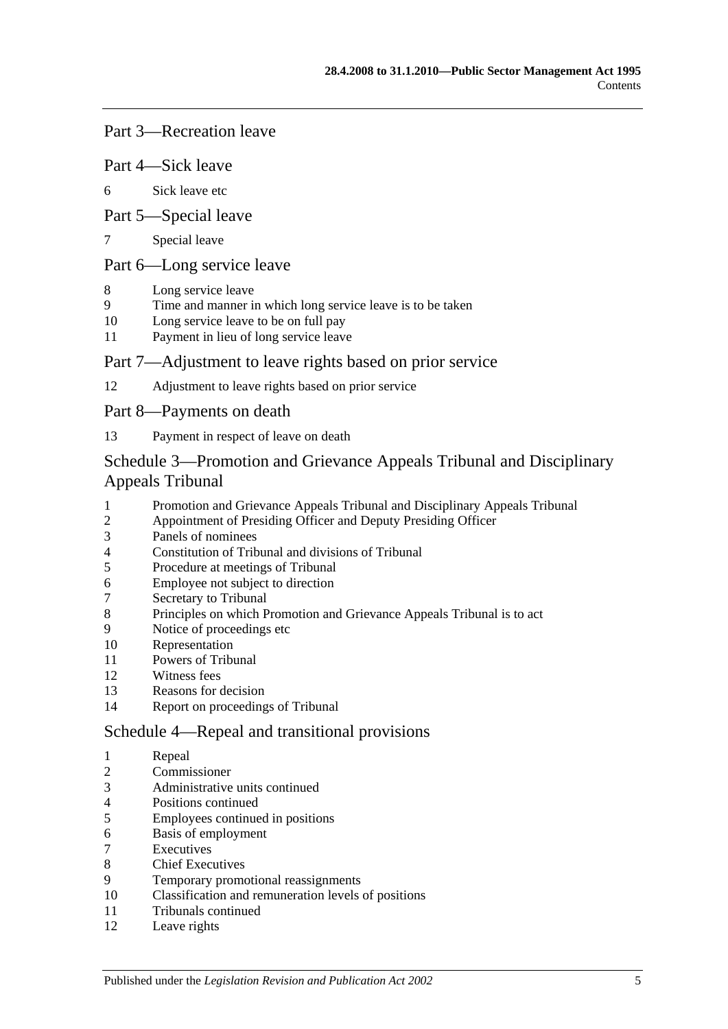## Part 3—Recreation leave

## Part 4—Sick leave

6 Sick leave etc

## Part 5—Special leave

7 Special leave

## Part 6—Long service leave

8 Long service leave
9 Time and manner in which long service leave is to be taken
10 Long service leave to be on full pay
11 Payment in lieu of long service leave

## Part 7—Adjustment to leave rights based on prior service

12 Adjustment to leave rights based on prior service

## Part 8—Payments on death

13 Payment in respect of leave on death

## Schedule 3—Promotion and Grievance Appeals Tribunal and Disciplinary Appeals Tribunal

1 Promotion and Grievance Appeals Tribunal and Disciplinary Appeals Tribunal
2 Appointment of Presiding Officer and Deputy Presiding Officer
3 Panels of nominees
4 Constitution of Tribunal and divisions of Tribunal
5 Procedure at meetings of Tribunal
6 Employee not subject to direction
7 Secretary to Tribunal
8 Principles on which Promotion and Grievance Appeals Tribunal is to act
9 Notice of proceedings etc
10 Representation
11 Powers of Tribunal
12 Witness fees
13 Reasons for decision
14 Report on proceedings of Tribunal

## Schedule 4—Repeal and transitional provisions

1 Repeal
2 Commissioner
3 Administrative units continued
4 Positions continued
5 Employees continued in positions
6 Basis of employment
7 Executives
8 Chief Executives
9 Temporary promotional reassignments
10 Classification and remuneration levels of positions
11 Tribunals continued
12 Leave rights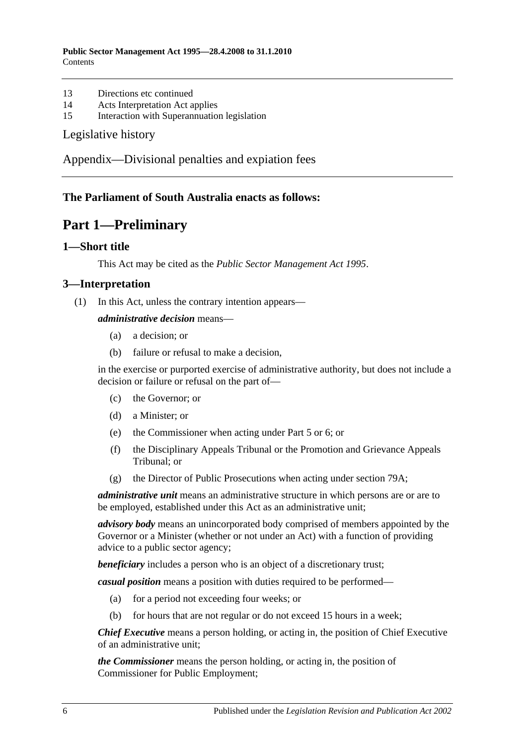13 Directions etc continued
14 Acts Interpretation Act applies
15 Interaction with Superannuation legislation

Legislative history

Appendix—Divisional penalties and expiation fees

**The Parliament of South Australia enacts as follows:**

# Part 1—Preliminary

## 1—Short title

This Act may be cited as the *Public Sector Management Act 1995*.

## 3—Interpretation

(1) In this Act, unless the contrary intention appears—

***administrative decision*** means—

(a) a decision; or

(b) failure or refusal to make a decision,

in the exercise or purported exercise of administrative authority, but does not include a decision or failure or refusal on the part of—

(c) the Governor; or

(d) a Minister; or

(e) the Commissioner when acting under Part 5 or 6; or

(f) the Disciplinary Appeals Tribunal or the Promotion and Grievance Appeals Tribunal; or

(g) the Director of Public Prosecutions when acting under section 79A;

***administrative unit*** means an administrative structure in which persons are or are to be employed, established under this Act as an administrative unit;

***advisory body*** means an unincorporated body comprised of members appointed by the Governor or a Minister (whether or not under an Act) with a function of providing advice to a public sector agency;

***beneficiary*** includes a person who is an object of a discretionary trust;

***casual position*** means a position with duties required to be performed—

(a) for a period not exceeding four weeks; or

(b) for hours that are not regular or do not exceed 15 hours in a week;

***Chief Executive*** means a person holding, or acting in, the position of Chief Executive of an administrative unit;

***the Commissioner*** means the person holding, or acting in, the position of Commissioner for Public Employment;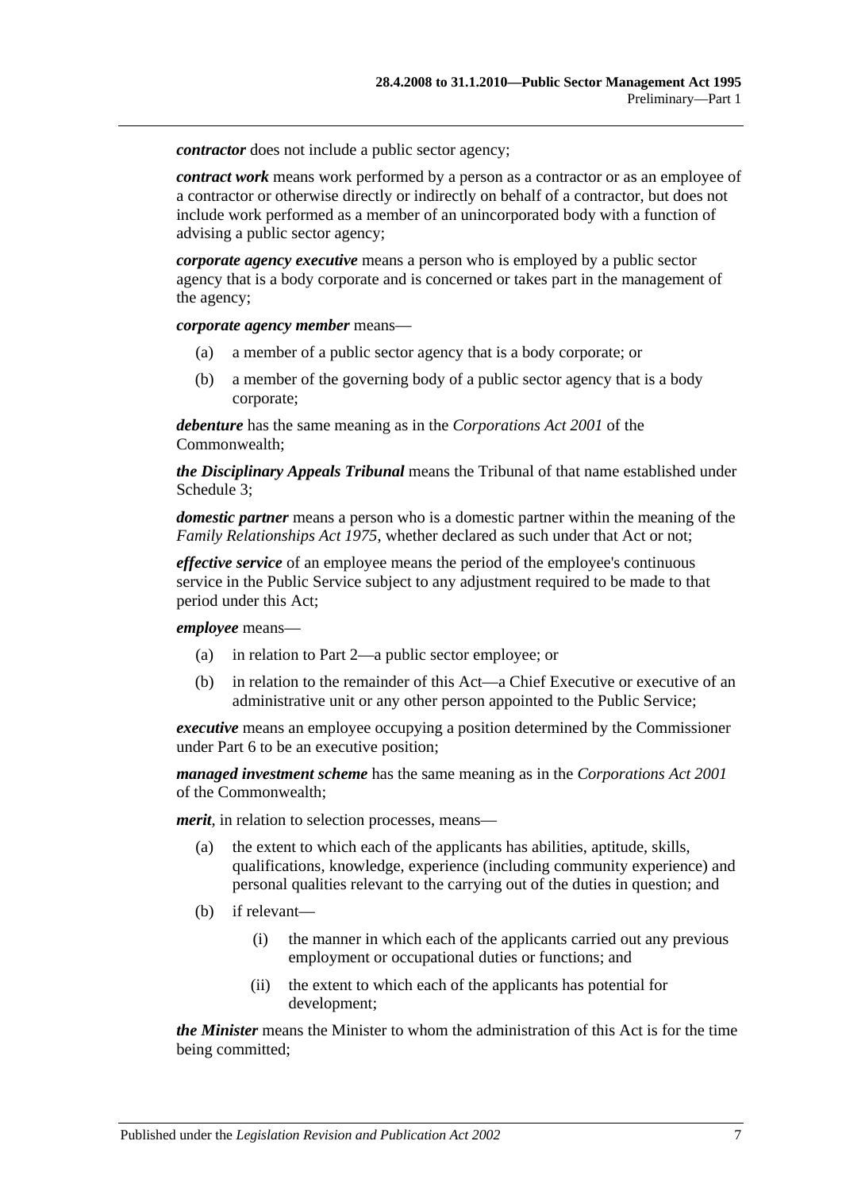***contractor*** does not include a public sector agency;

***contract work*** means work performed by a person as a contractor or as an employee of a contractor or otherwise directly or indirectly on behalf of a contractor, but does not include work performed as a member of an unincorporated body with a function of advising a public sector agency;

***corporate agency executive*** means a person who is employed by a public sector agency that is a body corporate and is concerned or takes part in the management of the agency;

***corporate agency member*** means—

(a) a member of a public sector agency that is a body corporate; or

(b) a member of the governing body of a public sector agency that is a body corporate;

***debenture*** has the same meaning as in the *Corporations Act 2001* of the Commonwealth;

***the Disciplinary Appeals Tribunal*** means the Tribunal of that name established under Schedule 3;

***domestic partner*** means a person who is a domestic partner within the meaning of the *Family Relationships Act 1975*, whether declared as such under that Act or not;

***effective service*** of an employee means the period of the employee's continuous service in the Public Service subject to any adjustment required to be made to that period under this Act;

***employee*** means—

(a) in relation to Part 2—a public sector employee; or

(b) in relation to the remainder of this Act—a Chief Executive or executive of an administrative unit or any other person appointed to the Public Service;

***executive*** means an employee occupying a position determined by the Commissioner under Part 6 to be an executive position;

***managed investment scheme*** has the same meaning as in the *Corporations Act 2001* of the Commonwealth;

***merit***, in relation to selection processes, means—

(a) the extent to which each of the applicants has abilities, aptitude, skills, qualifications, knowledge, experience (including community experience) and personal qualities relevant to the carrying out of the duties in question; and

(b) if relevant—

(i) the manner in which each of the applicants carried out any previous employment or occupational duties or functions; and

(ii) the extent to which each of the applicants has potential for development;

***the Minister*** means the Minister to whom the administration of this Act is for the time being committed;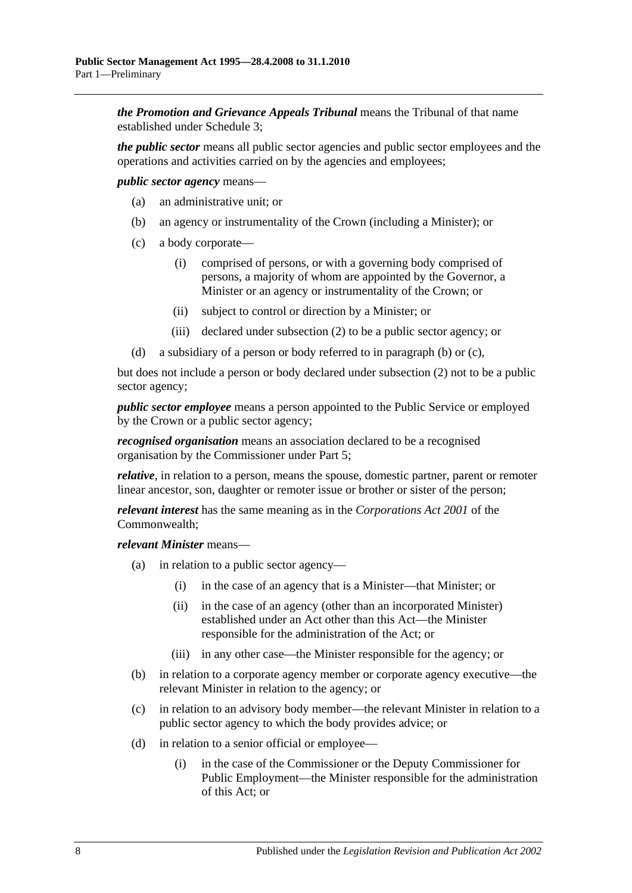***the Promotion and Grievance Appeals Tribunal*** means the Tribunal of that name established under Schedule 3;

***the public sector*** means all public sector agencies and public sector employees and the operations and activities carried on by the agencies and employees;

***public sector agency*** means—

- (a) an administrative unit; or
- (b) an agency or instrumentality of the Crown (including a Minister); or
- (c) a body corporate—
  - (i) comprised of persons, or with a governing body comprised of persons, a majority of whom are appointed by the Governor, a Minister or an agency or instrumentality of the Crown; or
  - (ii) subject to control or direction by a Minister; or
  - (iii) declared under subsection (2) to be a public sector agency; or
- (d) a subsidiary of a person or body referred to in paragraph (b) or (c),

but does not include a person or body declared under subsection (2) not to be a public sector agency;

***public sector employee*** means a person appointed to the Public Service or employed by the Crown or a public sector agency;

***recognised organisation*** means an association declared to be a recognised organisation by the Commissioner under Part 5;

***relative***, in relation to a person, means the spouse, domestic partner, parent or remoter linear ancestor, son, daughter or remoter issue or brother or sister of the person;

***relevant interest*** has the same meaning as in the *Corporations Act 2001* of the Commonwealth;

***relevant Minister*** means—

- (a) in relation to a public sector agency—
  - (i) in the case of an agency that is a Minister—that Minister; or
  - (ii) in the case of an agency (other than an incorporated Minister) established under an Act other than this Act—the Minister responsible for the administration of the Act; or
  - (iii) in any other case—the Minister responsible for the agency; or
- (b) in relation to a corporate agency member or corporate agency executive—the relevant Minister in relation to the agency; or
- (c) in relation to an advisory body member—the relevant Minister in relation to a public sector agency to which the body provides advice; or
- (d) in relation to a senior official or employee—
  - (i) in the case of the Commissioner or the Deputy Commissioner for Public Employment—the Minister responsible for the administration of this Act; or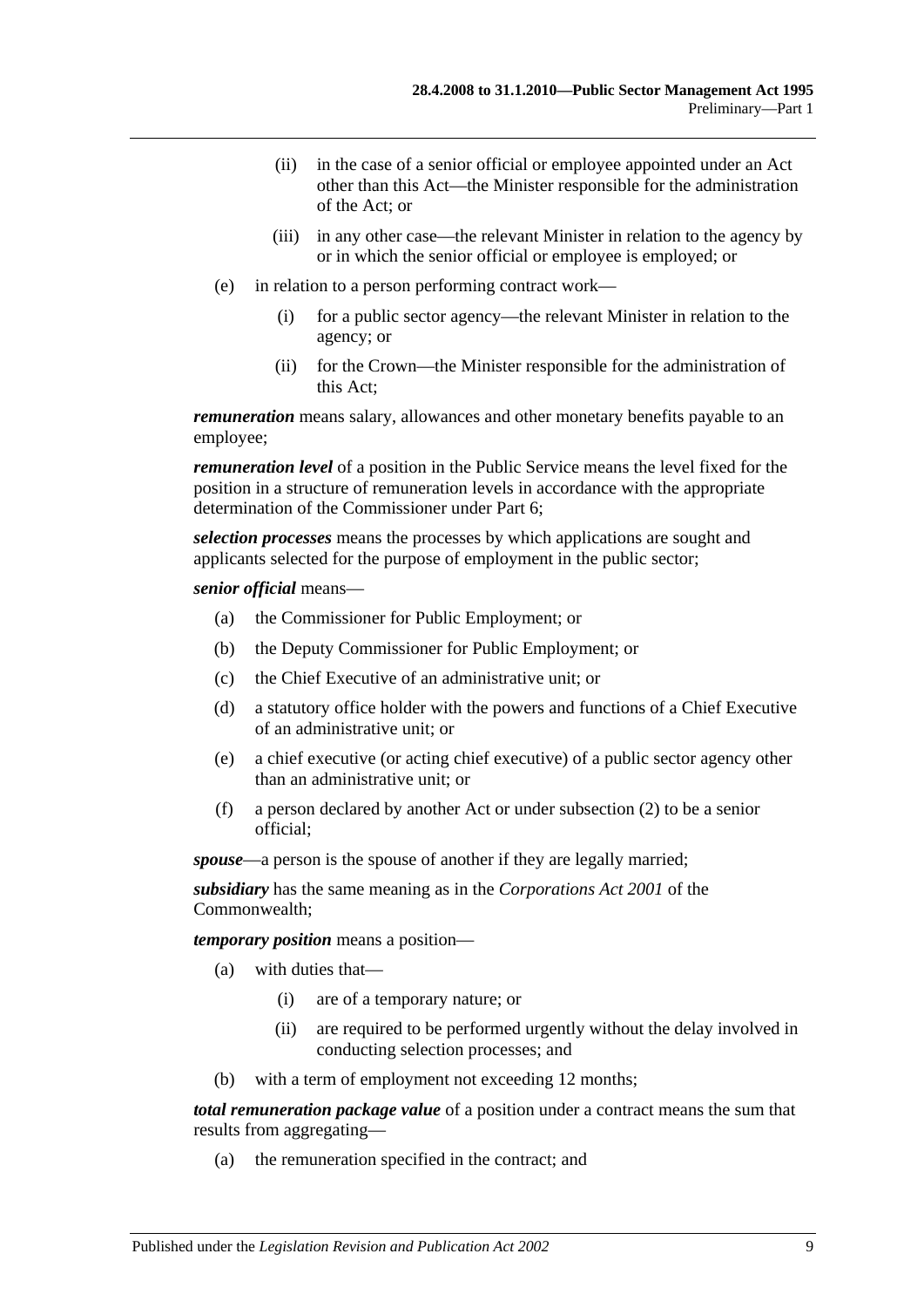(ii) in the case of a senior official or employee appointed under an Act other than this Act—the Minister responsible for the administration of the Act; or

(iii) in any other case—the relevant Minister in relation to the agency by or in which the senior official or employee is employed; or

(e) in relation to a person performing contract work—

(i) for a public sector agency—the relevant Minister in relation to the agency; or

(ii) for the Crown—the Minister responsible for the administration of this Act;

***remuneration*** means salary, allowances and other monetary benefits payable to an employee;

***remuneration level*** of a position in the Public Service means the level fixed for the position in a structure of remuneration levels in accordance with the appropriate determination of the Commissioner under Part 6;

***selection processes*** means the processes by which applications are sought and applicants selected for the purpose of employment in the public sector;

***senior official*** means—

(a) the Commissioner for Public Employment; or

(b) the Deputy Commissioner for Public Employment; or

(c) the Chief Executive of an administrative unit; or

(d) a statutory office holder with the powers and functions of a Chief Executive of an administrative unit; or

(e) a chief executive (or acting chief executive) of a public sector agency other than an administrative unit; or

(f) a person declared by another Act or under subsection (2) to be a senior official;

***spouse***—a person is the spouse of another if they are legally married;

***subsidiary*** has the same meaning as in the *Corporations Act 2001* of the Commonwealth;

***temporary position*** means a position—

(a) with duties that—

(i) are of a temporary nature; or

(ii) are required to be performed urgently without the delay involved in conducting selection processes; and

(b) with a term of employment not exceeding 12 months;

***total remuneration package value*** of a position under a contract means the sum that results from aggregating—

(a) the remuneration specified in the contract; and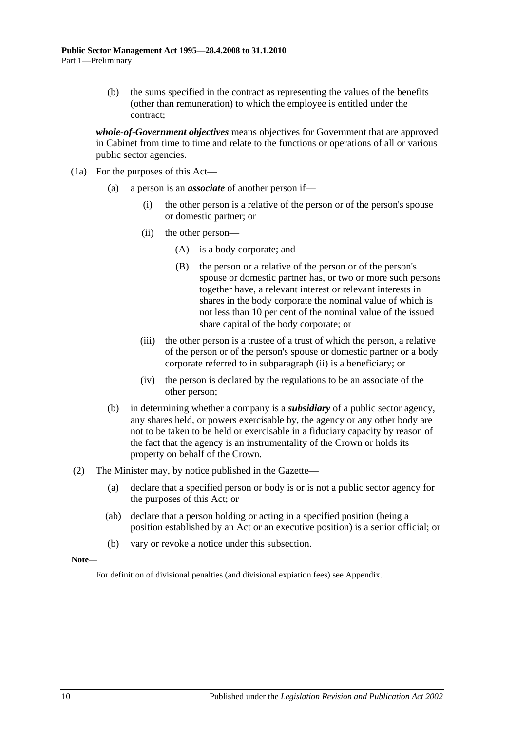(b) the sums specified in the contract as representing the values of the benefits (other than remuneration) to which the employee is entitled under the contract;

***whole-of-Government objectives*** means objectives for Government that are approved in Cabinet from time to time and relate to the functions or operations of all or various public sector agencies.

(1a) For the purposes of this Act—

- (a) a person is an ***associate*** of another person if—
  - (i) the other person is a relative of the person or of the person's spouse or domestic partner; or
  - (ii) the other person—
    - (A) is a body corporate; and
    - (B) the person or a relative of the person or of the person's spouse or domestic partner has, or two or more such persons together have, a relevant interest or relevant interests in shares in the body corporate the nominal value of which is not less than 10 per cent of the nominal value of the issued share capital of the body corporate; or
  - (iii) the other person is a trustee of a trust of which the person, a relative of the person or of the person's spouse or domestic partner or a body corporate referred to in subparagraph (ii) is a beneficiary; or
  - (iv) the person is declared by the regulations to be an associate of the other person;
- (b) in determining whether a company is a ***subsidiary*** of a public sector agency, any shares held, or powers exercisable by, the agency or any other body are not to be taken to be held or exercisable in a fiduciary capacity by reason of the fact that the agency is an instrumentality of the Crown or holds its property on behalf of the Crown.

(2) The Minister may, by notice published in the Gazette—

- (a) declare that a specified person or body is or is not a public sector agency for the purposes of this Act; or
- (ab) declare that a person holding or acting in a specified position (being a position established by an Act or an executive position) is a senior official; or
- (b) vary or revoke a notice under this subsection.

**Note—**

For definition of divisional penalties (and divisional expiation fees) see Appendix.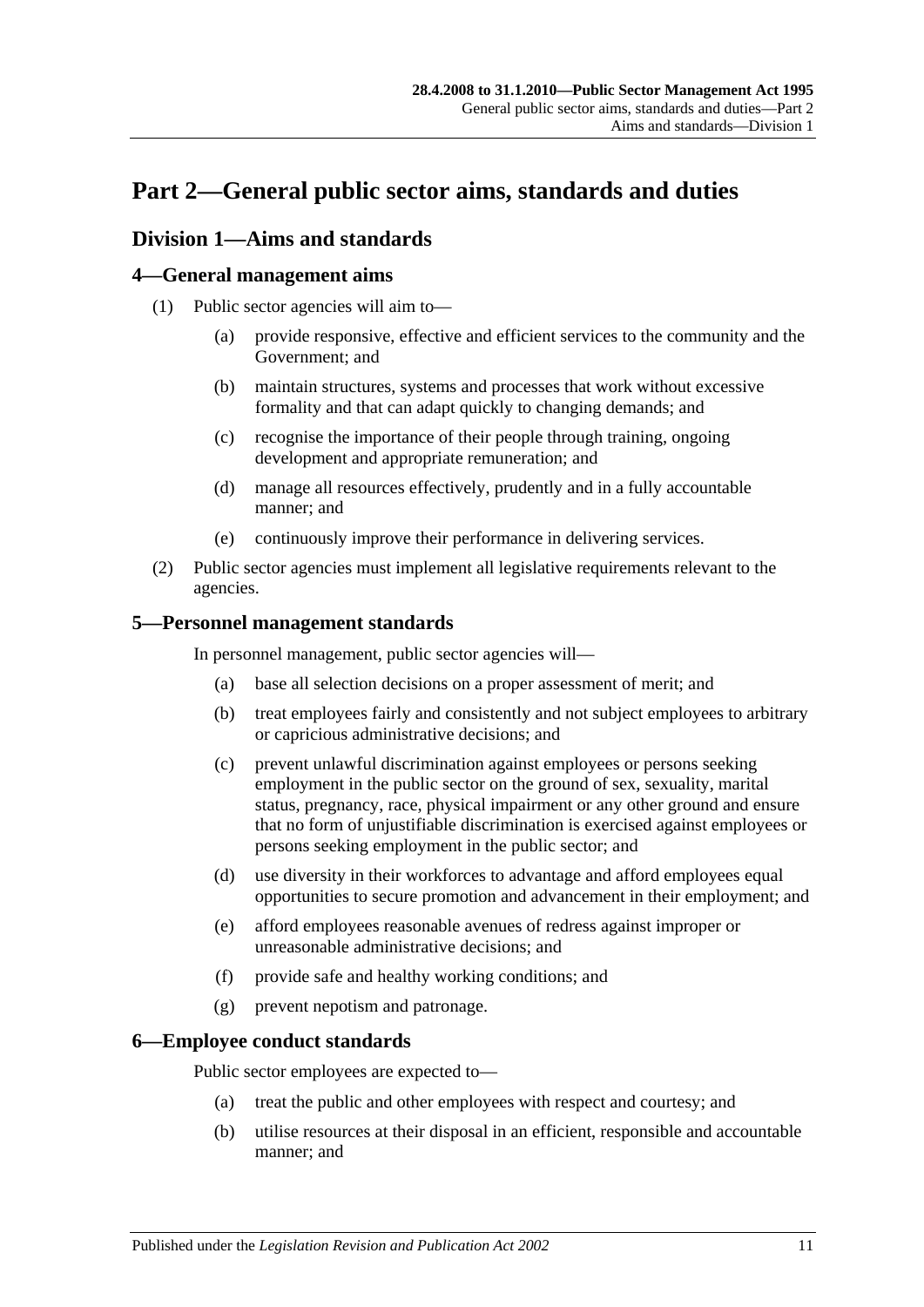# Part 2—General public sector aims, standards and duties

## Division 1—Aims and standards

### 4—General management aims

(1) Public sector agencies will aim to—

(a) provide responsive, effective and efficient services to the community and the Government; and

(b) maintain structures, systems and processes that work without excessive formality and that can adapt quickly to changing demands; and

(c) recognise the importance of their people through training, ongoing development and appropriate remuneration; and

(d) manage all resources effectively, prudently and in a fully accountable manner; and

(e) continuously improve their performance in delivering services.

(2) Public sector agencies must implement all legislative requirements relevant to the agencies.

### 5—Personnel management standards

In personnel management, public sector agencies will—

(a) base all selection decisions on a proper assessment of merit; and

(b) treat employees fairly and consistently and not subject employees to arbitrary or capricious administrative decisions; and

(c) prevent unlawful discrimination against employees or persons seeking employment in the public sector on the ground of sex, sexuality, marital status, pregnancy, race, physical impairment or any other ground and ensure that no form of unjustifiable discrimination is exercised against employees or persons seeking employment in the public sector; and

(d) use diversity in their workforces to advantage and afford employees equal opportunities to secure promotion and advancement in their employment; and

(e) afford employees reasonable avenues of redress against improper or unreasonable administrative decisions; and

(f) provide safe and healthy working conditions; and

(g) prevent nepotism and patronage.

### 6—Employee conduct standards

Public sector employees are expected to—

(a) treat the public and other employees with respect and courtesy; and

(b) utilise resources at their disposal in an efficient, responsible and accountable manner; and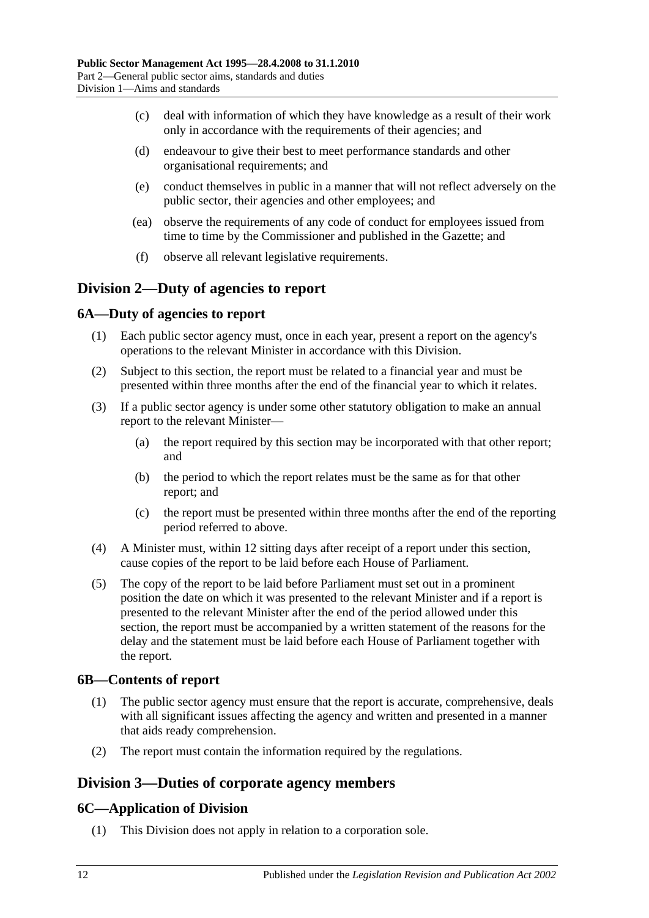(c) deal with information of which they have knowledge as a result of their work only in accordance with the requirements of their agencies; and

(d) endeavour to give their best to meet performance standards and other organisational requirements; and

(e) conduct themselves in public in a manner that will not reflect adversely on the public sector, their agencies and other employees; and

(ea) observe the requirements of any code of conduct for employees issued from time to time by the Commissioner and published in the Gazette; and

(f) observe all relevant legislative requirements.

## Division 2—Duty of agencies to report

### 6A—Duty of agencies to report

(1) Each public sector agency must, once in each year, present a report on the agency's operations to the relevant Minister in accordance with this Division.

(2) Subject to this section, the report must be related to a financial year and must be presented within three months after the end of the financial year to which it relates.

(3) If a public sector agency is under some other statutory obligation to make an annual report to the relevant Minister—

(a) the report required by this section may be incorporated with that other report; and

(b) the period to which the report relates must be the same as for that other report; and

(c) the report must be presented within three months after the end of the reporting period referred to above.

(4) A Minister must, within 12 sitting days after receipt of a report under this section, cause copies of the report to be laid before each House of Parliament.

(5) The copy of the report to be laid before Parliament must set out in a prominent position the date on which it was presented to the relevant Minister and if a report is presented to the relevant Minister after the end of the period allowed under this section, the report must be accompanied by a written statement of the reasons for the delay and the statement must be laid before each House of Parliament together with the report.

### 6B—Contents of report

(1) The public sector agency must ensure that the report is accurate, comprehensive, deals with all significant issues affecting the agency and written and presented in a manner that aids ready comprehension.

(2) The report must contain the information required by the regulations.

## Division 3—Duties of corporate agency members

### 6C—Application of Division

(1) This Division does not apply in relation to a corporation sole.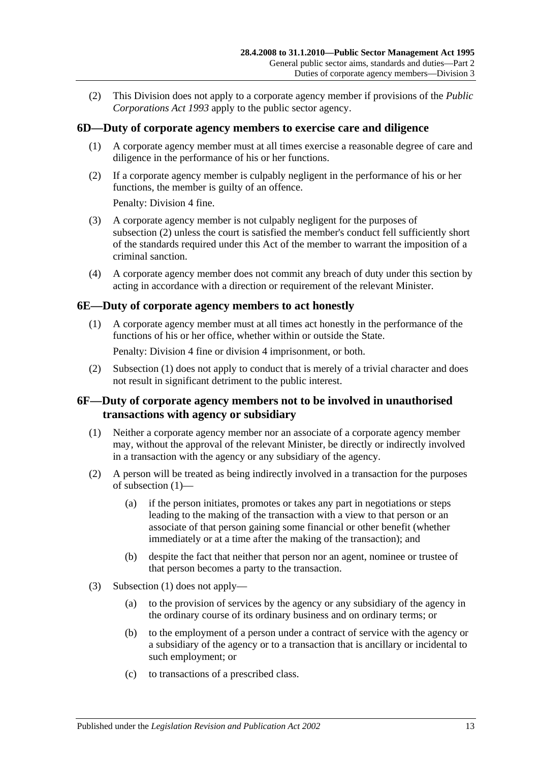(2) This Division does not apply to a corporate agency member if provisions of the *Public Corporations Act 1993* apply to the public sector agency.

## 6D—Duty of corporate agency members to exercise care and diligence

(1) A corporate agency member must at all times exercise a reasonable degree of care and diligence in the performance of his or her functions.

(2) If a corporate agency member is culpably negligent in the performance of his or her functions, the member is guilty of an offence.

Penalty: Division 4 fine.

(3) A corporate agency member is not culpably negligent for the purposes of subsection (2) unless the court is satisfied the member's conduct fell sufficiently short of the standards required under this Act of the member to warrant the imposition of a criminal sanction.

(4) A corporate agency member does not commit any breach of duty under this section by acting in accordance with a direction or requirement of the relevant Minister.

## 6E—Duty of corporate agency members to act honestly

(1) A corporate agency member must at all times act honestly in the performance of the functions of his or her office, whether within or outside the State.

Penalty: Division 4 fine or division 4 imprisonment, or both.

(2) Subsection (1) does not apply to conduct that is merely of a trivial character and does not result in significant detriment to the public interest.

## 6F—Duty of corporate agency members not to be involved in unauthorised transactions with agency or subsidiary

(1) Neither a corporate agency member nor an associate of a corporate agency member may, without the approval of the relevant Minister, be directly or indirectly involved in a transaction with the agency or any subsidiary of the agency.

(2) A person will be treated as being indirectly involved in a transaction for the purposes of subsection (1)—

(a) if the person initiates, promotes or takes any part in negotiations or steps leading to the making of the transaction with a view to that person or an associate of that person gaining some financial or other benefit (whether immediately or at a time after the making of the transaction); and

(b) despite the fact that neither that person nor an agent, nominee or trustee of that person becomes a party to the transaction.

(3) Subsection (1) does not apply—

(a) to the provision of services by the agency or any subsidiary of the agency in the ordinary course of its ordinary business and on ordinary terms; or

(b) to the employment of a person under a contract of service with the agency or a subsidiary of the agency or to a transaction that is ancillary or incidental to such employment; or

(c) to transactions of a prescribed class.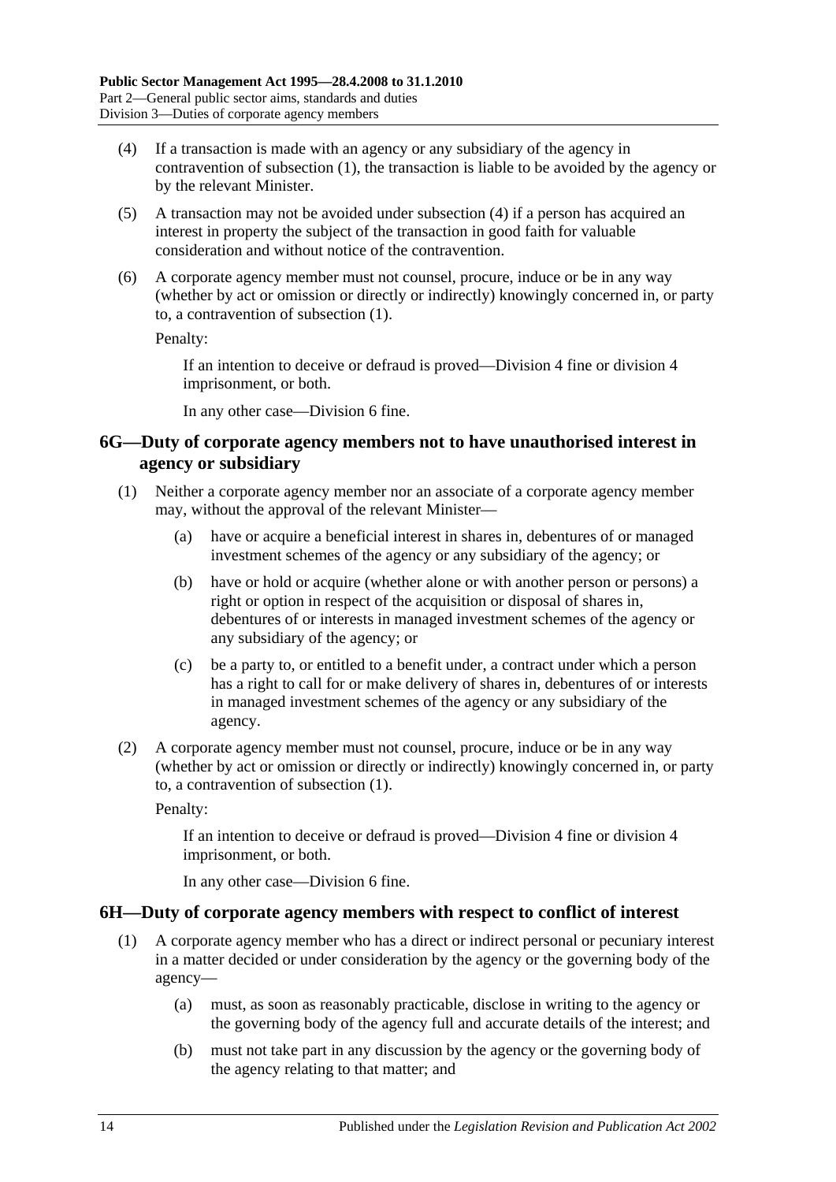(4) If a transaction is made with an agency or any subsidiary of the agency in contravention of subsection (1), the transaction is liable to be avoided by the agency or by the relevant Minister.

(5) A transaction may not be avoided under subsection (4) if a person has acquired an interest in property the subject of the transaction in good faith for valuable consideration and without notice of the contravention.

(6) A corporate agency member must not counsel, procure, induce or be in any way (whether by act or omission or directly or indirectly) knowingly concerned in, or party to, a contravention of subsection (1).

Penalty:

If an intention to deceive or defraud is proved—Division 4 fine or division 4 imprisonment, or both.

In any other case—Division 6 fine.

## 6G—Duty of corporate agency members not to have unauthorised interest in agency or subsidiary

(1) Neither a corporate agency member nor an associate of a corporate agency member may, without the approval of the relevant Minister—

(a) have or acquire a beneficial interest in shares in, debentures of or managed investment schemes of the agency or any subsidiary of the agency; or

(b) have or hold or acquire (whether alone or with another person or persons) a right or option in respect of the acquisition or disposal of shares in, debentures of or interests in managed investment schemes of the agency or any subsidiary of the agency; or

(c) be a party to, or entitled to a benefit under, a contract under which a person has a right to call for or make delivery of shares in, debentures of or interests in managed investment schemes of the agency or any subsidiary of the agency.

(2) A corporate agency member must not counsel, procure, induce or be in any way (whether by act or omission or directly or indirectly) knowingly concerned in, or party to, a contravention of subsection (1).

Penalty:

If an intention to deceive or defraud is proved—Division 4 fine or division 4 imprisonment, or both.

In any other case—Division 6 fine.

## 6H—Duty of corporate agency members with respect to conflict of interest

(1) A corporate agency member who has a direct or indirect personal or pecuniary interest in a matter decided or under consideration by the agency or the governing body of the agency—

(a) must, as soon as reasonably practicable, disclose in writing to the agency or the governing body of the agency full and accurate details of the interest; and

(b) must not take part in any discussion by the agency or the governing body of the agency relating to that matter; and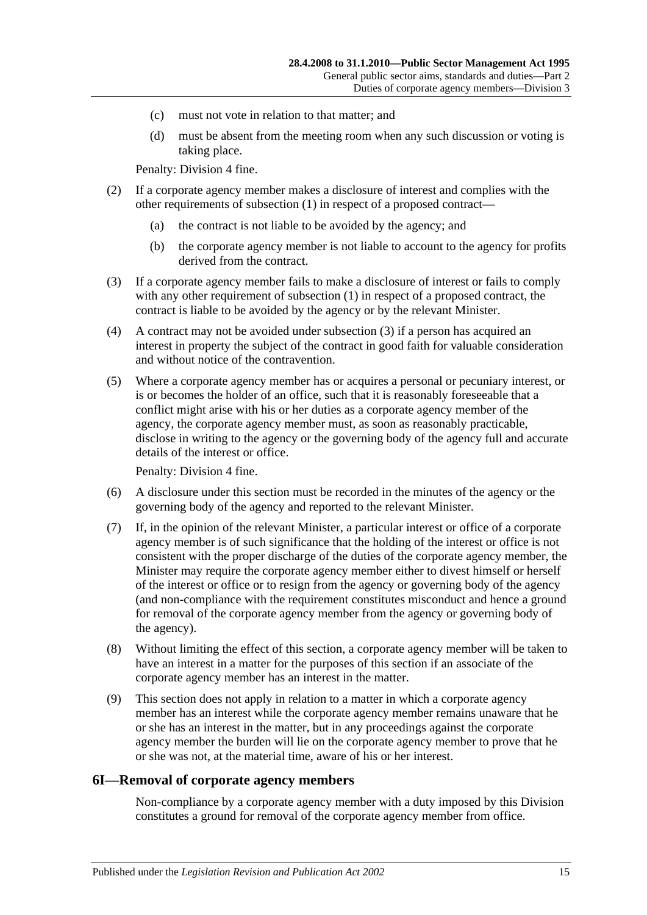(c) must not vote in relation to that matter; and

(d) must be absent from the meeting room when any such discussion or voting is taking place.

Penalty: Division 4 fine.

(2) If a corporate agency member makes a disclosure of interest and complies with the other requirements of subsection (1) in respect of a proposed contract—

(a) the contract is not liable to be avoided by the agency; and

(b) the corporate agency member is not liable to account to the agency for profits derived from the contract.

(3) If a corporate agency member fails to make a disclosure of interest or fails to comply with any other requirement of subsection (1) in respect of a proposed contract, the contract is liable to be avoided by the agency or by the relevant Minister.

(4) A contract may not be avoided under subsection (3) if a person has acquired an interest in property the subject of the contract in good faith for valuable consideration and without notice of the contravention.

(5) Where a corporate agency member has or acquires a personal or pecuniary interest, or is or becomes the holder of an office, such that it is reasonably foreseeable that a conflict might arise with his or her duties as a corporate agency member of the agency, the corporate agency member must, as soon as reasonably practicable, disclose in writing to the agency or the governing body of the agency full and accurate details of the interest or office.

Penalty: Division 4 fine.

(6) A disclosure under this section must be recorded in the minutes of the agency or the governing body of the agency and reported to the relevant Minister.

(7) If, in the opinion of the relevant Minister, a particular interest or office of a corporate agency member is of such significance that the holding of the interest or office is not consistent with the proper discharge of the duties of the corporate agency member, the Minister may require the corporate agency member either to divest himself or herself of the interest or office or to resign from the agency or governing body of the agency (and non-compliance with the requirement constitutes misconduct and hence a ground for removal of the corporate agency member from the agency or governing body of the agency).

(8) Without limiting the effect of this section, a corporate agency member will be taken to have an interest in a matter for the purposes of this section if an associate of the corporate agency member has an interest in the matter.

(9) This section does not apply in relation to a matter in which a corporate agency member has an interest while the corporate agency member remains unaware that he or she has an interest in the matter, but in any proceedings against the corporate agency member the burden will lie on the corporate agency member to prove that he or she was not, at the material time, aware of his or her interest.

## 6I—Removal of corporate agency members

Non-compliance by a corporate agency member with a duty imposed by this Division constitutes a ground for removal of the corporate agency member from office.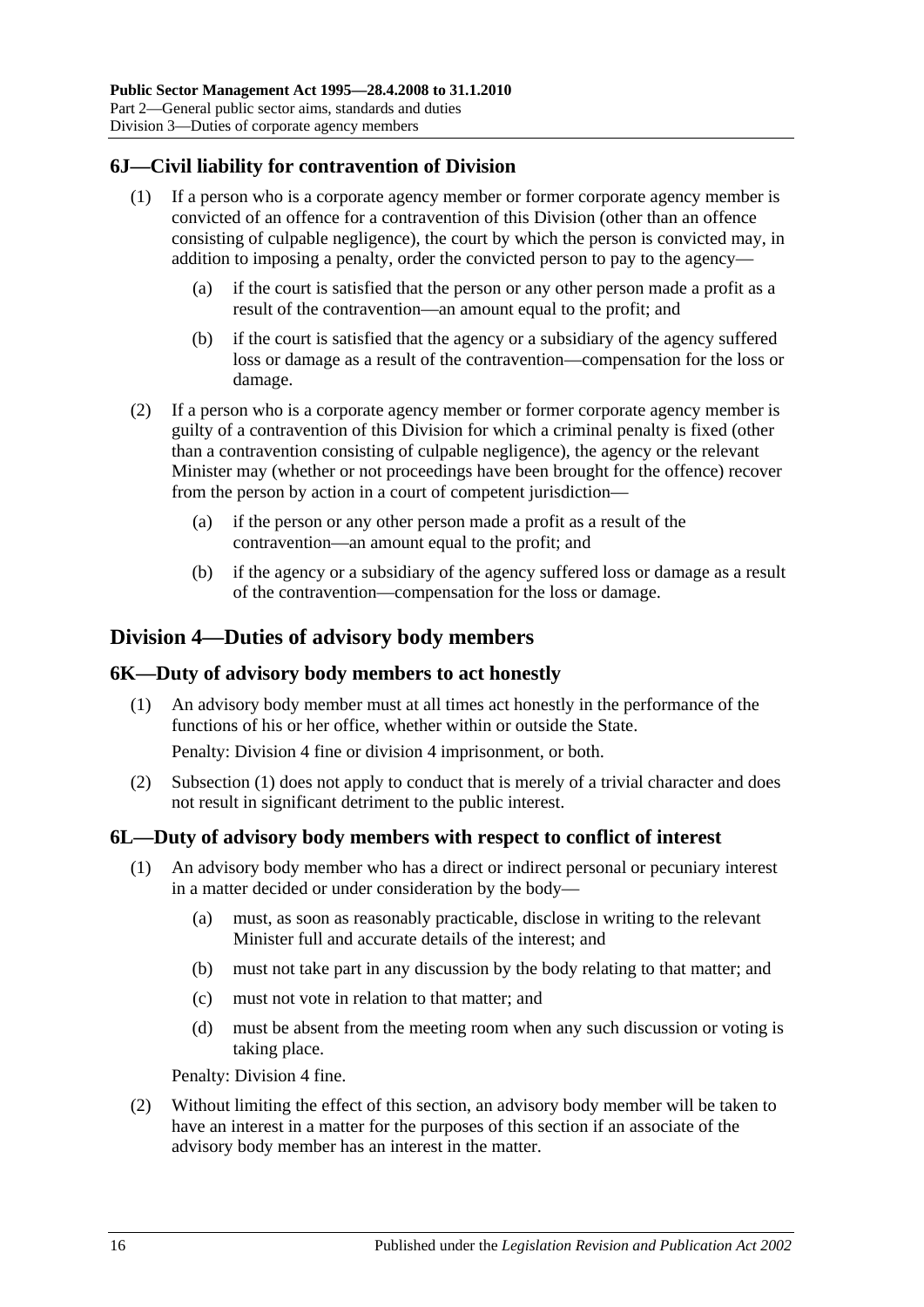## 6J—Civil liability for contravention of Division

(1) If a person who is a corporate agency member or former corporate agency member is convicted of an offence for a contravention of this Division (other than an offence consisting of culpable negligence), the court by which the person is convicted may, in addition to imposing a penalty, order the convicted person to pay to the agency—

(a) if the court is satisfied that the person or any other person made a profit as a result of the contravention—an amount equal to the profit; and

(b) if the court is satisfied that the agency or a subsidiary of the agency suffered loss or damage as a result of the contravention—compensation for the loss or damage.

(2) If a person who is a corporate agency member or former corporate agency member is guilty of a contravention of this Division for which a criminal penalty is fixed (other than a contravention consisting of culpable negligence), the agency or the relevant Minister may (whether or not proceedings have been brought for the offence) recover from the person by action in a court of competent jurisdiction—

(a) if the person or any other person made a profit as a result of the contravention—an amount equal to the profit; and

(b) if the agency or a subsidiary of the agency suffered loss or damage as a result of the contravention—compensation for the loss or damage.

# Division 4—Duties of advisory body members

## 6K—Duty of advisory body members to act honestly

(1) An advisory body member must at all times act honestly in the performance of the functions of his or her office, whether within or outside the State.

Penalty: Division 4 fine or division 4 imprisonment, or both.

(2) Subsection (1) does not apply to conduct that is merely of a trivial character and does not result in significant detriment to the public interest.

## 6L—Duty of advisory body members with respect to conflict of interest

(1) An advisory body member who has a direct or indirect personal or pecuniary interest in a matter decided or under consideration by the body—

(a) must, as soon as reasonably practicable, disclose in writing to the relevant Minister full and accurate details of the interest; and

(b) must not take part in any discussion by the body relating to that matter; and

(c) must not vote in relation to that matter; and

(d) must be absent from the meeting room when any such discussion or voting is taking place.

Penalty: Division 4 fine.

(2) Without limiting the effect of this section, an advisory body member will be taken to have an interest in a matter for the purposes of this section if an associate of the advisory body member has an interest in the matter.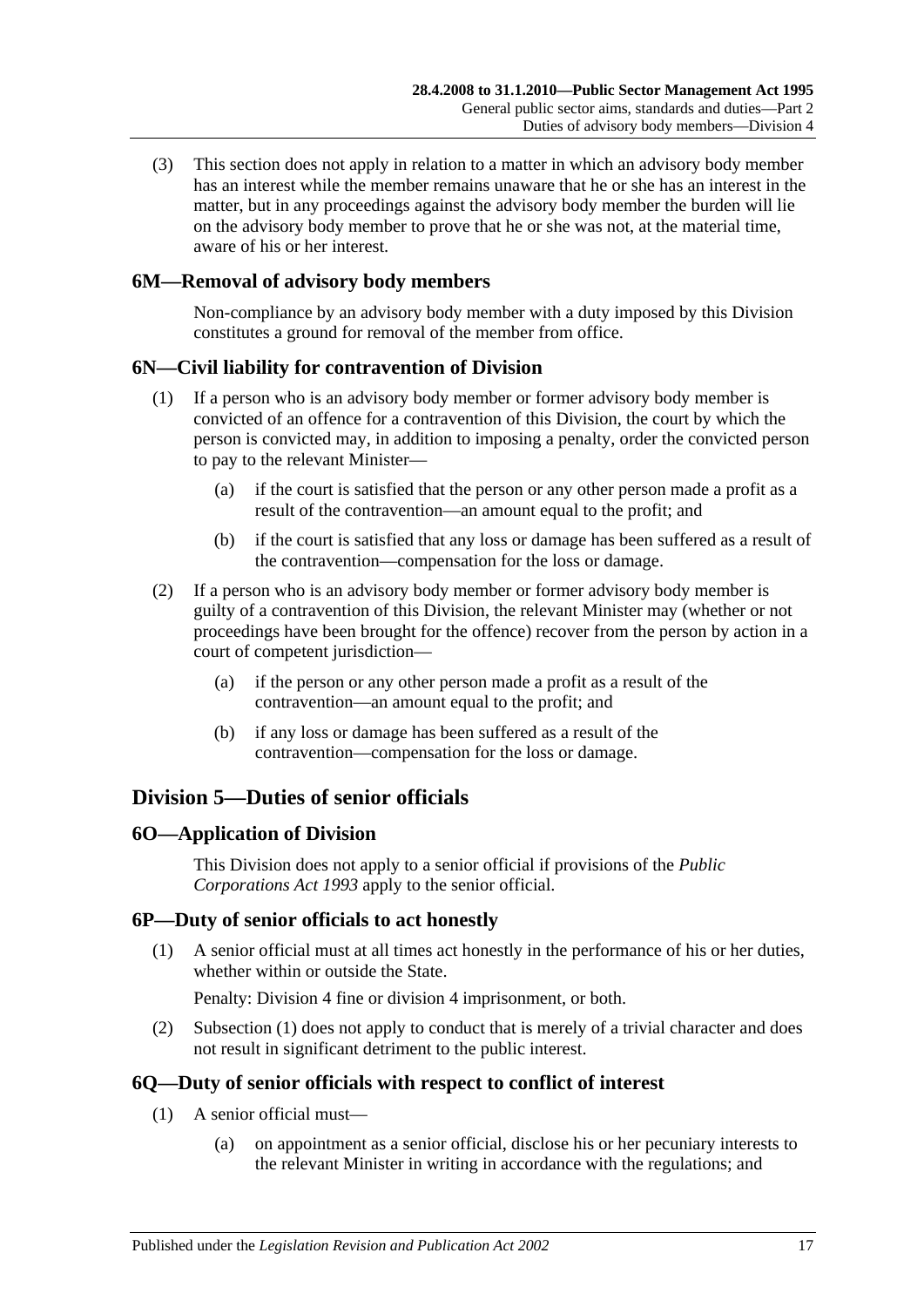(3) This section does not apply in relation to a matter in which an advisory body member has an interest while the member remains unaware that he or she has an interest in the matter, but in any proceedings against the advisory body member the burden will lie on the advisory body member to prove that he or she was not, at the material time, aware of his or her interest.

### 6M—Removal of advisory body members

Non-compliance by an advisory body member with a duty imposed by this Division constitutes a ground for removal of the member from office.

### 6N—Civil liability for contravention of Division

(1) If a person who is an advisory body member or former advisory body member is convicted of an offence for a contravention of this Division, the court by which the person is convicted may, in addition to imposing a penalty, order the convicted person to pay to the relevant Minister—

(a) if the court is satisfied that the person or any other person made a profit as a result of the contravention—an amount equal to the profit; and

(b) if the court is satisfied that any loss or damage has been suffered as a result of the contravention—compensation for the loss or damage.

(2) If a person who is an advisory body member or former advisory body member is guilty of a contravention of this Division, the relevant Minister may (whether or not proceedings have been brought for the offence) recover from the person by action in a court of competent jurisdiction—

(a) if the person or any other person made a profit as a result of the contravention—an amount equal to the profit; and

(b) if any loss or damage has been suffered as a result of the contravention—compensation for the loss or damage.

## Division 5—Duties of senior officials

### 6O—Application of Division

This Division does not apply to a senior official if provisions of the *Public Corporations Act 1993* apply to the senior official.

### 6P—Duty of senior officials to act honestly

(1) A senior official must at all times act honestly in the performance of his or her duties, whether within or outside the State.

Penalty: Division 4 fine or division 4 imprisonment, or both.

(2) Subsection (1) does not apply to conduct that is merely of a trivial character and does not result in significant detriment to the public interest.

### 6Q—Duty of senior officials with respect to conflict of interest

(1) A senior official must—

(a) on appointment as a senior official, disclose his or her pecuniary interests to the relevant Minister in writing in accordance with the regulations; and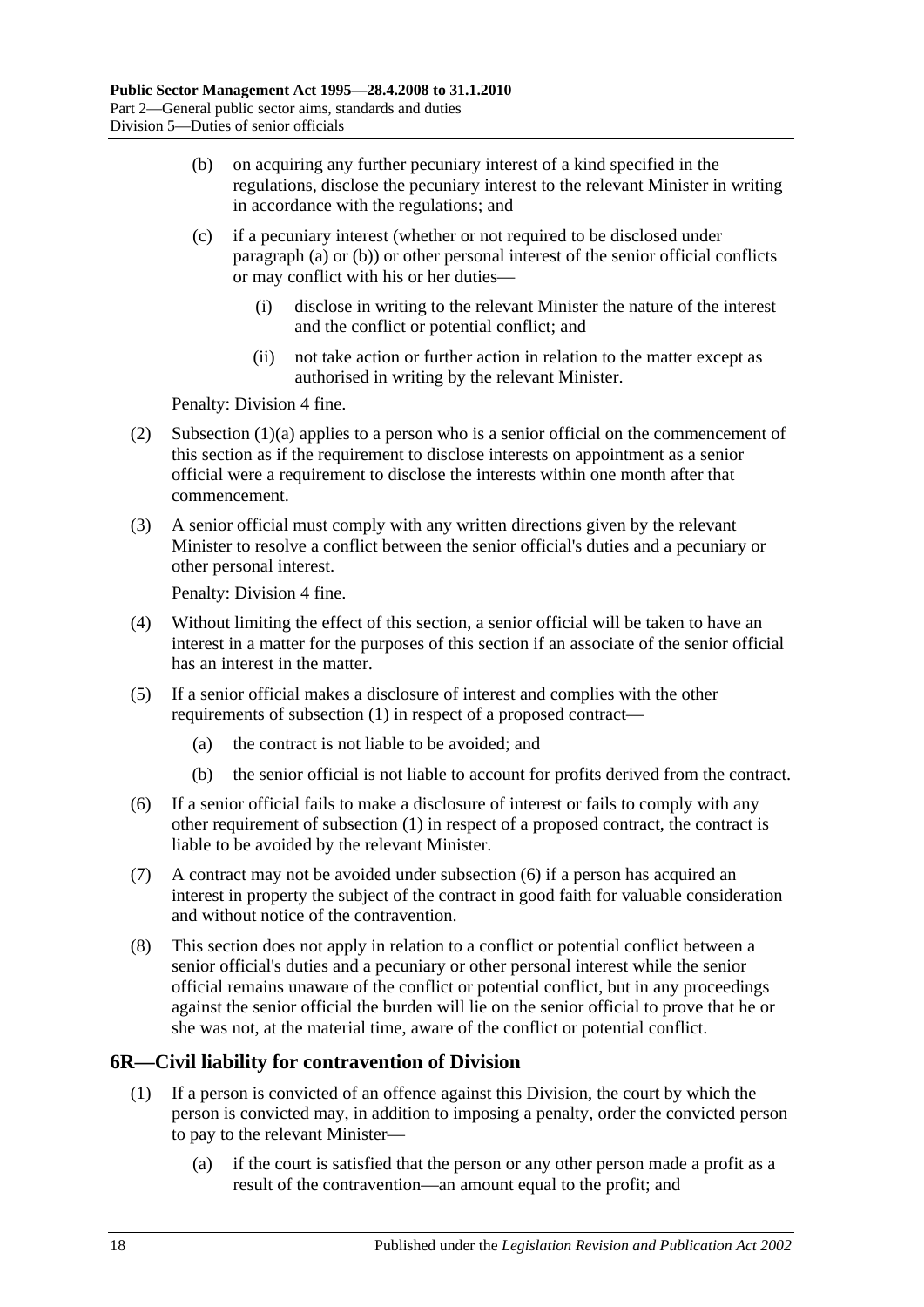(b) on acquiring any further pecuniary interest of a kind specified in the regulations, disclose the pecuniary interest to the relevant Minister in writing in accordance with the regulations; and

(c) if a pecuniary interest (whether or not required to be disclosed under paragraph (a) or (b)) or other personal interest of the senior official conflicts or may conflict with his or her duties—

(i) disclose in writing to the relevant Minister the nature of the interest and the conflict or potential conflict; and

(ii) not take action or further action in relation to the matter except as authorised in writing by the relevant Minister.

Penalty: Division 4 fine.

(2) Subsection (1)(a) applies to a person who is a senior official on the commencement of this section as if the requirement to disclose interests on appointment as a senior official were a requirement to disclose the interests within one month after that commencement.

(3) A senior official must comply with any written directions given by the relevant Minister to resolve a conflict between the senior official's duties and a pecuniary or other personal interest.

Penalty: Division 4 fine.

(4) Without limiting the effect of this section, a senior official will be taken to have an interest in a matter for the purposes of this section if an associate of the senior official has an interest in the matter.

(5) If a senior official makes a disclosure of interest and complies with the other requirements of subsection (1) in respect of a proposed contract—

(a) the contract is not liable to be avoided; and

(b) the senior official is not liable to account for profits derived from the contract.

(6) If a senior official fails to make a disclosure of interest or fails to comply with any other requirement of subsection (1) in respect of a proposed contract, the contract is liable to be avoided by the relevant Minister.

(7) A contract may not be avoided under subsection (6) if a person has acquired an interest in property the subject of the contract in good faith for valuable consideration and without notice of the contravention.

(8) This section does not apply in relation to a conflict or potential conflict between a senior official's duties and a pecuniary or other personal interest while the senior official remains unaware of the conflict or potential conflict, but in any proceedings against the senior official the burden will lie on the senior official to prove that he or she was not, at the material time, aware of the conflict or potential conflict.

## 6R—Civil liability for contravention of Division

(1) If a person is convicted of an offence against this Division, the court by which the person is convicted may, in addition to imposing a penalty, order the convicted person to pay to the relevant Minister—

(a) if the court is satisfied that the person or any other person made a profit as a result of the contravention—an amount equal to the profit; and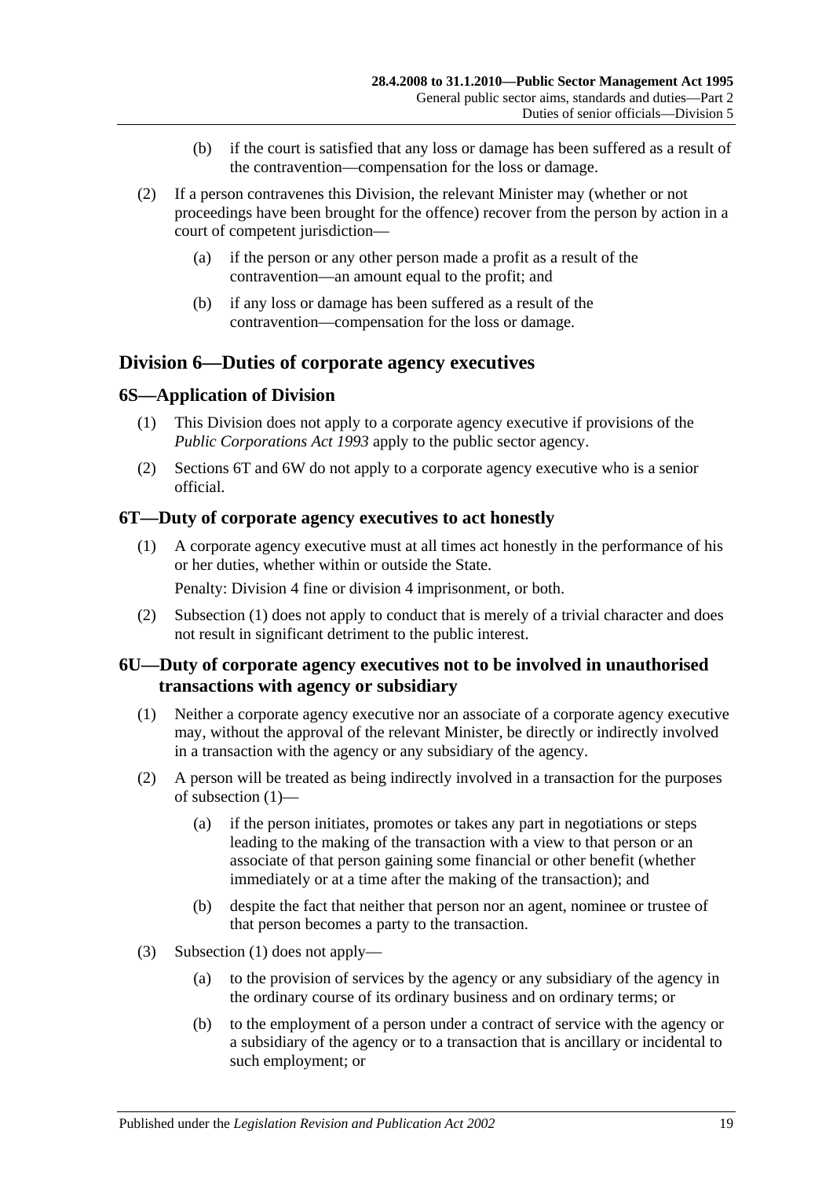(b) if the court is satisfied that any loss or damage has been suffered as a result of the contravention—compensation for the loss or damage.

(2) If a person contravenes this Division, the relevant Minister may (whether or not proceedings have been brought for the offence) recover from the person by action in a court of competent jurisdiction—

(a) if the person or any other person made a profit as a result of the contravention—an amount equal to the profit; and

(b) if any loss or damage has been suffered as a result of the contravention—compensation for the loss or damage.

## Division 6—Duties of corporate agency executives

### 6S—Application of Division

(1) This Division does not apply to a corporate agency executive if provisions of the *Public Corporations Act 1993* apply to the public sector agency.

(2) Sections 6T and 6W do not apply to a corporate agency executive who is a senior official.

### 6T—Duty of corporate agency executives to act honestly

(1) A corporate agency executive must at all times act honestly in the performance of his or her duties, whether within or outside the State.

Penalty: Division 4 fine or division 4 imprisonment, or both.

(2) Subsection (1) does not apply to conduct that is merely of a trivial character and does not result in significant detriment to the public interest.

### 6U—Duty of corporate agency executives not to be involved in unauthorised transactions with agency or subsidiary

(1) Neither a corporate agency executive nor an associate of a corporate agency executive may, without the approval of the relevant Minister, be directly or indirectly involved in a transaction with the agency or any subsidiary of the agency.

(2) A person will be treated as being indirectly involved in a transaction for the purposes of subsection (1)—

(a) if the person initiates, promotes or takes any part in negotiations or steps leading to the making of the transaction with a view to that person or an associate of that person gaining some financial or other benefit (whether immediately or at a time after the making of the transaction); and

(b) despite the fact that neither that person nor an agent, nominee or trustee of that person becomes a party to the transaction.

(3) Subsection (1) does not apply—

(a) to the provision of services by the agency or any subsidiary of the agency in the ordinary course of its ordinary business and on ordinary terms; or

(b) to the employment of a person under a contract of service with the agency or a subsidiary of the agency or to a transaction that is ancillary or incidental to such employment; or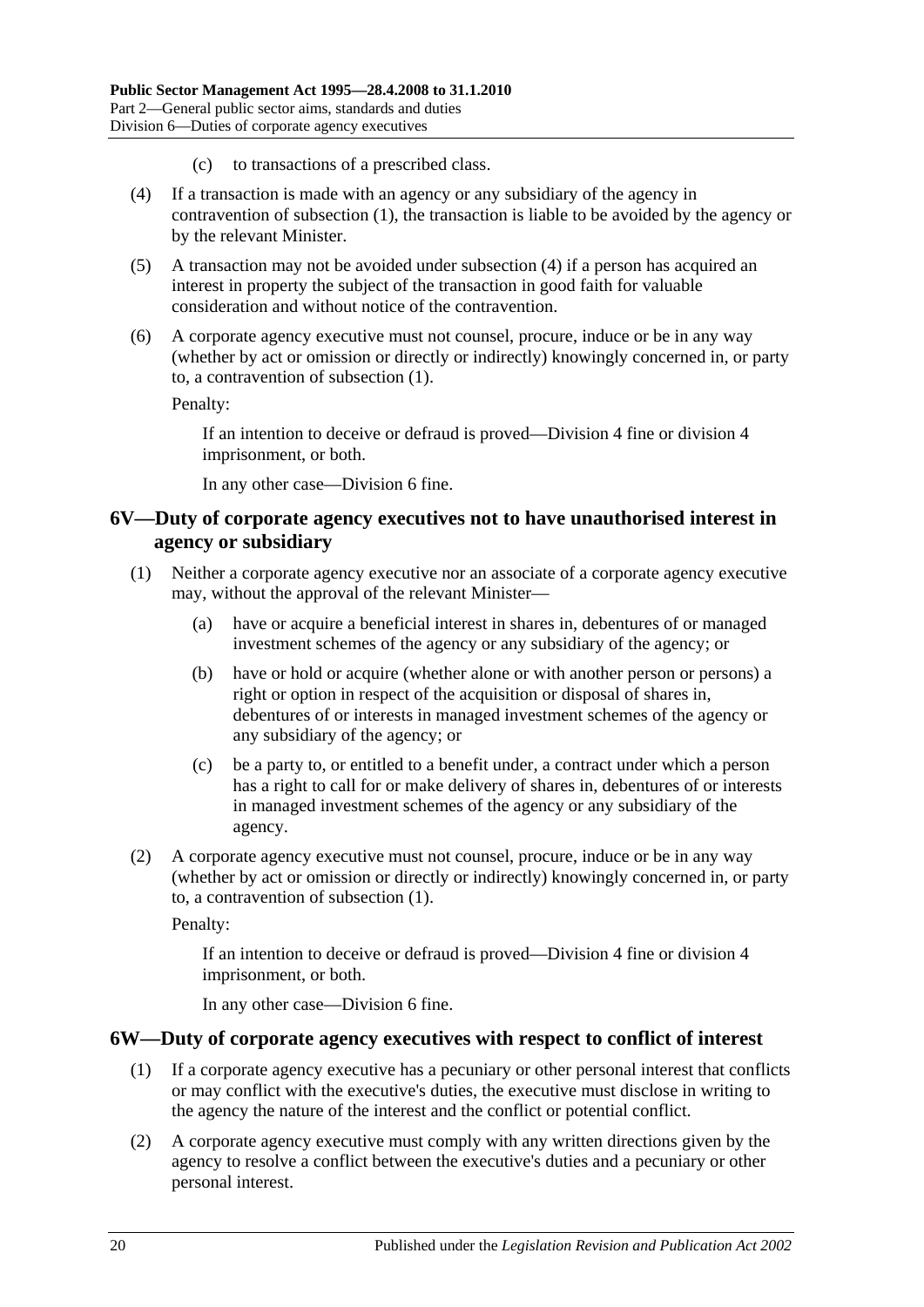(c) to transactions of a prescribed class.

(4) If a transaction is made with an agency or any subsidiary of the agency in contravention of subsection (1), the transaction is liable to be avoided by the agency or by the relevant Minister.

(5) A transaction may not be avoided under subsection (4) if a person has acquired an interest in property the subject of the transaction in good faith for valuable consideration and without notice of the contravention.

(6) A corporate agency executive must not counsel, procure, induce or be in any way (whether by act or omission or directly or indirectly) knowingly concerned in, or party to, a contravention of subsection (1).

Penalty:

If an intention to deceive or defraud is proved—Division 4 fine or division 4 imprisonment, or both.

In any other case—Division 6 fine.

## 6V—Duty of corporate agency executives not to have unauthorised interest in agency or subsidiary

(1) Neither a corporate agency executive nor an associate of a corporate agency executive may, without the approval of the relevant Minister—

(a) have or acquire a beneficial interest in shares in, debentures of or managed investment schemes of the agency or any subsidiary of the agency; or

(b) have or hold or acquire (whether alone or with another person or persons) a right or option in respect of the acquisition or disposal of shares in, debentures of or interests in managed investment schemes of the agency or any subsidiary of the agency; or

(c) be a party to, or entitled to a benefit under, a contract under which a person has a right to call for or make delivery of shares in, debentures of or interests in managed investment schemes of the agency or any subsidiary of the agency.

(2) A corporate agency executive must not counsel, procure, induce or be in any way (whether by act or omission or directly or indirectly) knowingly concerned in, or party to, a contravention of subsection (1).

Penalty:

If an intention to deceive or defraud is proved—Division 4 fine or division 4 imprisonment, or both.

In any other case—Division 6 fine.

## 6W—Duty of corporate agency executives with respect to conflict of interest

(1) If a corporate agency executive has a pecuniary or other personal interest that conflicts or may conflict with the executive's duties, the executive must disclose in writing to the agency the nature of the interest and the conflict or potential conflict.

(2) A corporate agency executive must comply with any written directions given by the agency to resolve a conflict between the executive's duties and a pecuniary or other personal interest.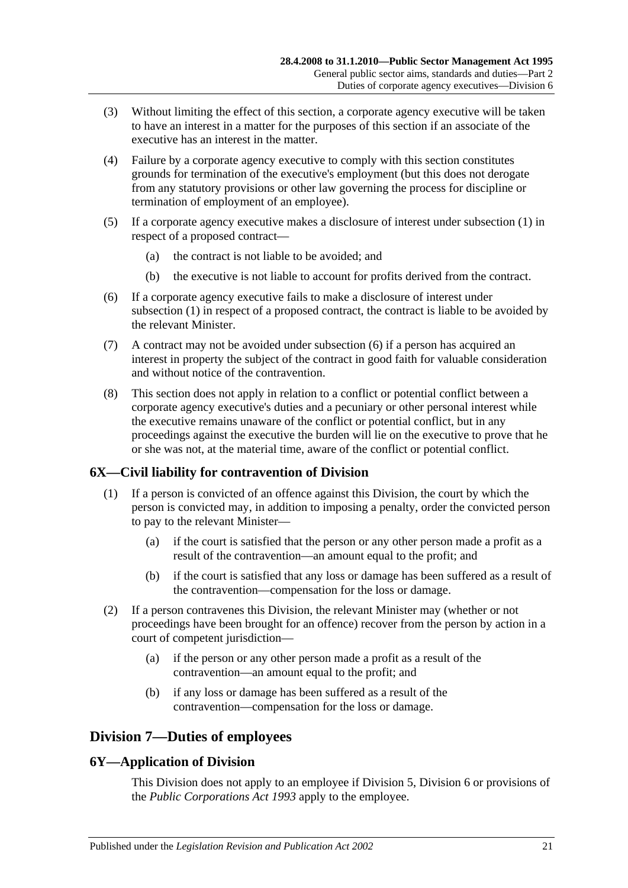(3) Without limiting the effect of this section, a corporate agency executive will be taken to have an interest in a matter for the purposes of this section if an associate of the executive has an interest in the matter.

(4) Failure by a corporate agency executive to comply with this section constitutes grounds for termination of the executive's employment (but this does not derogate from any statutory provisions or other law governing the process for discipline or termination of employment of an employee).

(5) If a corporate agency executive makes a disclosure of interest under subsection (1) in respect of a proposed contract—

(a) the contract is not liable to be avoided; and

(b) the executive is not liable to account for profits derived from the contract.

(6) If a corporate agency executive fails to make a disclosure of interest under subsection (1) in respect of a proposed contract, the contract is liable to be avoided by the relevant Minister.

(7) A contract may not be avoided under subsection (6) if a person has acquired an interest in property the subject of the contract in good faith for valuable consideration and without notice of the contravention.

(8) This section does not apply in relation to a conflict or potential conflict between a corporate agency executive's duties and a pecuniary or other personal interest while the executive remains unaware of the conflict or potential conflict, but in any proceedings against the executive the burden will lie on the executive to prove that he or she was not, at the material time, aware of the conflict or potential conflict.

## 6X—Civil liability for contravention of Division

(1) If a person is convicted of an offence against this Division, the court by which the person is convicted may, in addition to imposing a penalty, order the convicted person to pay to the relevant Minister—

(a) if the court is satisfied that the person or any other person made a profit as a result of the contravention—an amount equal to the profit; and

(b) if the court is satisfied that any loss or damage has been suffered as a result of the contravention—compensation for the loss or damage.

(2) If a person contravenes this Division, the relevant Minister may (whether or not proceedings have been brought for an offence) recover from the person by action in a court of competent jurisdiction—

(a) if the person or any other person made a profit as a result of the contravention—an amount equal to the profit; and

(b) if any loss or damage has been suffered as a result of the contravention—compensation for the loss or damage.

# Division 7—Duties of employees

## 6Y—Application of Division

This Division does not apply to an employee if Division 5, Division 6 or provisions of the *Public Corporations Act 1993* apply to the employee.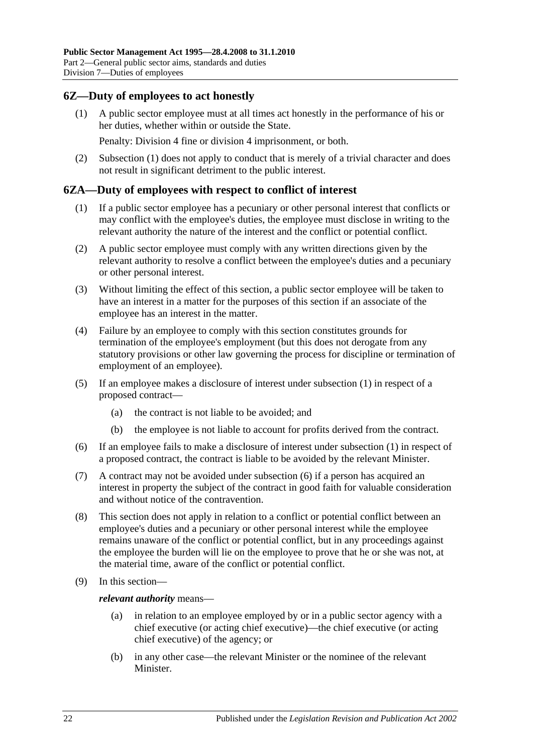## 6Z—Duty of employees to act honestly

(1) A public sector employee must at all times act honestly in the performance of his or her duties, whether within or outside the State.

Penalty: Division 4 fine or division 4 imprisonment, or both.

(2) Subsection (1) does not apply to conduct that is merely of a trivial character and does not result in significant detriment to the public interest.

## 6ZA—Duty of employees with respect to conflict of interest

(1) If a public sector employee has a pecuniary or other personal interest that conflicts or may conflict with the employee's duties, the employee must disclose in writing to the relevant authority the nature of the interest and the conflict or potential conflict.

(2) A public sector employee must comply with any written directions given by the relevant authority to resolve a conflict between the employee's duties and a pecuniary or other personal interest.

(3) Without limiting the effect of this section, a public sector employee will be taken to have an interest in a matter for the purposes of this section if an associate of the employee has an interest in the matter.

(4) Failure by an employee to comply with this section constitutes grounds for termination of the employee's employment (but this does not derogate from any statutory provisions or other law governing the process for discipline or termination of employment of an employee).

(5) If an employee makes a disclosure of interest under subsection (1) in respect of a proposed contract—

- (a) the contract is not liable to be avoided; and
- (b) the employee is not liable to account for profits derived from the contract.

(6) If an employee fails to make a disclosure of interest under subsection (1) in respect of a proposed contract, the contract is liable to be avoided by the relevant Minister.

(7) A contract may not be avoided under subsection (6) if a person has acquired an interest in property the subject of the contract in good faith for valuable consideration and without notice of the contravention.

(8) This section does not apply in relation to a conflict or potential conflict between an employee's duties and a pecuniary or other personal interest while the employee remains unaware of the conflict or potential conflict, but in any proceedings against the employee the burden will lie on the employee to prove that he or she was not, at the material time, aware of the conflict or potential conflict.

(9) In this section—

***relevant authority*** means—

- (a) in relation to an employee employed by or in a public sector agency with a chief executive (or acting chief executive)—the chief executive (or acting chief executive) of the agency; or
- (b) in any other case—the relevant Minister or the nominee of the relevant Minister.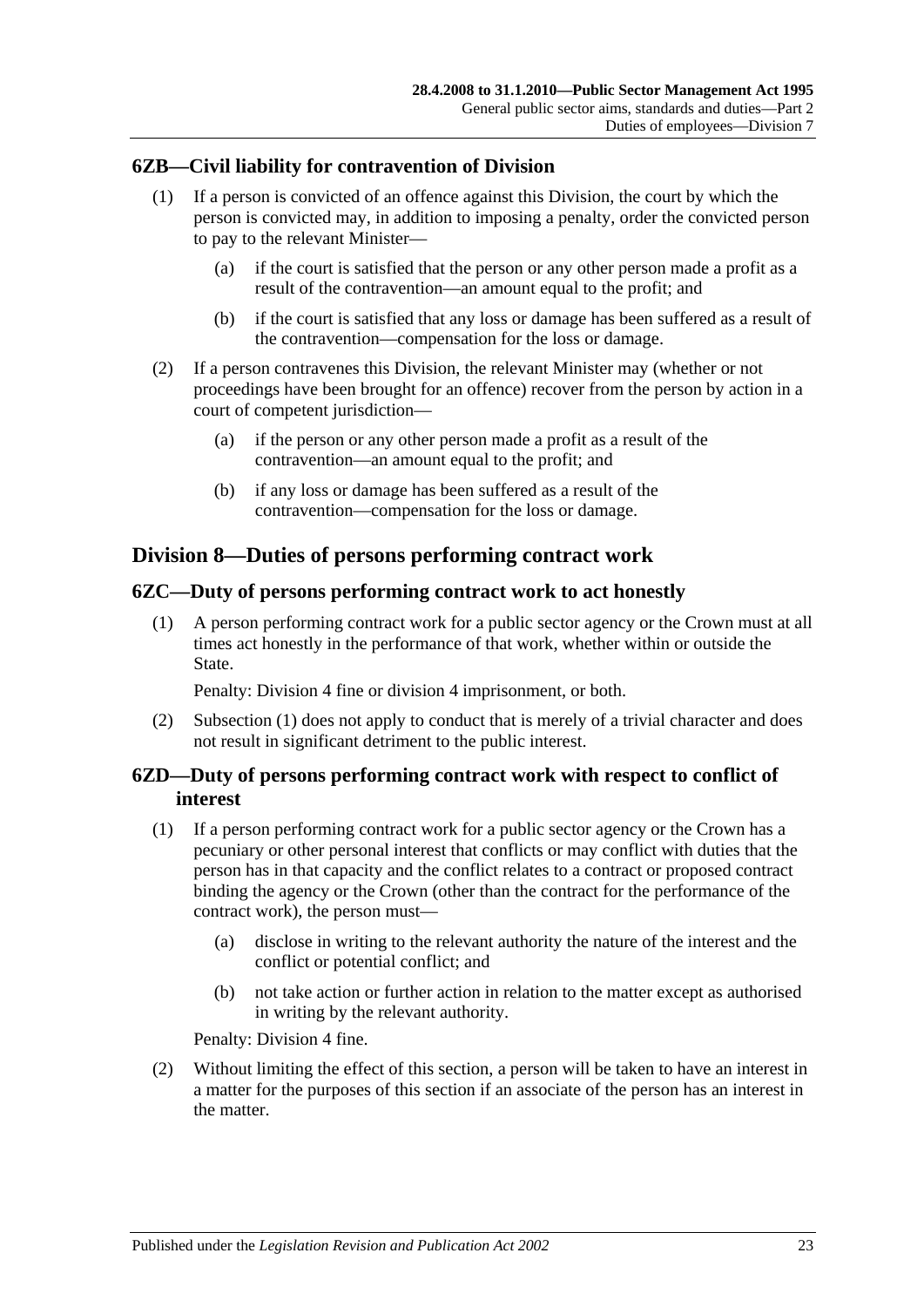## 6ZB—Civil liability for contravention of Division

(1) If a person is convicted of an offence against this Division, the court by which the person is convicted may, in addition to imposing a penalty, order the convicted person to pay to the relevant Minister—

(a) if the court is satisfied that the person or any other person made a profit as a result of the contravention—an amount equal to the profit; and

(b) if the court is satisfied that any loss or damage has been suffered as a result of the contravention—compensation for the loss or damage.

(2) If a person contravenes this Division, the relevant Minister may (whether or not proceedings have been brought for an offence) recover from the person by action in a court of competent jurisdiction—

(a) if the person or any other person made a profit as a result of the contravention—an amount equal to the profit; and

(b) if any loss or damage has been suffered as a result of the contravention—compensation for the loss or damage.

# Division 8—Duties of persons performing contract work

## 6ZC—Duty of persons performing contract work to act honestly

(1) A person performing contract work for a public sector agency or the Crown must at all times act honestly in the performance of that work, whether within or outside the State.

Penalty: Division 4 fine or division 4 imprisonment, or both.

(2) Subsection (1) does not apply to conduct that is merely of a trivial character and does not result in significant detriment to the public interest.

## 6ZD—Duty of persons performing contract work with respect to conflict of interest

(1) If a person performing contract work for a public sector agency or the Crown has a pecuniary or other personal interest that conflicts or may conflict with duties that the person has in that capacity and the conflict relates to a contract or proposed contract binding the agency or the Crown (other than the contract for the performance of the contract work), the person must—

(a) disclose in writing to the relevant authority the nature of the interest and the conflict or potential conflict; and

(b) not take action or further action in relation to the matter except as authorised in writing by the relevant authority.

Penalty: Division 4 fine.

(2) Without limiting the effect of this section, a person will be taken to have an interest in a matter for the purposes of this section if an associate of the person has an interest in the matter.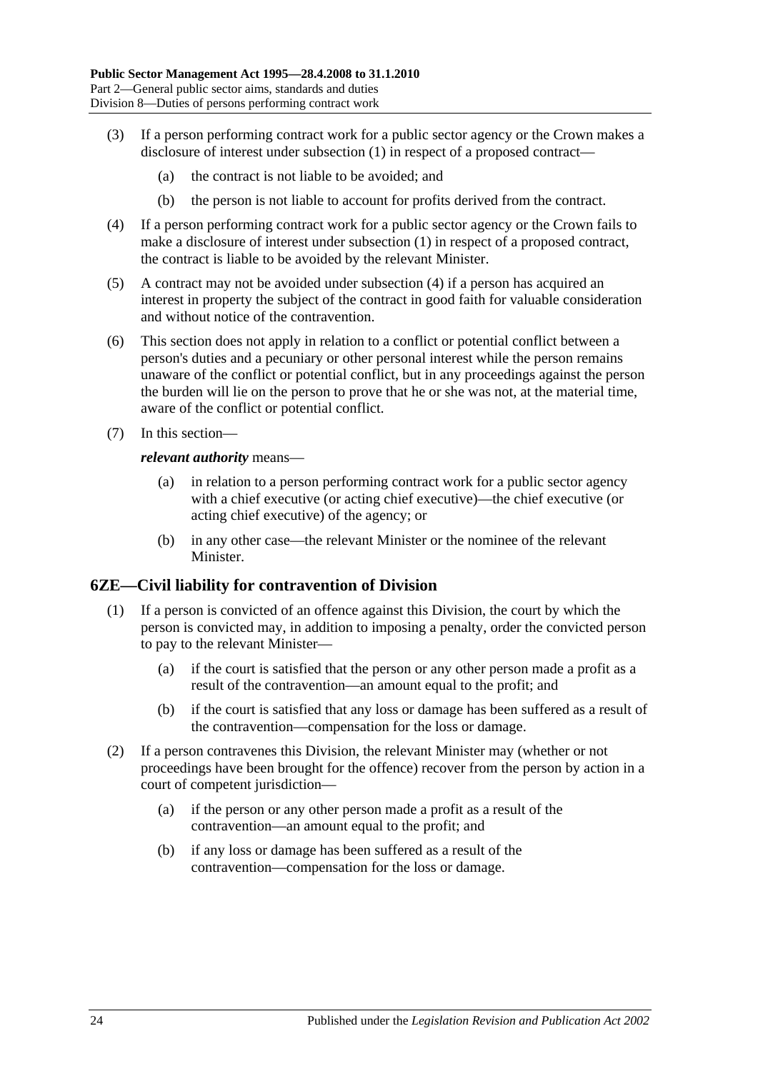(3) If a person performing contract work for a public sector agency or the Crown makes a disclosure of interest under subsection (1) in respect of a proposed contract—

(a) the contract is not liable to be avoided; and

(b) the person is not liable to account for profits derived from the contract.

(4) If a person performing contract work for a public sector agency or the Crown fails to make a disclosure of interest under subsection (1) in respect of a proposed contract, the contract is liable to be avoided by the relevant Minister.

(5) A contract may not be avoided under subsection (4) if a person has acquired an interest in property the subject of the contract in good faith for valuable consideration and without notice of the contravention.

(6) This section does not apply in relation to a conflict or potential conflict between a person's duties and a pecuniary or other personal interest while the person remains unaware of the conflict or potential conflict, but in any proceedings against the person the burden will lie on the person to prove that he or she was not, at the material time, aware of the conflict or potential conflict.

(7) In this section—

***relevant authority*** means—

(a) in relation to a person performing contract work for a public sector agency with a chief executive (or acting chief executive)—the chief executive (or acting chief executive) of the agency; or

(b) in any other case—the relevant Minister or the nominee of the relevant Minister.

## 6ZE—Civil liability for contravention of Division

(1) If a person is convicted of an offence against this Division, the court by which the person is convicted may, in addition to imposing a penalty, order the convicted person to pay to the relevant Minister—

(a) if the court is satisfied that the person or any other person made a profit as a result of the contravention—an amount equal to the profit; and

(b) if the court is satisfied that any loss or damage has been suffered as a result of the contravention—compensation for the loss or damage.

(2) If a person contravenes this Division, the relevant Minister may (whether or not proceedings have been brought for the offence) recover from the person by action in a court of competent jurisdiction—

(a) if the person or any other person made a profit as a result of the contravention—an amount equal to the profit; and

(b) if any loss or damage has been suffered as a result of the contravention—compensation for the loss or damage.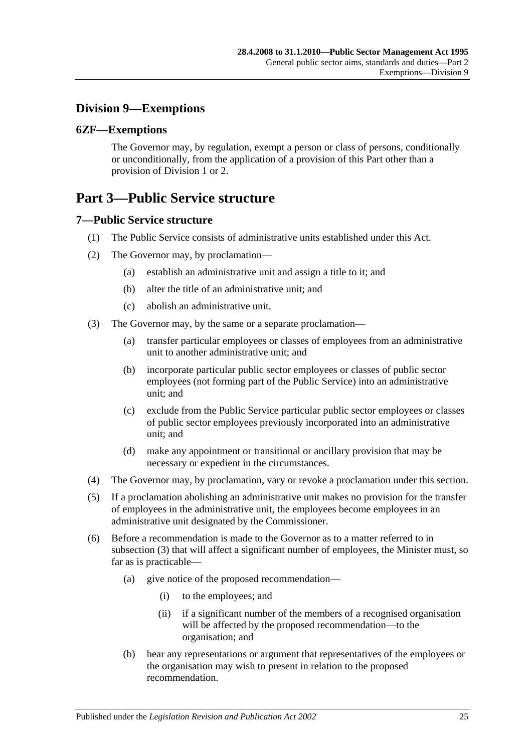## Division 9—Exemptions

### 6ZF—Exemptions

The Governor may, by regulation, exempt a person or class of persons, conditionally or unconditionally, from the application of a provision of this Part other than a provision of Division 1 or 2.

# Part 3—Public Service structure

### 7—Public Service structure

(1) The Public Service consists of administrative units established under this Act.

(2) The Governor may, by proclamation—

- (a) establish an administrative unit and assign a title to it; and
- (b) alter the title of an administrative unit; and
- (c) abolish an administrative unit.

(3) The Governor may, by the same or a separate proclamation—

- (a) transfer particular employees or classes of employees from an administrative unit to another administrative unit; and
- (b) incorporate particular public sector employees or classes of public sector employees (not forming part of the Public Service) into an administrative unit; and
- (c) exclude from the Public Service particular public sector employees or classes of public sector employees previously incorporated into an administrative unit; and
- (d) make any appointment or transitional or ancillary provision that may be necessary or expedient in the circumstances.

(4) The Governor may, by proclamation, vary or revoke a proclamation under this section.

(5) If a proclamation abolishing an administrative unit makes no provision for the transfer of employees in the administrative unit, the employees become employees in an administrative unit designated by the Commissioner.

(6) Before a recommendation is made to the Governor as to a matter referred to in subsection (3) that will affect a significant number of employees, the Minister must, so far as is practicable—

- (a) give notice of the proposed recommendation—
  - (i) to the employees; and
  - (ii) if a significant number of the members of a recognised organisation will be affected by the proposed recommendation—to the organisation; and
- (b) hear any representations or argument that representatives of the employees or the organisation may wish to present in relation to the proposed recommendation.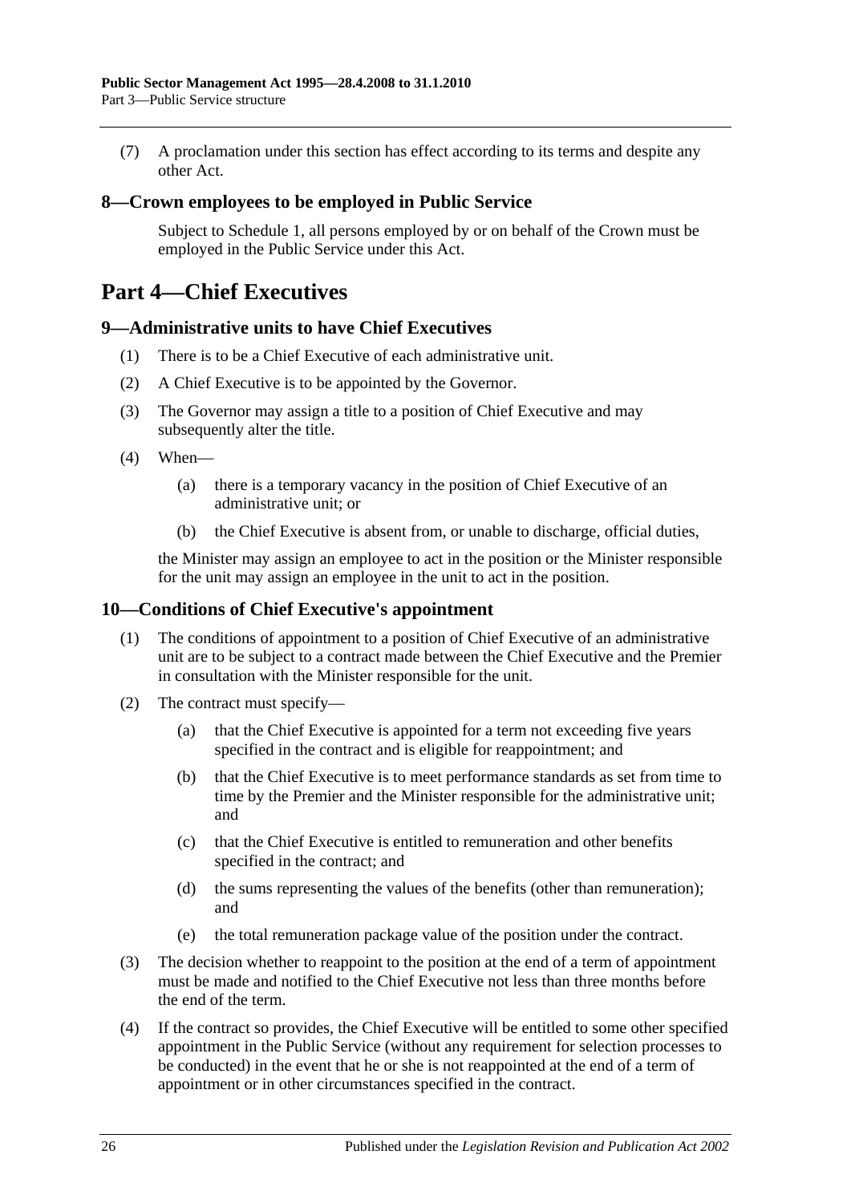(7) A proclamation under this section has effect according to its terms and despite any other Act.

### 8—Crown employees to be employed in Public Service

Subject to Schedule 1, all persons employed by or on behalf of the Crown must be employed in the Public Service under this Act.

## Part 4—Chief Executives

### 9—Administrative units to have Chief Executives

(1) There is to be a Chief Executive of each administrative unit.

(2) A Chief Executive is to be appointed by the Governor.

(3) The Governor may assign a title to a position of Chief Executive and may subsequently alter the title.

(4) When—

(a) there is a temporary vacancy in the position of Chief Executive of an administrative unit; or

(b) the Chief Executive is absent from, or unable to discharge, official duties,

the Minister may assign an employee to act in the position or the Minister responsible for the unit may assign an employee in the unit to act in the position.

### 10—Conditions of Chief Executive's appointment

(1) The conditions of appointment to a position of Chief Executive of an administrative unit are to be subject to a contract made between the Chief Executive and the Premier in consultation with the Minister responsible for the unit.

(2) The contract must specify—

(a) that the Chief Executive is appointed for a term not exceeding five years specified in the contract and is eligible for reappointment; and

(b) that the Chief Executive is to meet performance standards as set from time to time by the Premier and the Minister responsible for the administrative unit; and

(c) that the Chief Executive is entitled to remuneration and other benefits specified in the contract; and

(d) the sums representing the values of the benefits (other than remuneration); and

(e) the total remuneration package value of the position under the contract.

(3) The decision whether to reappoint to the position at the end of a term of appointment must be made and notified to the Chief Executive not less than three months before the end of the term.

(4) If the contract so provides, the Chief Executive will be entitled to some other specified appointment in the Public Service (without any requirement for selection processes to be conducted) in the event that he or she is not reappointed at the end of a term of appointment or in other circumstances specified in the contract.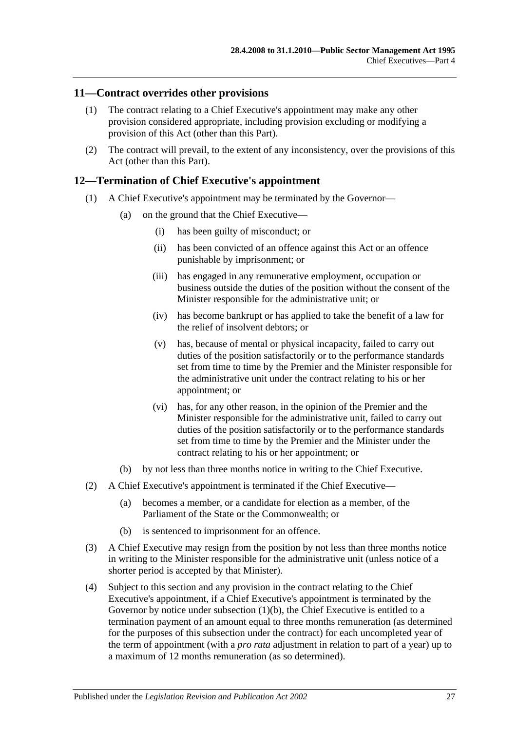## 11—Contract overrides other provisions

(1) The contract relating to a Chief Executive's appointment may make any other provision considered appropriate, including provision excluding or modifying a provision of this Act (other than this Part).

(2) The contract will prevail, to the extent of any inconsistency, over the provisions of this Act (other than this Part).

## 12—Termination of Chief Executive's appointment

(1) A Chief Executive's appointment may be terminated by the Governor—

- (a) on the ground that the Chief Executive—
  - (i) has been guilty of misconduct; or
  - (ii) has been convicted of an offence against this Act or an offence punishable by imprisonment; or
  - (iii) has engaged in any remunerative employment, occupation or business outside the duties of the position without the consent of the Minister responsible for the administrative unit; or
  - (iv) has become bankrupt or has applied to take the benefit of a law for the relief of insolvent debtors; or
  - (v) has, because of mental or physical incapacity, failed to carry out duties of the position satisfactorily or to the performance standards set from time to time by the Premier and the Minister responsible for the administrative unit under the contract relating to his or her appointment; or
  - (vi) has, for any other reason, in the opinion of the Premier and the Minister responsible for the administrative unit, failed to carry out duties of the position satisfactorily or to the performance standards set from time to time by the Premier and the Minister under the contract relating to his or her appointment; or
- (b) by not less than three months notice in writing to the Chief Executive.

(2) A Chief Executive's appointment is terminated if the Chief Executive—

- (a) becomes a member, or a candidate for election as a member, of the Parliament of the State or the Commonwealth; or
- (b) is sentenced to imprisonment for an offence.

(3) A Chief Executive may resign from the position by not less than three months notice in writing to the Minister responsible for the administrative unit (unless notice of a shorter period is accepted by that Minister).

(4) Subject to this section and any provision in the contract relating to the Chief Executive's appointment, if a Chief Executive's appointment is terminated by the Governor by notice under subsection (1)(b), the Chief Executive is entitled to a termination payment of an amount equal to three months remuneration (as determined for the purposes of this subsection under the contract) for each uncompleted year of the term of appointment (with a *pro rata* adjustment in relation to part of a year) up to a maximum of 12 months remuneration (as so determined).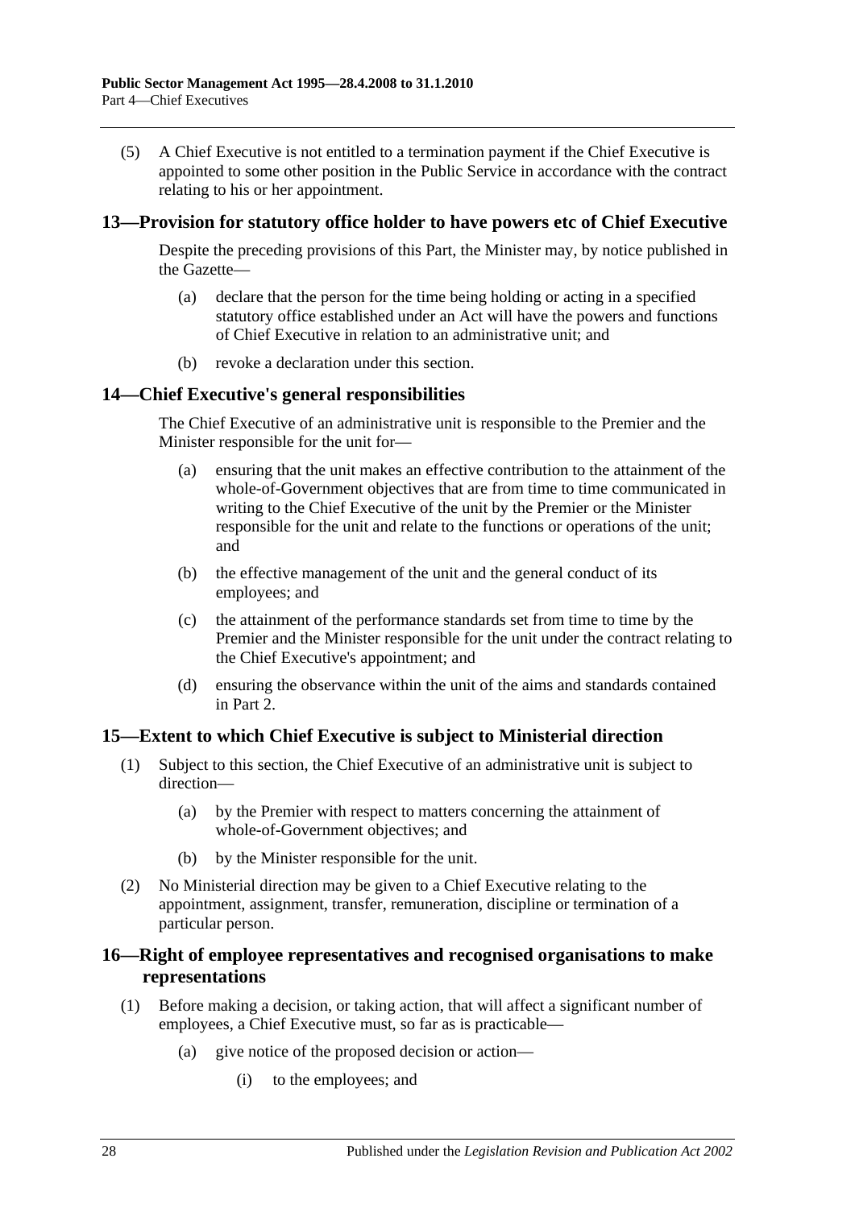(5) A Chief Executive is not entitled to a termination payment if the Chief Executive is appointed to some other position in the Public Service in accordance with the contract relating to his or her appointment.

## 13—Provision for statutory office holder to have powers etc of Chief Executive

Despite the preceding provisions of this Part, the Minister may, by notice published in the Gazette—

(a) declare that the person for the time being holding or acting in a specified statutory office established under an Act will have the powers and functions of Chief Executive in relation to an administrative unit; and

(b) revoke a declaration under this section.

## 14—Chief Executive's general responsibilities

The Chief Executive of an administrative unit is responsible to the Premier and the Minister responsible for the unit for—

(a) ensuring that the unit makes an effective contribution to the attainment of the whole-of-Government objectives that are from time to time communicated in writing to the Chief Executive of the unit by the Premier or the Minister responsible for the unit and relate to the functions or operations of the unit; and

(b) the effective management of the unit and the general conduct of its employees; and

(c) the attainment of the performance standards set from time to time by the Premier and the Minister responsible for the unit under the contract relating to the Chief Executive's appointment; and

(d) ensuring the observance within the unit of the aims and standards contained in Part 2.

## 15—Extent to which Chief Executive is subject to Ministerial direction

(1) Subject to this section, the Chief Executive of an administrative unit is subject to direction—

(a) by the Premier with respect to matters concerning the attainment of whole-of-Government objectives; and

(b) by the Minister responsible for the unit.

(2) No Ministerial direction may be given to a Chief Executive relating to the appointment, assignment, transfer, remuneration, discipline or termination of a particular person.

## 16—Right of employee representatives and recognised organisations to make representations

(1) Before making a decision, or taking action, that will affect a significant number of employees, a Chief Executive must, so far as is practicable—

(a) give notice of the proposed decision or action—

(i) to the employees; and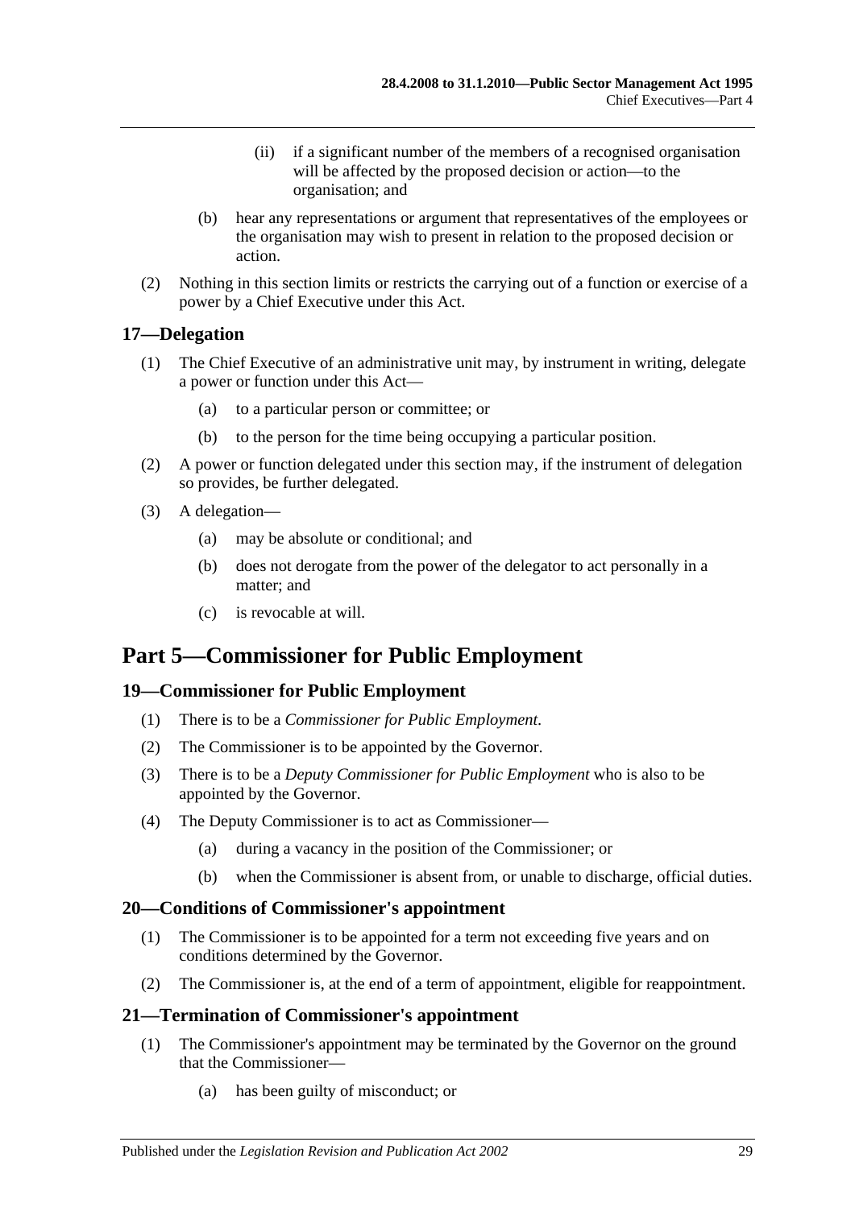(ii) if a significant number of the members of a recognised organisation will be affected by the proposed decision or action—to the organisation; and

(b) hear any representations or argument that representatives of the employees or the organisation may wish to present in relation to the proposed decision or action.

(2) Nothing in this section limits or restricts the carrying out of a function or exercise of a power by a Chief Executive under this Act.

### 17—Delegation

(1) The Chief Executive of an administrative unit may, by instrument in writing, delegate a power or function under this Act—

(a) to a particular person or committee; or

(b) to the person for the time being occupying a particular position.

(2) A power or function delegated under this section may, if the instrument of delegation so provides, be further delegated.

(3) A delegation—

(a) may be absolute or conditional; and

(b) does not derogate from the power of the delegator to act personally in a matter; and

(c) is revocable at will.

## Part 5—Commissioner for Public Employment

### 19—Commissioner for Public Employment

(1) There is to be a *Commissioner for Public Employment*.

(2) The Commissioner is to be appointed by the Governor.

(3) There is to be a *Deputy Commissioner for Public Employment* who is also to be appointed by the Governor.

(4) The Deputy Commissioner is to act as Commissioner—

(a) during a vacancy in the position of the Commissioner; or

(b) when the Commissioner is absent from, or unable to discharge, official duties.

### 20—Conditions of Commissioner's appointment

(1) The Commissioner is to be appointed for a term not exceeding five years and on conditions determined by the Governor.

(2) The Commissioner is, at the end of a term of appointment, eligible for reappointment.

### 21—Termination of Commissioner's appointment

(1) The Commissioner's appointment may be terminated by the Governor on the ground that the Commissioner—

(a) has been guilty of misconduct; or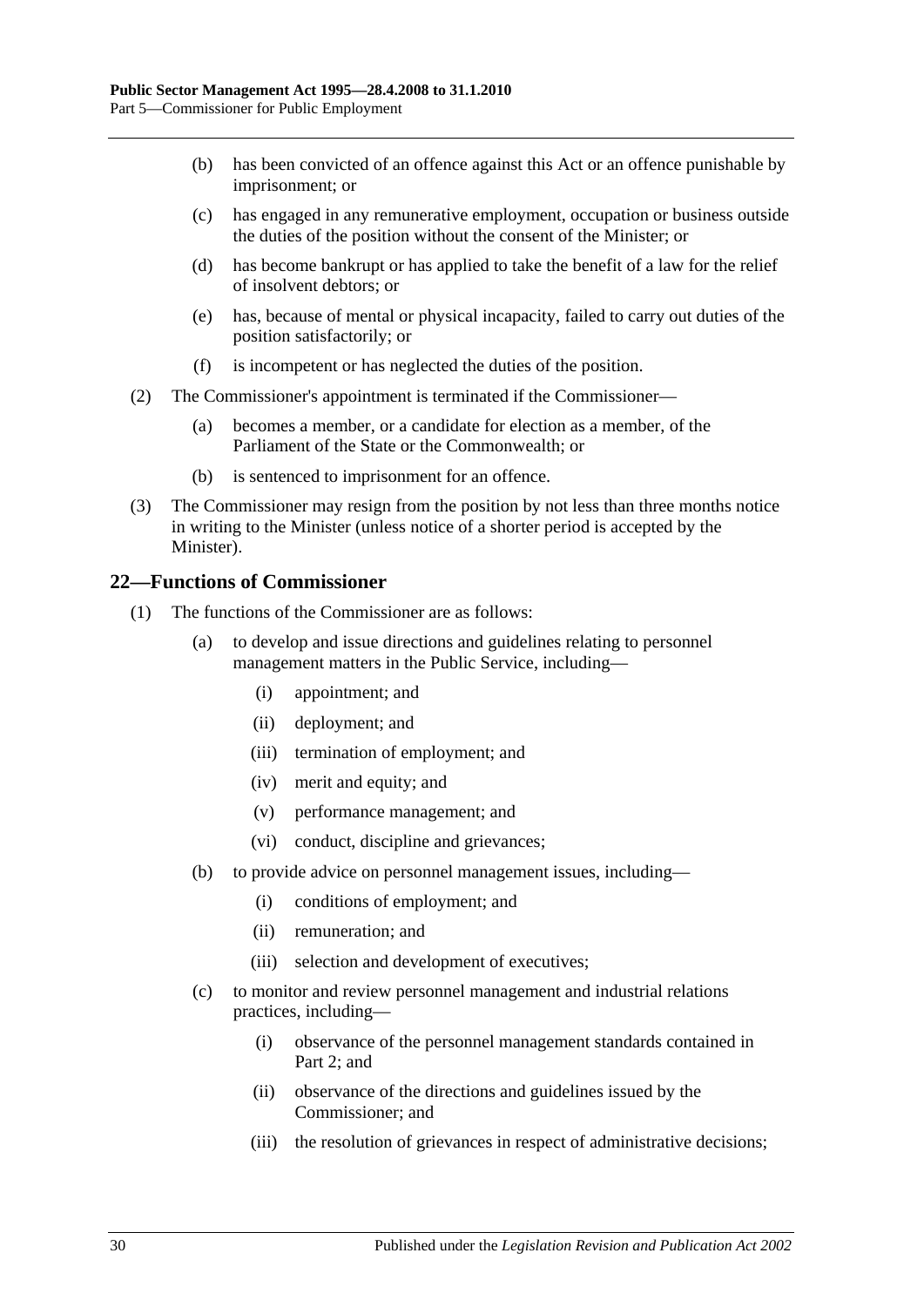(b) has been convicted of an offence against this Act or an offence punishable by imprisonment; or

(c) has engaged in any remunerative employment, occupation or business outside the duties of the position without the consent of the Minister; or

(d) has become bankrupt or has applied to take the benefit of a law for the relief of insolvent debtors; or

(e) has, because of mental or physical incapacity, failed to carry out duties of the position satisfactorily; or

(f) is incompetent or has neglected the duties of the position.

(2) The Commissioner's appointment is terminated if the Commissioner—

(a) becomes a member, or a candidate for election as a member, of the Parliament of the State or the Commonwealth; or

(b) is sentenced to imprisonment for an offence.

(3) The Commissioner may resign from the position by not less than three months notice in writing to the Minister (unless notice of a shorter period is accepted by the Minister).

## 22—Functions of Commissioner

(1) The functions of the Commissioner are as follows:

(a) to develop and issue directions and guidelines relating to personnel management matters in the Public Service, including—

(i) appointment; and

(ii) deployment; and

(iii) termination of employment; and

(iv) merit and equity; and

(v) performance management; and

(vi) conduct, discipline and grievances;

(b) to provide advice on personnel management issues, including—

(i) conditions of employment; and

(ii) remuneration; and

(iii) selection and development of executives;

(c) to monitor and review personnel management and industrial relations practices, including—

(i) observance of the personnel management standards contained in Part 2; and

(ii) observance of the directions and guidelines issued by the Commissioner; and

(iii) the resolution of grievances in respect of administrative decisions;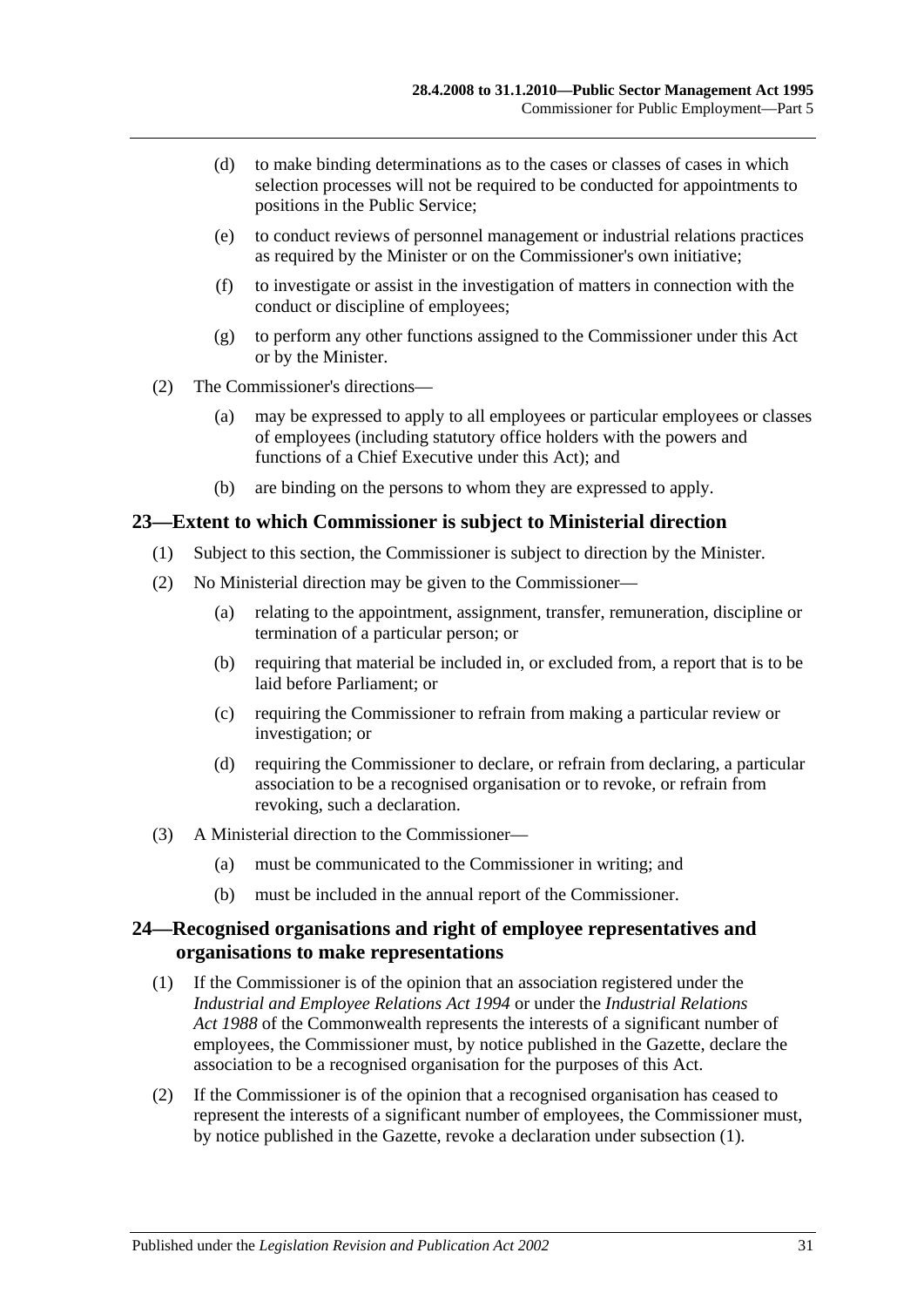(d) to make binding determinations as to the cases or classes of cases in which selection processes will not be required to be conducted for appointments to positions in the Public Service;

(e) to conduct reviews of personnel management or industrial relations practices as required by the Minister or on the Commissioner's own initiative;

(f) to investigate or assist in the investigation of matters in connection with the conduct or discipline of employees;

(g) to perform any other functions assigned to the Commissioner under this Act or by the Minister.

(2) The Commissioner's directions—

(a) may be expressed to apply to all employees or particular employees or classes of employees (including statutory office holders with the powers and functions of a Chief Executive under this Act); and

(b) are binding on the persons to whom they are expressed to apply.

## 23—Extent to which Commissioner is subject to Ministerial direction

(1) Subject to this section, the Commissioner is subject to direction by the Minister.

(2) No Ministerial direction may be given to the Commissioner—

(a) relating to the appointment, assignment, transfer, remuneration, discipline or termination of a particular person; or

(b) requiring that material be included in, or excluded from, a report that is to be laid before Parliament; or

(c) requiring the Commissioner to refrain from making a particular review or investigation; or

(d) requiring the Commissioner to declare, or refrain from declaring, a particular association to be a recognised organisation or to revoke, or refrain from revoking, such a declaration.

(3) A Ministerial direction to the Commissioner—

(a) must be communicated to the Commissioner in writing; and

(b) must be included in the annual report of the Commissioner.

## 24—Recognised organisations and right of employee representatives and organisations to make representations

(1) If the Commissioner is of the opinion that an association registered under the *Industrial and Employee Relations Act 1994* or under the *Industrial Relations Act 1988* of the Commonwealth represents the interests of a significant number of employees, the Commissioner must, by notice published in the Gazette, declare the association to be a recognised organisation for the purposes of this Act.

(2) If the Commissioner is of the opinion that a recognised organisation has ceased to represent the interests of a significant number of employees, the Commissioner must, by notice published in the Gazette, revoke a declaration under subsection (1).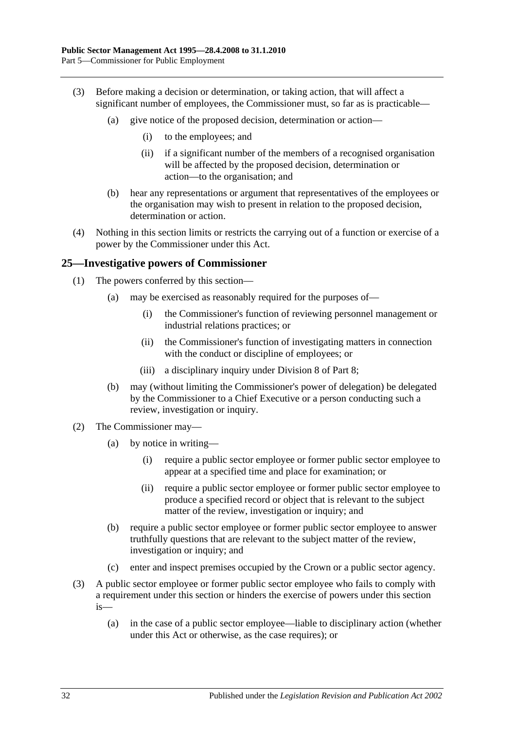(3) Before making a decision or determination, or taking action, that will affect a significant number of employees, the Commissioner must, so far as is practicable—

(a) give notice of the proposed decision, determination or action—

(i) to the employees; and

(ii) if a significant number of the members of a recognised organisation will be affected by the proposed decision, determination or action—to the organisation; and

(b) hear any representations or argument that representatives of the employees or the organisation may wish to present in relation to the proposed decision, determination or action.

(4) Nothing in this section limits or restricts the carrying out of a function or exercise of a power by the Commissioner under this Act.

## 25—Investigative powers of Commissioner

(1) The powers conferred by this section—

(a) may be exercised as reasonably required for the purposes of—

(i) the Commissioner's function of reviewing personnel management or industrial relations practices; or

(ii) the Commissioner's function of investigating matters in connection with the conduct or discipline of employees; or

(iii) a disciplinary inquiry under Division 8 of Part 8;

(b) may (without limiting the Commissioner's power of delegation) be delegated by the Commissioner to a Chief Executive or a person conducting such a review, investigation or inquiry.

(2) The Commissioner may—

(a) by notice in writing—

(i) require a public sector employee or former public sector employee to appear at a specified time and place for examination; or

(ii) require a public sector employee or former public sector employee to produce a specified record or object that is relevant to the subject matter of the review, investigation or inquiry; and

(b) require a public sector employee or former public sector employee to answer truthfully questions that are relevant to the subject matter of the review, investigation or inquiry; and

(c) enter and inspect premises occupied by the Crown or a public sector agency.

(3) A public sector employee or former public sector employee who fails to comply with a requirement under this section or hinders the exercise of powers under this section is—

(a) in the case of a public sector employee—liable to disciplinary action (whether under this Act or otherwise, as the case requires); or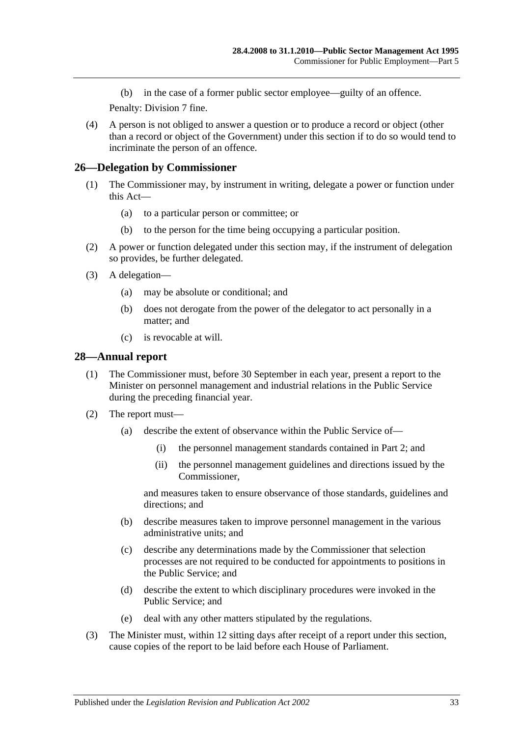(b) in the case of a former public sector employee—guilty of an offence.

Penalty: Division 7 fine.

(4) A person is not obliged to answer a question or to produce a record or object (other than a record or object of the Government) under this section if to do so would tend to incriminate the person of an offence.

## 26—Delegation by Commissioner

(1) The Commissioner may, by instrument in writing, delegate a power or function under this Act—

(a) to a particular person or committee; or

(b) to the person for the time being occupying a particular position.

(2) A power or function delegated under this section may, if the instrument of delegation so provides, be further delegated.

(3) A delegation—

(a) may be absolute or conditional; and

(b) does not derogate from the power of the delegator to act personally in a matter; and

(c) is revocable at will.

## 28—Annual report

(1) The Commissioner must, before 30 September in each year, present a report to the Minister on personnel management and industrial relations in the Public Service during the preceding financial year.

(2) The report must—

(a) describe the extent of observance within the Public Service of—

(i) the personnel management standards contained in Part 2; and

(ii) the personnel management guidelines and directions issued by the Commissioner,

and measures taken to ensure observance of those standards, guidelines and directions; and

(b) describe measures taken to improve personnel management in the various administrative units; and

(c) describe any determinations made by the Commissioner that selection processes are not required to be conducted for appointments to positions in the Public Service; and

(d) describe the extent to which disciplinary procedures were invoked in the Public Service; and

(e) deal with any other matters stipulated by the regulations.

(3) The Minister must, within 12 sitting days after receipt of a report under this section, cause copies of the report to be laid before each House of Parliament.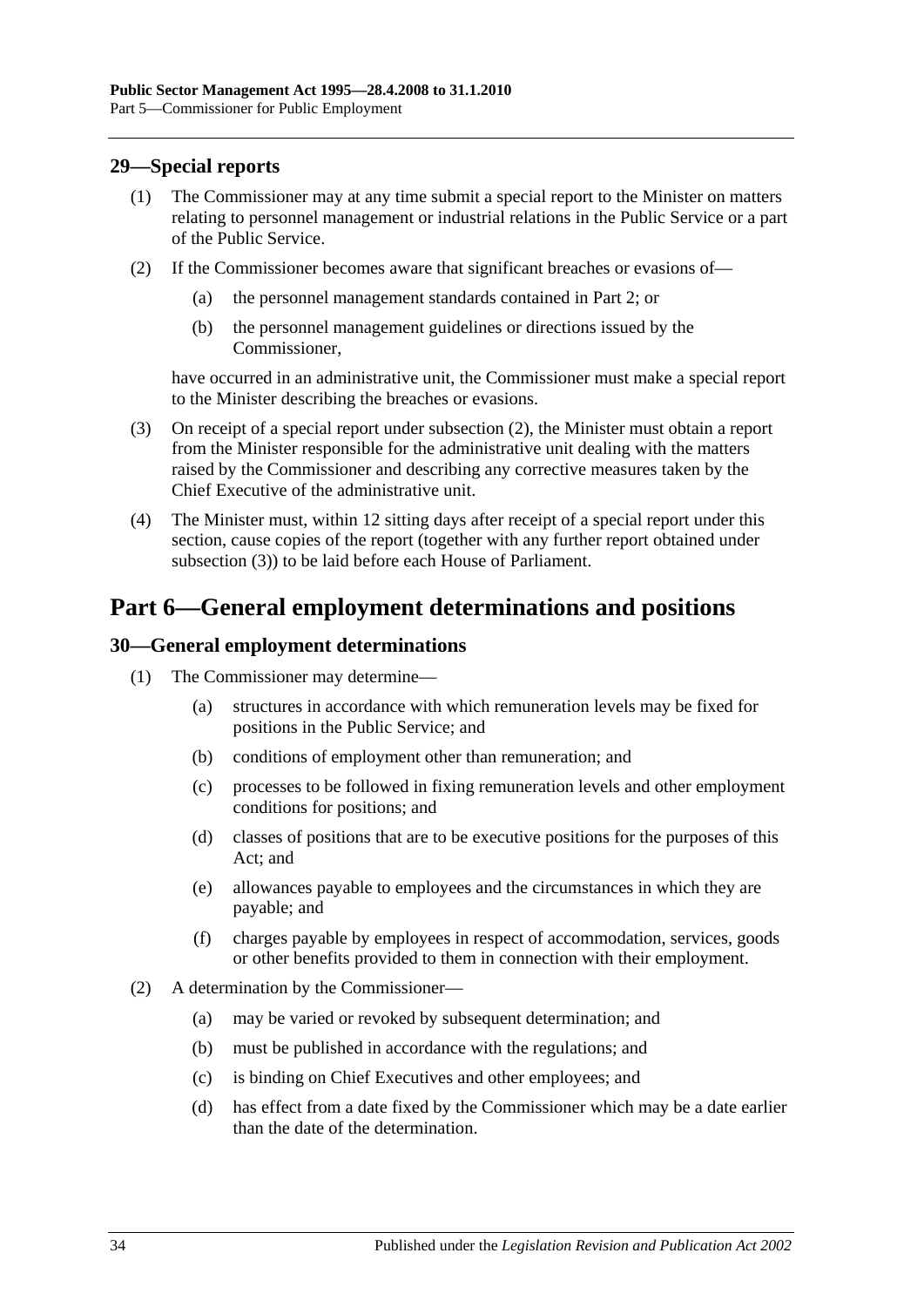## 29—Special reports

(1) The Commissioner may at any time submit a special report to the Minister on matters relating to personnel management or industrial relations in the Public Service or a part of the Public Service.

(2) If the Commissioner becomes aware that significant breaches or evasions of—

- (a) the personnel management standards contained in Part 2; or
- (b) the personnel management guidelines or directions issued by the Commissioner,

have occurred in an administrative unit, the Commissioner must make a special report to the Minister describing the breaches or evasions.

(3) On receipt of a special report under subsection (2), the Minister must obtain a report from the Minister responsible for the administrative unit dealing with the matters raised by the Commissioner and describing any corrective measures taken by the Chief Executive of the administrative unit.

(4) The Minister must, within 12 sitting days after receipt of a special report under this section, cause copies of the report (together with any further report obtained under subsection (3)) to be laid before each House of Parliament.

# Part 6—General employment determinations and positions

## 30—General employment determinations

(1) The Commissioner may determine—

- (a) structures in accordance with which remuneration levels may be fixed for positions in the Public Service; and
- (b) conditions of employment other than remuneration; and
- (c) processes to be followed in fixing remuneration levels and other employment conditions for positions; and
- (d) classes of positions that are to be executive positions for the purposes of this Act; and
- (e) allowances payable to employees and the circumstances in which they are payable; and
- (f) charges payable by employees in respect of accommodation, services, goods or other benefits provided to them in connection with their employment.

(2) A determination by the Commissioner—

- (a) may be varied or revoked by subsequent determination; and
- (b) must be published in accordance with the regulations; and
- (c) is binding on Chief Executives and other employees; and
- (d) has effect from a date fixed by the Commissioner which may be a date earlier than the date of the determination.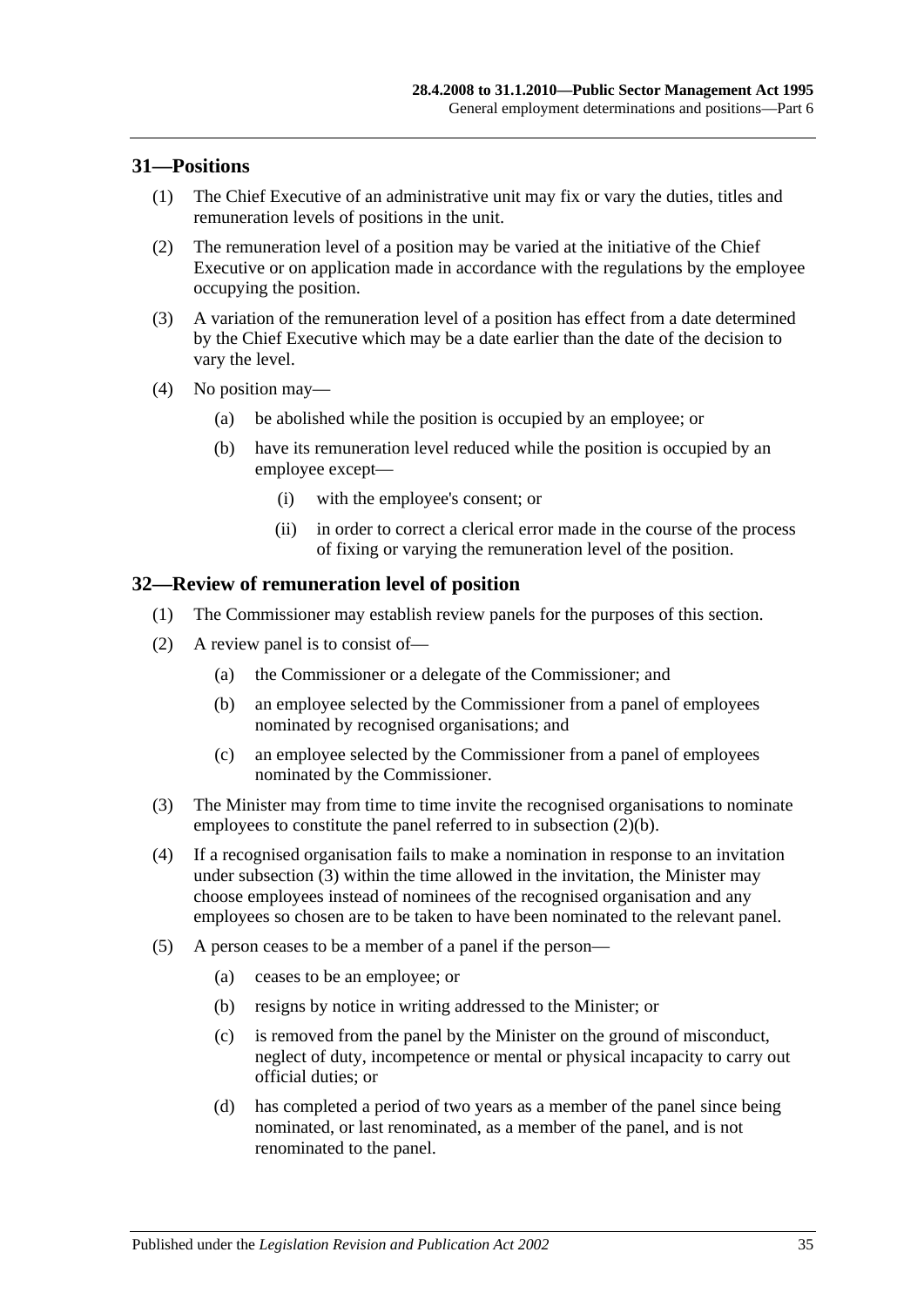## 31—Positions

(1) The Chief Executive of an administrative unit may fix or vary the duties, titles and remuneration levels of positions in the unit.

(2) The remuneration level of a position may be varied at the initiative of the Chief Executive or on application made in accordance with the regulations by the employee occupying the position.

(3) A variation of the remuneration level of a position has effect from a date determined by the Chief Executive which may be a date earlier than the date of the decision to vary the level.

(4) No position may—

(a) be abolished while the position is occupied by an employee; or

(b) have its remuneration level reduced while the position is occupied by an employee except—

(i) with the employee's consent; or

(ii) in order to correct a clerical error made in the course of the process of fixing or varying the remuneration level of the position.

## 32—Review of remuneration level of position

(1) The Commissioner may establish review panels for the purposes of this section.

(2) A review panel is to consist of—

(a) the Commissioner or a delegate of the Commissioner; and

(b) an employee selected by the Commissioner from a panel of employees nominated by recognised organisations; and

(c) an employee selected by the Commissioner from a panel of employees nominated by the Commissioner.

(3) The Minister may from time to time invite the recognised organisations to nominate employees to constitute the panel referred to in subsection (2)(b).

(4) If a recognised organisation fails to make a nomination in response to an invitation under subsection (3) within the time allowed in the invitation, the Minister may choose employees instead of nominees of the recognised organisation and any employees so chosen are to be taken to have been nominated to the relevant panel.

(5) A person ceases to be a member of a panel if the person—

(a) ceases to be an employee; or

(b) resigns by notice in writing addressed to the Minister; or

(c) is removed from the panel by the Minister on the ground of misconduct, neglect of duty, incompetence or mental or physical incapacity to carry out official duties; or

(d) has completed a period of two years as a member of the panel since being nominated, or last renominated, as a member of the panel, and is not renominated to the panel.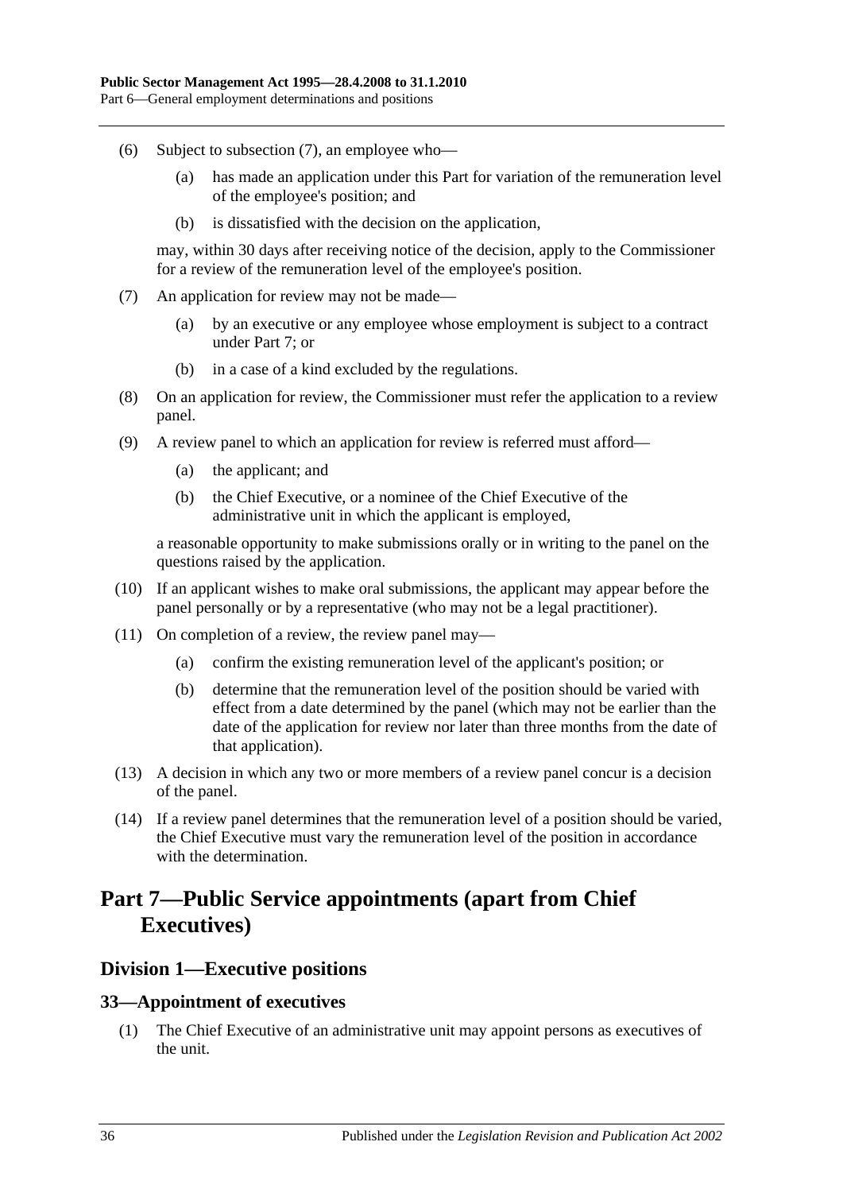(6) Subject to subsection (7), an employee who—

  (a) has made an application under this Part for variation of the remuneration level of the employee's position; and

  (b) is dissatisfied with the decision on the application,

may, within 30 days after receiving notice of the decision, apply to the Commissioner for a review of the remuneration level of the employee's position.

(7) An application for review may not be made—

  (a) by an executive or any employee whose employment is subject to a contract under Part 7; or

  (b) in a case of a kind excluded by the regulations.

(8) On an application for review, the Commissioner must refer the application to a review panel.

(9) A review panel to which an application for review is referred must afford—

  (a) the applicant; and

  (b) the Chief Executive, or a nominee of the Chief Executive of the administrative unit in which the applicant is employed,

a reasonable opportunity to make submissions orally or in writing to the panel on the questions raised by the application.

(10) If an applicant wishes to make oral submissions, the applicant may appear before the panel personally or by a representative (who may not be a legal practitioner).

(11) On completion of a review, the review panel may—

  (a) confirm the existing remuneration level of the applicant's position; or

  (b) determine that the remuneration level of the position should be varied with effect from a date determined by the panel (which may not be earlier than the date of the application for review nor later than three months from the date of that application).

(13) A decision in which any two or more members of a review panel concur is a decision of the panel.

(14) If a review panel determines that the remuneration level of a position should be varied, the Chief Executive must vary the remuneration level of the position in accordance with the determination.

# Part 7—Public Service appointments (apart from Chief Executives)

## Division 1—Executive positions

### 33—Appointment of executives

(1) The Chief Executive of an administrative unit may appoint persons as executives of the unit.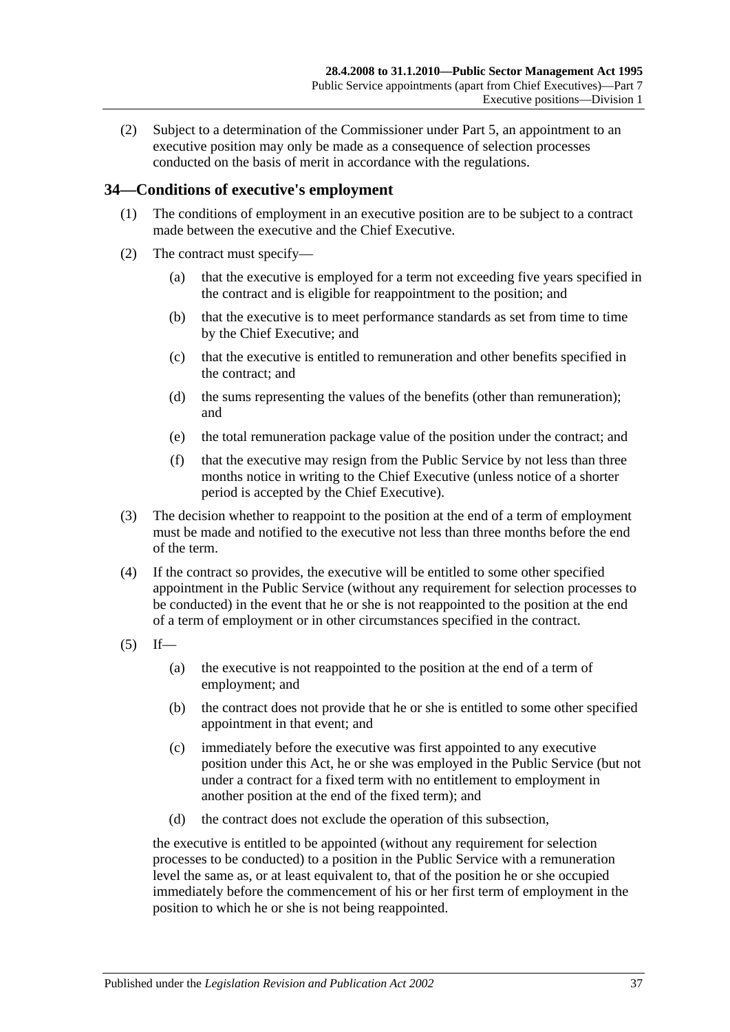(2) Subject to a determination of the Commissioner under Part 5, an appointment to an executive position may only be made as a consequence of selection processes conducted on the basis of merit in accordance with the regulations.

## 34—Conditions of executive's employment

(1) The conditions of employment in an executive position are to be subject to a contract made between the executive and the Chief Executive.

(2) The contract must specify—

(a) that the executive is employed for a term not exceeding five years specified in the contract and is eligible for reappointment to the position; and

(b) that the executive is to meet performance standards as set from time to time by the Chief Executive; and

(c) that the executive is entitled to remuneration and other benefits specified in the contract; and

(d) the sums representing the values of the benefits (other than remuneration); and

(e) the total remuneration package value of the position under the contract; and

(f) that the executive may resign from the Public Service by not less than three months notice in writing to the Chief Executive (unless notice of a shorter period is accepted by the Chief Executive).

(3) The decision whether to reappoint to the position at the end of a term of employment must be made and notified to the executive not less than three months before the end of the term.

(4) If the contract so provides, the executive will be entitled to some other specified appointment in the Public Service (without any requirement for selection processes to be conducted) in the event that he or she is not reappointed to the position at the end of a term of employment or in other circumstances specified in the contract.

(5) If—

(a) the executive is not reappointed to the position at the end of a term of employment; and

(b) the contract does not provide that he or she is entitled to some other specified appointment in that event; and

(c) immediately before the executive was first appointed to any executive position under this Act, he or she was employed in the Public Service (but not under a contract for a fixed term with no entitlement to employment in another position at the end of the fixed term); and

(d) the contract does not exclude the operation of this subsection,

the executive is entitled to be appointed (without any requirement for selection processes to be conducted) to a position in the Public Service with a remuneration level the same as, or at least equivalent to, that of the position he or she occupied immediately before the commencement of his or her first term of employment in the position to which he or she is not being reappointed.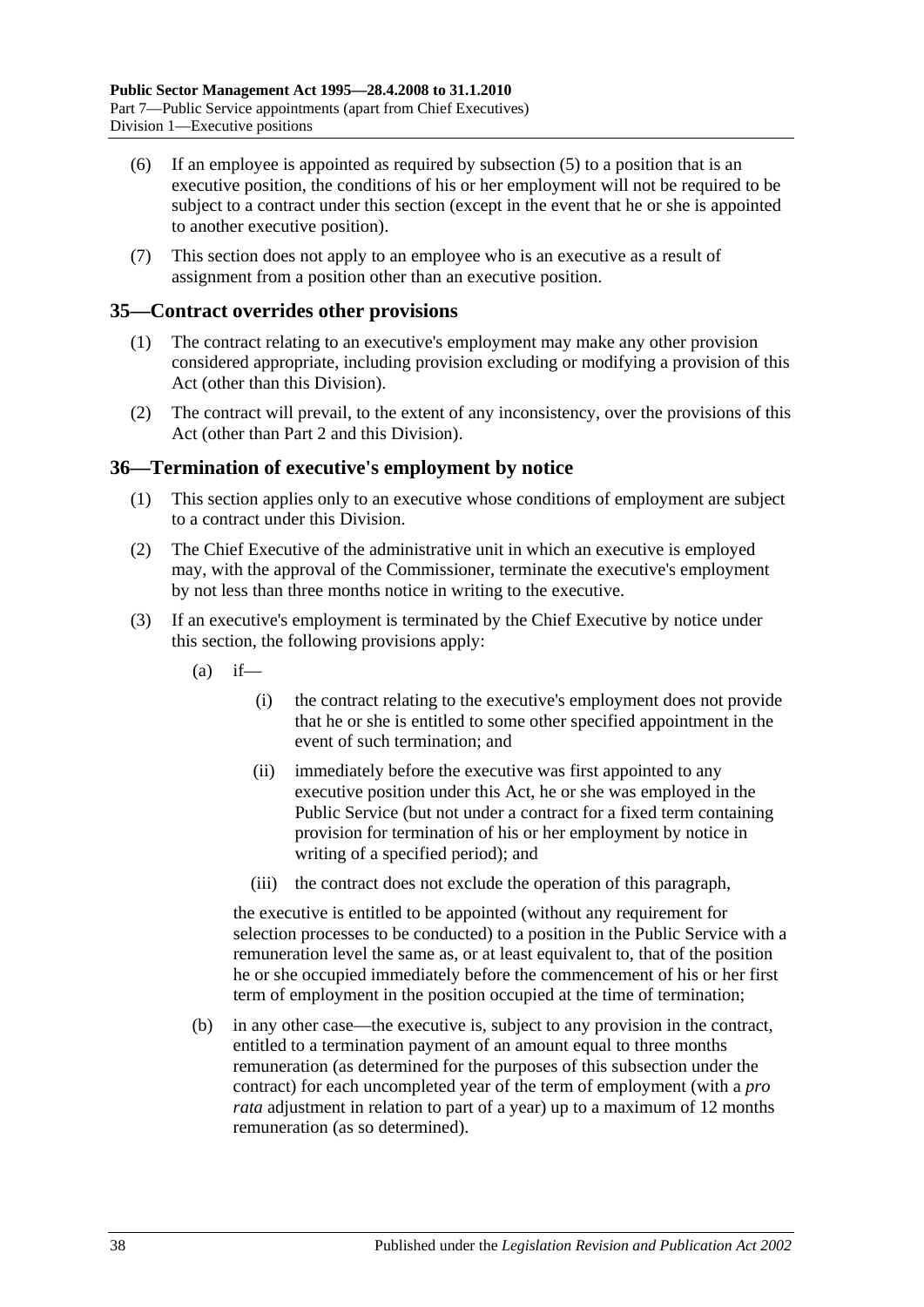(6) If an employee is appointed as required by subsection (5) to a position that is an executive position, the conditions of his or her employment will not be required to be subject to a contract under this section (except in the event that he or she is appointed to another executive position).

(7) This section does not apply to an employee who is an executive as a result of assignment from a position other than an executive position.

## 35—Contract overrides other provisions

(1) The contract relating to an executive's employment may make any other provision considered appropriate, including provision excluding or modifying a provision of this Act (other than this Division).

(2) The contract will prevail, to the extent of any inconsistency, over the provisions of this Act (other than Part 2 and this Division).

## 36—Termination of executive's employment by notice

(1) This section applies only to an executive whose conditions of employment are subject to a contract under this Division.

(2) The Chief Executive of the administrative unit in which an executive is employed may, with the approval of the Commissioner, terminate the executive's employment by not less than three months notice in writing to the executive.

(3) If an executive's employment is terminated by the Chief Executive by notice under this section, the following provisions apply:

(a) if—

(i) the contract relating to the executive's employment does not provide that he or she is entitled to some other specified appointment in the event of such termination; and

(ii) immediately before the executive was first appointed to any executive position under this Act, he or she was employed in the Public Service (but not under a contract for a fixed term containing provision for termination of his or her employment by notice in writing of a specified period); and

(iii) the contract does not exclude the operation of this paragraph,

the executive is entitled to be appointed (without any requirement for selection processes to be conducted) to a position in the Public Service with a remuneration level the same as, or at least equivalent to, that of the position he or she occupied immediately before the commencement of his or her first term of employment in the position occupied at the time of termination;

(b) in any other case—the executive is, subject to any provision in the contract, entitled to a termination payment of an amount equal to three months remuneration (as determined for the purposes of this subsection under the contract) for each uncompleted year of the term of employment (with a *pro rata* adjustment in relation to part of a year) up to a maximum of 12 months remuneration (as so determined).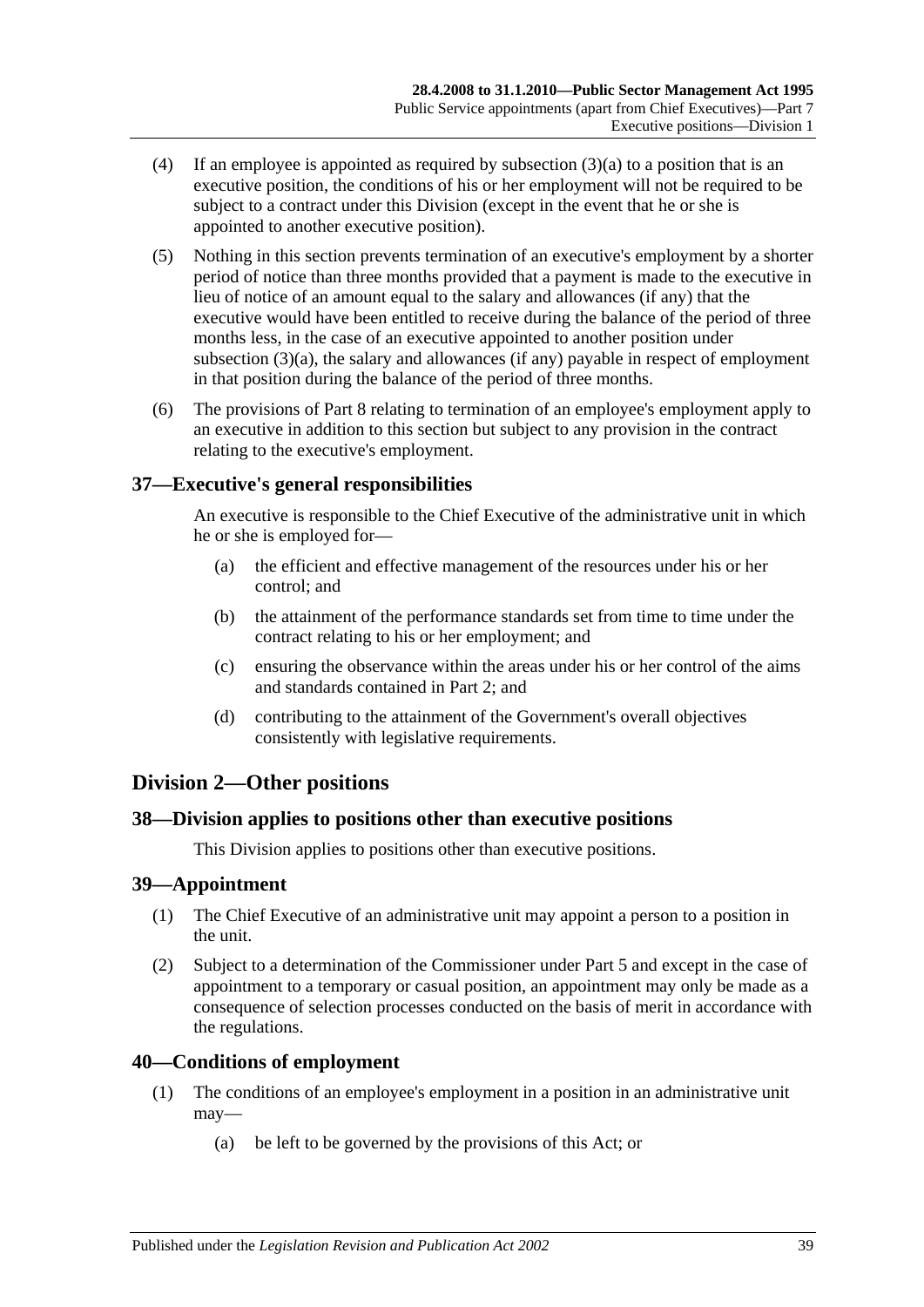(4) If an employee is appointed as required by subsection (3)(a) to a position that is an executive position, the conditions of his or her employment will not be required to be subject to a contract under this Division (except in the event that he or she is appointed to another executive position).

(5) Nothing in this section prevents termination of an executive's employment by a shorter period of notice than three months provided that a payment is made to the executive in lieu of notice of an amount equal to the salary and allowances (if any) that the executive would have been entitled to receive during the balance of the period of three months less, in the case of an executive appointed to another position under subsection (3)(a), the salary and allowances (if any) payable in respect of employment in that position during the balance of the period of three months.

(6) The provisions of Part 8 relating to termination of an employee's employment apply to an executive in addition to this section but subject to any provision in the contract relating to the executive's employment.

### 37—Executive's general responsibilities

An executive is responsible to the Chief Executive of the administrative unit in which he or she is employed for—

(a) the efficient and effective management of the resources under his or her control; and

(b) the attainment of the performance standards set from time to time under the contract relating to his or her employment; and

(c) ensuring the observance within the areas under his or her control of the aims and standards contained in Part 2; and

(d) contributing to the attainment of the Government's overall objectives consistently with legislative requirements.

## Division 2—Other positions

### 38—Division applies to positions other than executive positions

This Division applies to positions other than executive positions.

### 39—Appointment

(1) The Chief Executive of an administrative unit may appoint a person to a position in the unit.

(2) Subject to a determination of the Commissioner under Part 5 and except in the case of appointment to a temporary or casual position, an appointment may only be made as a consequence of selection processes conducted on the basis of merit in accordance with the regulations.

### 40—Conditions of employment

(1) The conditions of an employee's employment in a position in an administrative unit may—

(a) be left to be governed by the provisions of this Act; or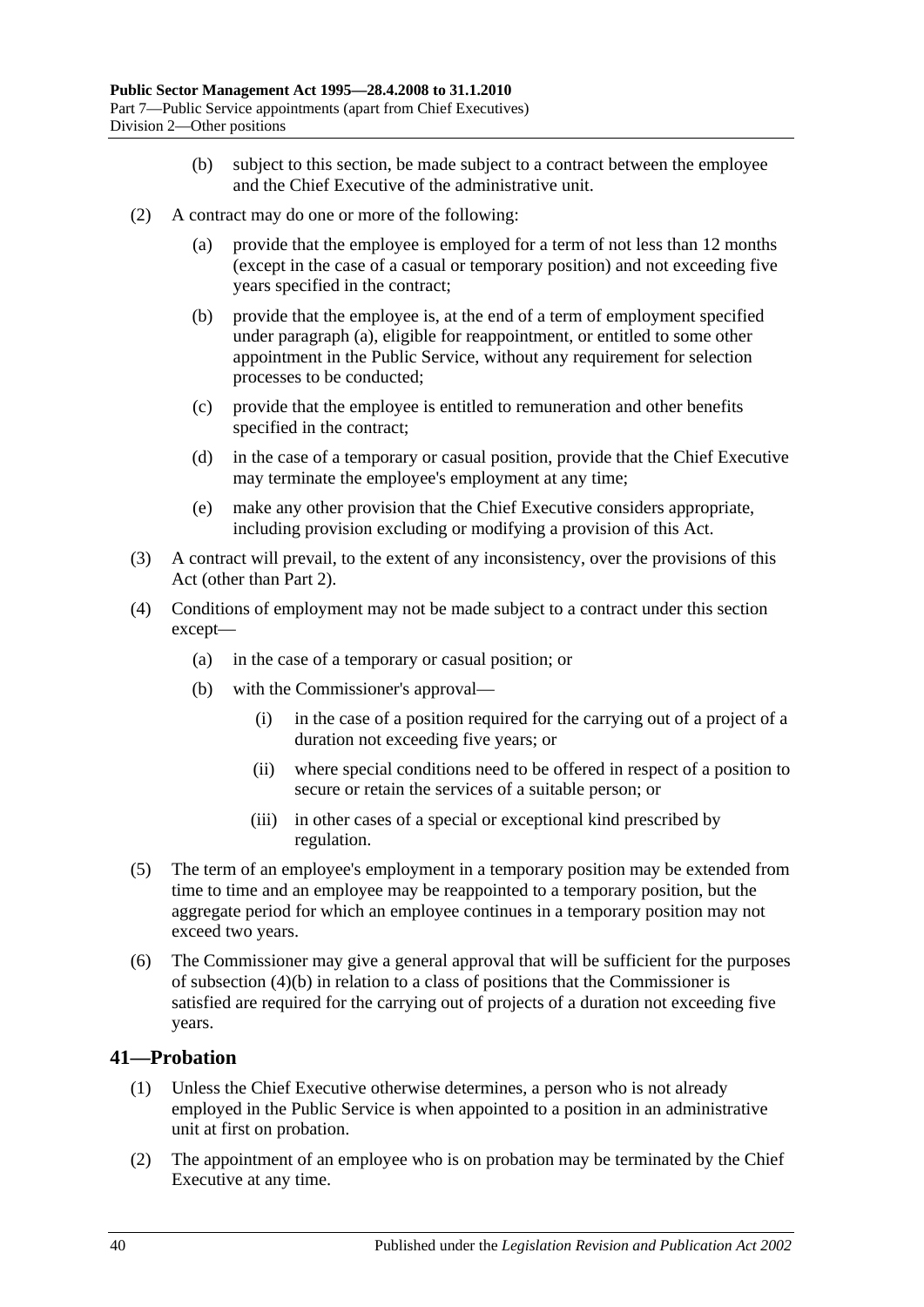(b) subject to this section, be made subject to a contract between the employee and the Chief Executive of the administrative unit.

(2) A contract may do one or more of the following:

(a) provide that the employee is employed for a term of not less than 12 months (except in the case of a casual or temporary position) and not exceeding five years specified in the contract;

(b) provide that the employee is, at the end of a term of employment specified under paragraph (a), eligible for reappointment, or entitled to some other appointment in the Public Service, without any requirement for selection processes to be conducted;

(c) provide that the employee is entitled to remuneration and other benefits specified in the contract;

(d) in the case of a temporary or casual position, provide that the Chief Executive may terminate the employee's employment at any time;

(e) make any other provision that the Chief Executive considers appropriate, including provision excluding or modifying a provision of this Act.

(3) A contract will prevail, to the extent of any inconsistency, over the provisions of this Act (other than Part 2).

(4) Conditions of employment may not be made subject to a contract under this section except—

(a) in the case of a temporary or casual position; or

(b) with the Commissioner's approval—

(i) in the case of a position required for the carrying out of a project of a duration not exceeding five years; or

(ii) where special conditions need to be offered in respect of a position to secure or retain the services of a suitable person; or

(iii) in other cases of a special or exceptional kind prescribed by regulation.

(5) The term of an employee's employment in a temporary position may be extended from time to time and an employee may be reappointed to a temporary position, but the aggregate period for which an employee continues in a temporary position may not exceed two years.

(6) The Commissioner may give a general approval that will be sufficient for the purposes of subsection (4)(b) in relation to a class of positions that the Commissioner is satisfied are required for the carrying out of projects of a duration not exceeding five years.

## 41—Probation

(1) Unless the Chief Executive otherwise determines, a person who is not already employed in the Public Service is when appointed to a position in an administrative unit at first on probation.

(2) The appointment of an employee who is on probation may be terminated by the Chief Executive at any time.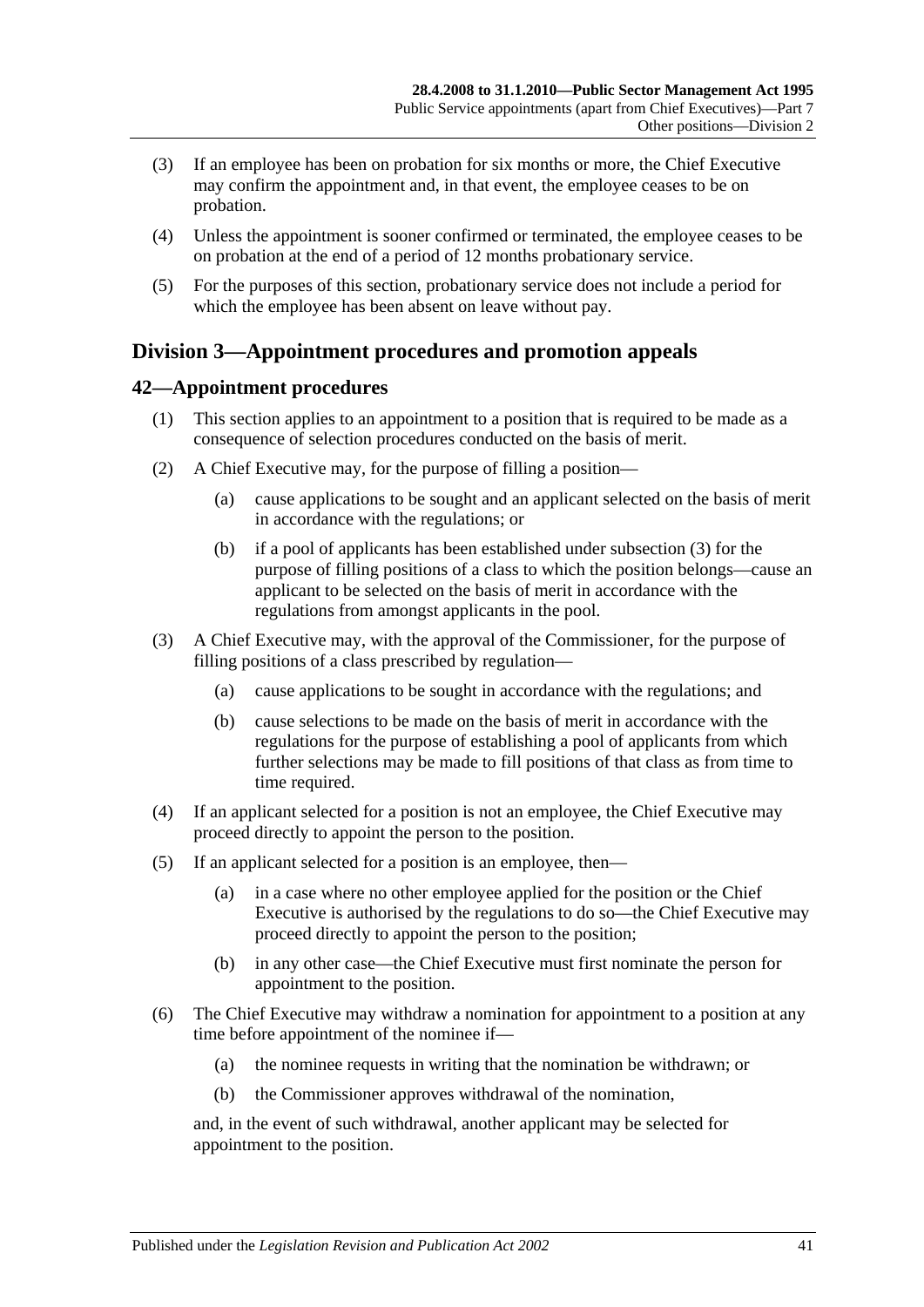(3) If an employee has been on probation for six months or more, the Chief Executive may confirm the appointment and, in that event, the employee ceases to be on probation.

(4) Unless the appointment is sooner confirmed or terminated, the employee ceases to be on probation at the end of a period of 12 months probationary service.

(5) For the purposes of this section, probationary service does not include a period for which the employee has been absent on leave without pay.

## Division 3—Appointment procedures and promotion appeals

### 42—Appointment procedures

(1) This section applies to an appointment to a position that is required to be made as a consequence of selection procedures conducted on the basis of merit.

(2) A Chief Executive may, for the purpose of filling a position—

(a) cause applications to be sought and an applicant selected on the basis of merit in accordance with the regulations; or

(b) if a pool of applicants has been established under subsection (3) for the purpose of filling positions of a class to which the position belongs—cause an applicant to be selected on the basis of merit in accordance with the regulations from amongst applicants in the pool.

(3) A Chief Executive may, with the approval of the Commissioner, for the purpose of filling positions of a class prescribed by regulation—

(a) cause applications to be sought in accordance with the regulations; and

(b) cause selections to be made on the basis of merit in accordance with the regulations for the purpose of establishing a pool of applicants from which further selections may be made to fill positions of that class as from time to time required.

(4) If an applicant selected for a position is not an employee, the Chief Executive may proceed directly to appoint the person to the position.

(5) If an applicant selected for a position is an employee, then—

(a) in a case where no other employee applied for the position or the Chief Executive is authorised by the regulations to do so—the Chief Executive may proceed directly to appoint the person to the position;

(b) in any other case—the Chief Executive must first nominate the person for appointment to the position.

(6) The Chief Executive may withdraw a nomination for appointment to a position at any time before appointment of the nominee if—

(a) the nominee requests in writing that the nomination be withdrawn; or

(b) the Commissioner approves withdrawal of the nomination,

and, in the event of such withdrawal, another applicant may be selected for appointment to the position.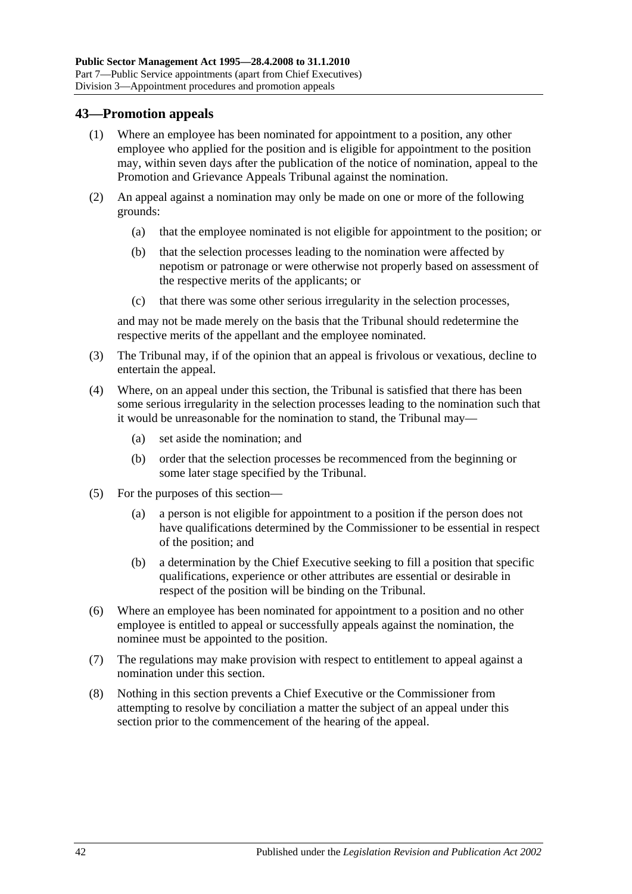## 43—Promotion appeals

(1) Where an employee has been nominated for appointment to a position, any other employee who applied for the position and is eligible for appointment to the position may, within seven days after the publication of the notice of nomination, appeal to the Promotion and Grievance Appeals Tribunal against the nomination.

(2) An appeal against a nomination may only be made on one or more of the following grounds:

- (a) that the employee nominated is not eligible for appointment to the position; or
- (b) that the selection processes leading to the nomination were affected by nepotism or patronage or were otherwise not properly based on assessment of the respective merits of the applicants; or
- (c) that there was some other serious irregularity in the selection processes,

and may not be made merely on the basis that the Tribunal should redetermine the respective merits of the appellant and the employee nominated.

(3) The Tribunal may, if of the opinion that an appeal is frivolous or vexatious, decline to entertain the appeal.

(4) Where, on an appeal under this section, the Tribunal is satisfied that there has been some serious irregularity in the selection processes leading to the nomination such that it would be unreasonable for the nomination to stand, the Tribunal may—

- (a) set aside the nomination; and
- (b) order that the selection processes be recommenced from the beginning or some later stage specified by the Tribunal.

(5) For the purposes of this section—

- (a) a person is not eligible for appointment to a position if the person does not have qualifications determined by the Commissioner to be essential in respect of the position; and
- (b) a determination by the Chief Executive seeking to fill a position that specific qualifications, experience or other attributes are essential or desirable in respect of the position will be binding on the Tribunal.

(6) Where an employee has been nominated for appointment to a position and no other employee is entitled to appeal or successfully appeals against the nomination, the nominee must be appointed to the position.

(7) The regulations may make provision with respect to entitlement to appeal against a nomination under this section.

(8) Nothing in this section prevents a Chief Executive or the Commissioner from attempting to resolve by conciliation a matter the subject of an appeal under this section prior to the commencement of the hearing of the appeal.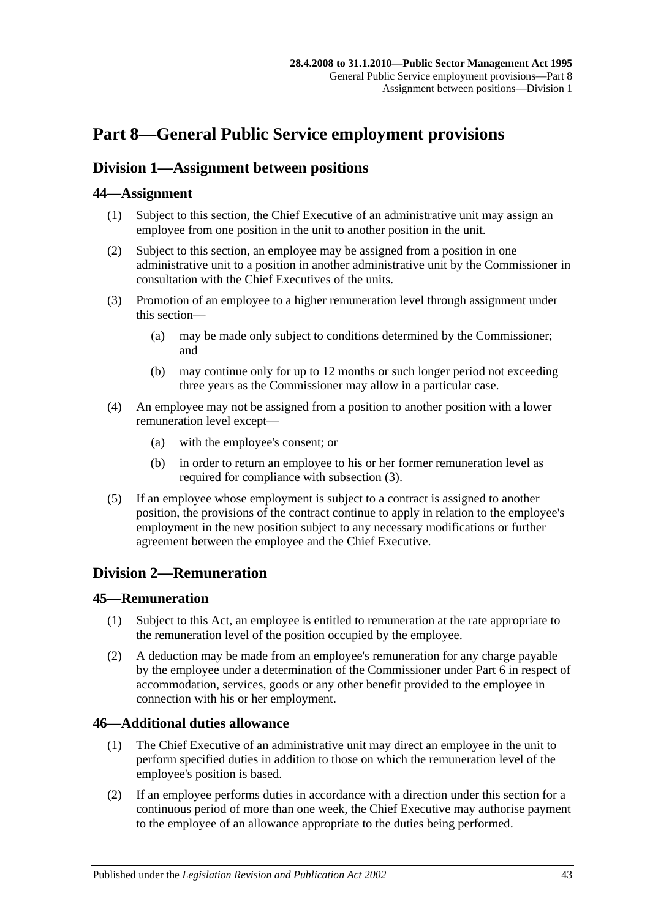# Part 8—General Public Service employment provisions

## Division 1—Assignment between positions

### 44—Assignment

(1) Subject to this section, the Chief Executive of an administrative unit may assign an employee from one position in the unit to another position in the unit.

(2) Subject to this section, an employee may be assigned from a position in one administrative unit to a position in another administrative unit by the Commissioner in consultation with the Chief Executives of the units.

(3) Promotion of an employee to a higher remuneration level through assignment under this section—

(a) may be made only subject to conditions determined by the Commissioner; and

(b) may continue only for up to 12 months or such longer period not exceeding three years as the Commissioner may allow in a particular case.

(4) An employee may not be assigned from a position to another position with a lower remuneration level except—

(a) with the employee's consent; or

(b) in order to return an employee to his or her former remuneration level as required for compliance with subsection (3).

(5) If an employee whose employment is subject to a contract is assigned to another position, the provisions of the contract continue to apply in relation to the employee's employment in the new position subject to any necessary modifications or further agreement between the employee and the Chief Executive.

## Division 2—Remuneration

### 45—Remuneration

(1) Subject to this Act, an employee is entitled to remuneration at the rate appropriate to the remuneration level of the position occupied by the employee.

(2) A deduction may be made from an employee's remuneration for any charge payable by the employee under a determination of the Commissioner under Part 6 in respect of accommodation, services, goods or any other benefit provided to the employee in connection with his or her employment.

### 46—Additional duties allowance

(1) The Chief Executive of an administrative unit may direct an employee in the unit to perform specified duties in addition to those on which the remuneration level of the employee's position is based.

(2) If an employee performs duties in accordance with a direction under this section for a continuous period of more than one week, the Chief Executive may authorise payment to the employee of an allowance appropriate to the duties being performed.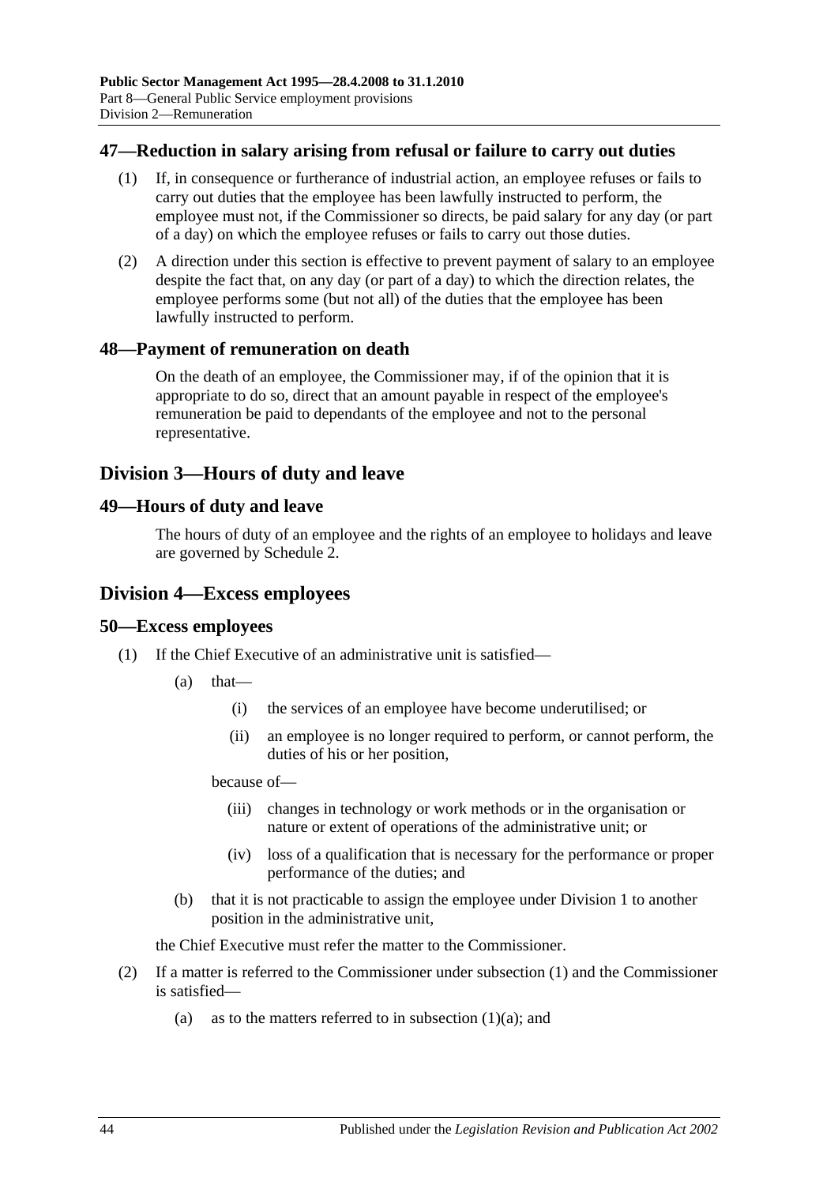## 47—Reduction in salary arising from refusal or failure to carry out duties

(1) If, in consequence or furtherance of industrial action, an employee refuses or fails to carry out duties that the employee has been lawfully instructed to perform, the employee must not, if the Commissioner so directs, be paid salary for any day (or part of a day) on which the employee refuses or fails to carry out those duties.

(2) A direction under this section is effective to prevent payment of salary to an employee despite the fact that, on any day (or part of a day) to which the direction relates, the employee performs some (but not all) of the duties that the employee has been lawfully instructed to perform.

## 48—Payment of remuneration on death

On the death of an employee, the Commissioner may, if of the opinion that it is appropriate to do so, direct that an amount payable in respect of the employee's remuneration be paid to dependants of the employee and not to the personal representative.

# Division 3—Hours of duty and leave

## 49—Hours of duty and leave

The hours of duty of an employee and the rights of an employee to holidays and leave are governed by Schedule 2.

# Division 4—Excess employees

## 50—Excess employees

(1) If the Chief Executive of an administrative unit is satisfied—

(a) that—

(i) the services of an employee have become underutilised; or

(ii) an employee is no longer required to perform, or cannot perform, the duties of his or her position,

because of—

(iii) changes in technology or work methods or in the organisation or nature or extent of operations of the administrative unit; or

(iv) loss of a qualification that is necessary for the performance or proper performance of the duties; and

(b) that it is not practicable to assign the employee under Division 1 to another position in the administrative unit,

the Chief Executive must refer the matter to the Commissioner.

(2) If a matter is referred to the Commissioner under subsection (1) and the Commissioner is satisfied—

(a) as to the matters referred to in subsection (1)(a); and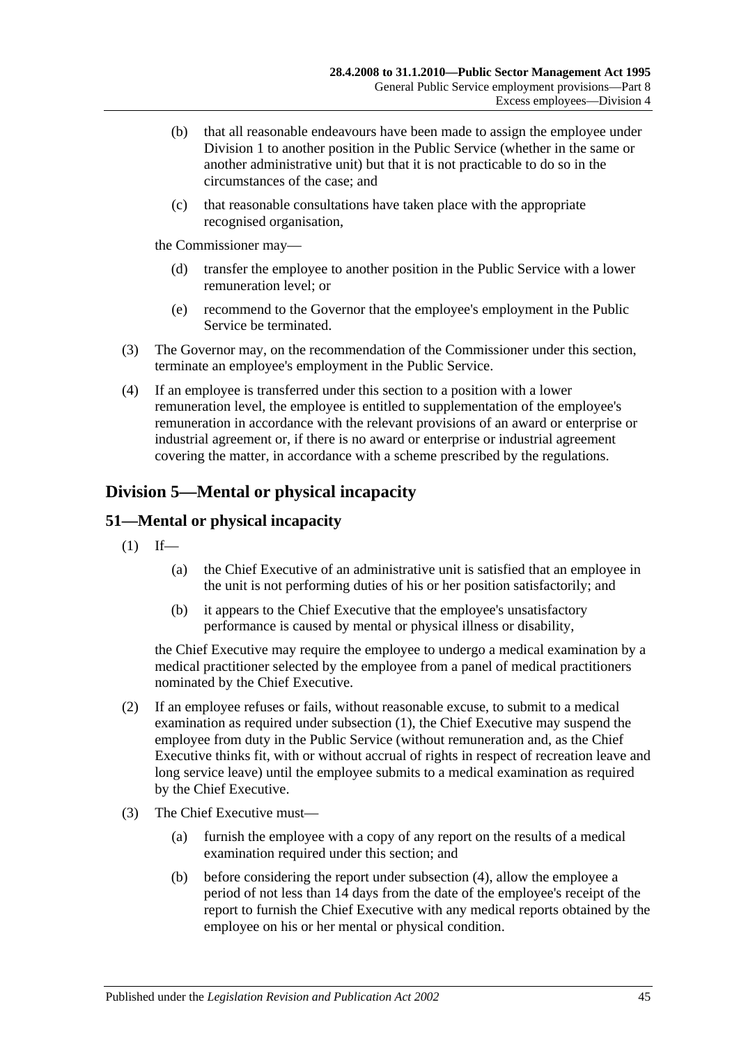(b) that all reasonable endeavours have been made to assign the employee under Division 1 to another position in the Public Service (whether in the same or another administrative unit) but that it is not practicable to do so in the circumstances of the case; and

(c) that reasonable consultations have taken place with the appropriate recognised organisation,

the Commissioner may—

(d) transfer the employee to another position in the Public Service with a lower remuneration level; or

(e) recommend to the Governor that the employee's employment in the Public Service be terminated.

(3) The Governor may, on the recommendation of the Commissioner under this section, terminate an employee's employment in the Public Service.

(4) If an employee is transferred under this section to a position with a lower remuneration level, the employee is entitled to supplementation of the employee's remuneration in accordance with the relevant provisions of an award or enterprise or industrial agreement or, if there is no award or enterprise or industrial agreement covering the matter, in accordance with a scheme prescribed by the regulations.

## Division 5—Mental or physical incapacity

### 51—Mental or physical incapacity

(1) If—

(a) the Chief Executive of an administrative unit is satisfied that an employee in the unit is not performing duties of his or her position satisfactorily; and

(b) it appears to the Chief Executive that the employee's unsatisfactory performance is caused by mental or physical illness or disability,

the Chief Executive may require the employee to undergo a medical examination by a medical practitioner selected by the employee from a panel of medical practitioners nominated by the Chief Executive.

(2) If an employee refuses or fails, without reasonable excuse, to submit to a medical examination as required under subsection (1), the Chief Executive may suspend the employee from duty in the Public Service (without remuneration and, as the Chief Executive thinks fit, with or without accrual of rights in respect of recreation leave and long service leave) until the employee submits to a medical examination as required by the Chief Executive.

(3) The Chief Executive must—

(a) furnish the employee with a copy of any report on the results of a medical examination required under this section; and

(b) before considering the report under subsection (4), allow the employee a period of not less than 14 days from the date of the employee's receipt of the report to furnish the Chief Executive with any medical reports obtained by the employee on his or her mental or physical condition.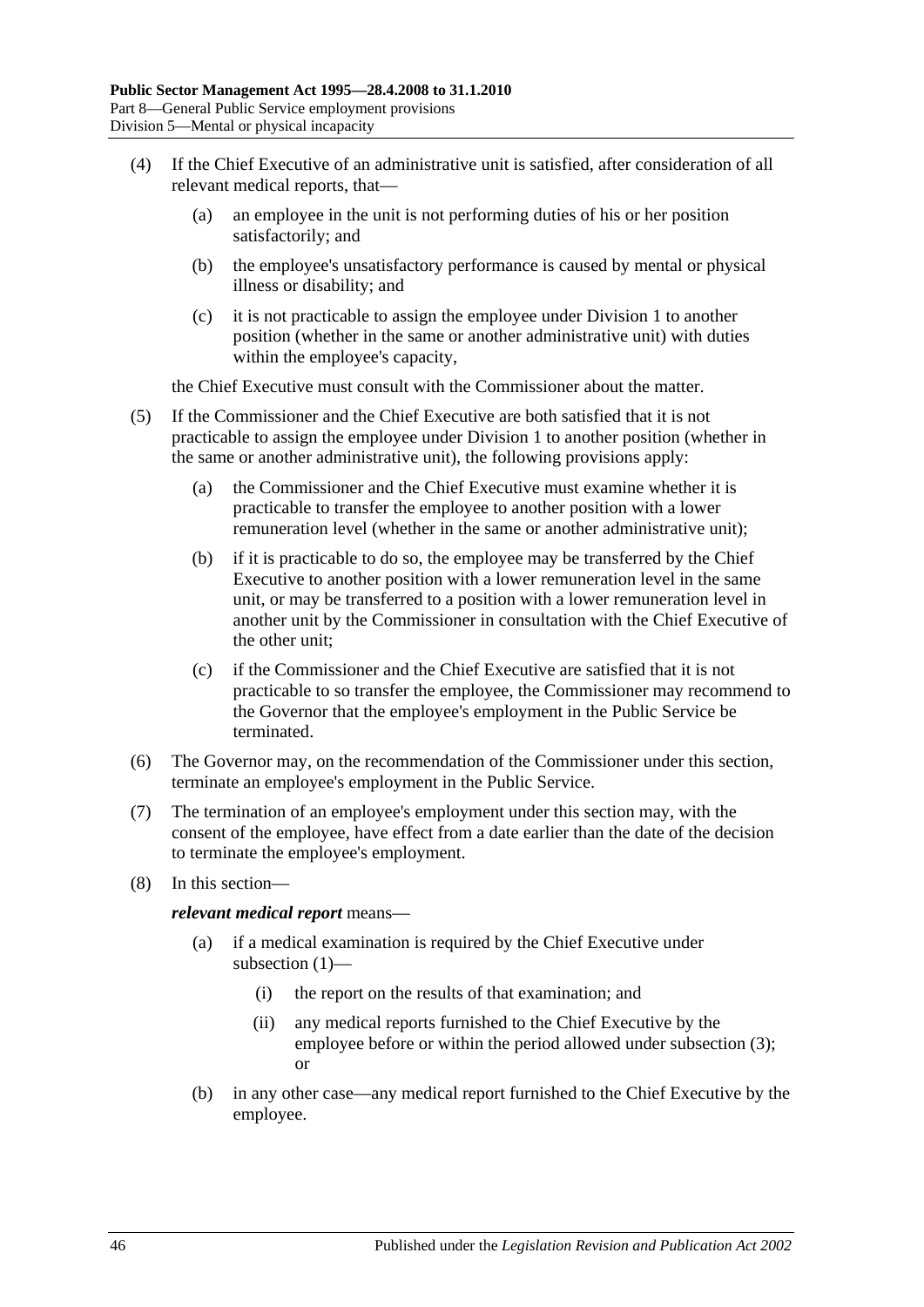(4) If the Chief Executive of an administrative unit is satisfied, after consideration of all relevant medical reports, that—

(a) an employee in the unit is not performing duties of his or her position satisfactorily; and

(b) the employee's unsatisfactory performance is caused by mental or physical illness or disability; and

(c) it is not practicable to assign the employee under Division 1 to another position (whether in the same or another administrative unit) with duties within the employee's capacity,

the Chief Executive must consult with the Commissioner about the matter.

(5) If the Commissioner and the Chief Executive are both satisfied that it is not practicable to assign the employee under Division 1 to another position (whether in the same or another administrative unit), the following provisions apply:

(a) the Commissioner and the Chief Executive must examine whether it is practicable to transfer the employee to another position with a lower remuneration level (whether in the same or another administrative unit);

(b) if it is practicable to do so, the employee may be transferred by the Chief Executive to another position with a lower remuneration level in the same unit, or may be transferred to a position with a lower remuneration level in another unit by the Commissioner in consultation with the Chief Executive of the other unit;

(c) if the Commissioner and the Chief Executive are satisfied that it is not practicable to so transfer the employee, the Commissioner may recommend to the Governor that the employee's employment in the Public Service be terminated.

(6) The Governor may, on the recommendation of the Commissioner under this section, terminate an employee's employment in the Public Service.

(7) The termination of an employee's employment under this section may, with the consent of the employee, have effect from a date earlier than the date of the decision to terminate the employee's employment.

(8) In this section—

***relevant medical report*** means—

(a) if a medical examination is required by the Chief Executive under subsection (1)—

(i) the report on the results of that examination; and

(ii) any medical reports furnished to the Chief Executive by the employee before or within the period allowed under subsection (3); or

(b) in any other case—any medical report furnished to the Chief Executive by the employee.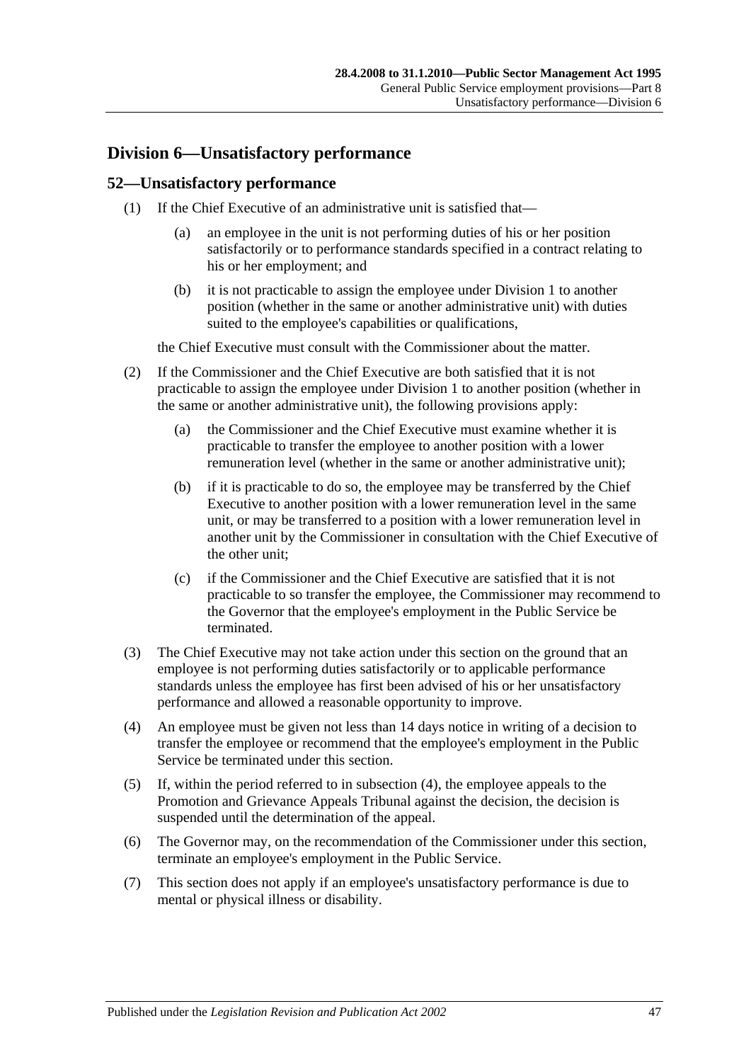## Division 6—Unsatisfactory performance

### 52—Unsatisfactory performance

(1) If the Chief Executive of an administrative unit is satisfied that—

(a) an employee in the unit is not performing duties of his or her position satisfactorily or to performance standards specified in a contract relating to his or her employment; and

(b) it is not practicable to assign the employee under Division 1 to another position (whether in the same or another administrative unit) with duties suited to the employee's capabilities or qualifications,

the Chief Executive must consult with the Commissioner about the matter.

(2) If the Commissioner and the Chief Executive are both satisfied that it is not practicable to assign the employee under Division 1 to another position (whether in the same or another administrative unit), the following provisions apply:

(a) the Commissioner and the Chief Executive must examine whether it is practicable to transfer the employee to another position with a lower remuneration level (whether in the same or another administrative unit);

(b) if it is practicable to do so, the employee may be transferred by the Chief Executive to another position with a lower remuneration level in the same unit, or may be transferred to a position with a lower remuneration level in another unit by the Commissioner in consultation with the Chief Executive of the other unit;

(c) if the Commissioner and the Chief Executive are satisfied that it is not practicable to so transfer the employee, the Commissioner may recommend to the Governor that the employee's employment in the Public Service be terminated.

(3) The Chief Executive may not take action under this section on the ground that an employee is not performing duties satisfactorily or to applicable performance standards unless the employee has first been advised of his or her unsatisfactory performance and allowed a reasonable opportunity to improve.

(4) An employee must be given not less than 14 days notice in writing of a decision to transfer the employee or recommend that the employee's employment in the Public Service be terminated under this section.

(5) If, within the period referred to in subsection (4), the employee appeals to the Promotion and Grievance Appeals Tribunal against the decision, the decision is suspended until the determination of the appeal.

(6) The Governor may, on the recommendation of the Commissioner under this section, terminate an employee's employment in the Public Service.

(7) This section does not apply if an employee's unsatisfactory performance is due to mental or physical illness or disability.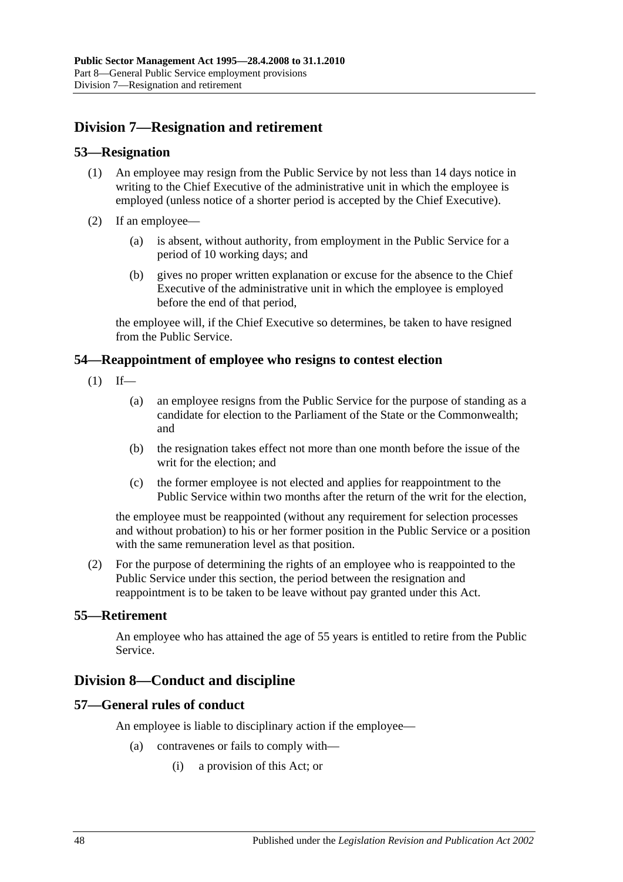## Division 7—Resignation and retirement

### 53—Resignation

(1) An employee may resign from the Public Service by not less than 14 days notice in writing to the Chief Executive of the administrative unit in which the employee is employed (unless notice of a shorter period is accepted by the Chief Executive).

(2) If an employee—

(a) is absent, without authority, from employment in the Public Service for a period of 10 working days; and

(b) gives no proper written explanation or excuse for the absence to the Chief Executive of the administrative unit in which the employee is employed before the end of that period,

the employee will, if the Chief Executive so determines, be taken to have resigned from the Public Service.

### 54—Reappointment of employee who resigns to contest election

(1) If—

(a) an employee resigns from the Public Service for the purpose of standing as a candidate for election to the Parliament of the State or the Commonwealth; and

(b) the resignation takes effect not more than one month before the issue of the writ for the election; and

(c) the former employee is not elected and applies for reappointment to the Public Service within two months after the return of the writ for the election,

the employee must be reappointed (without any requirement for selection processes and without probation) to his or her former position in the Public Service or a position with the same remuneration level as that position.

(2) For the purpose of determining the rights of an employee who is reappointed to the Public Service under this section, the period between the resignation and reappointment is to be taken to be leave without pay granted under this Act.

### 55—Retirement

An employee who has attained the age of 55 years is entitled to retire from the Public Service.

## Division 8—Conduct and discipline

### 57—General rules of conduct

An employee is liable to disciplinary action if the employee—

(a) contravenes or fails to comply with—

(i) a provision of this Act; or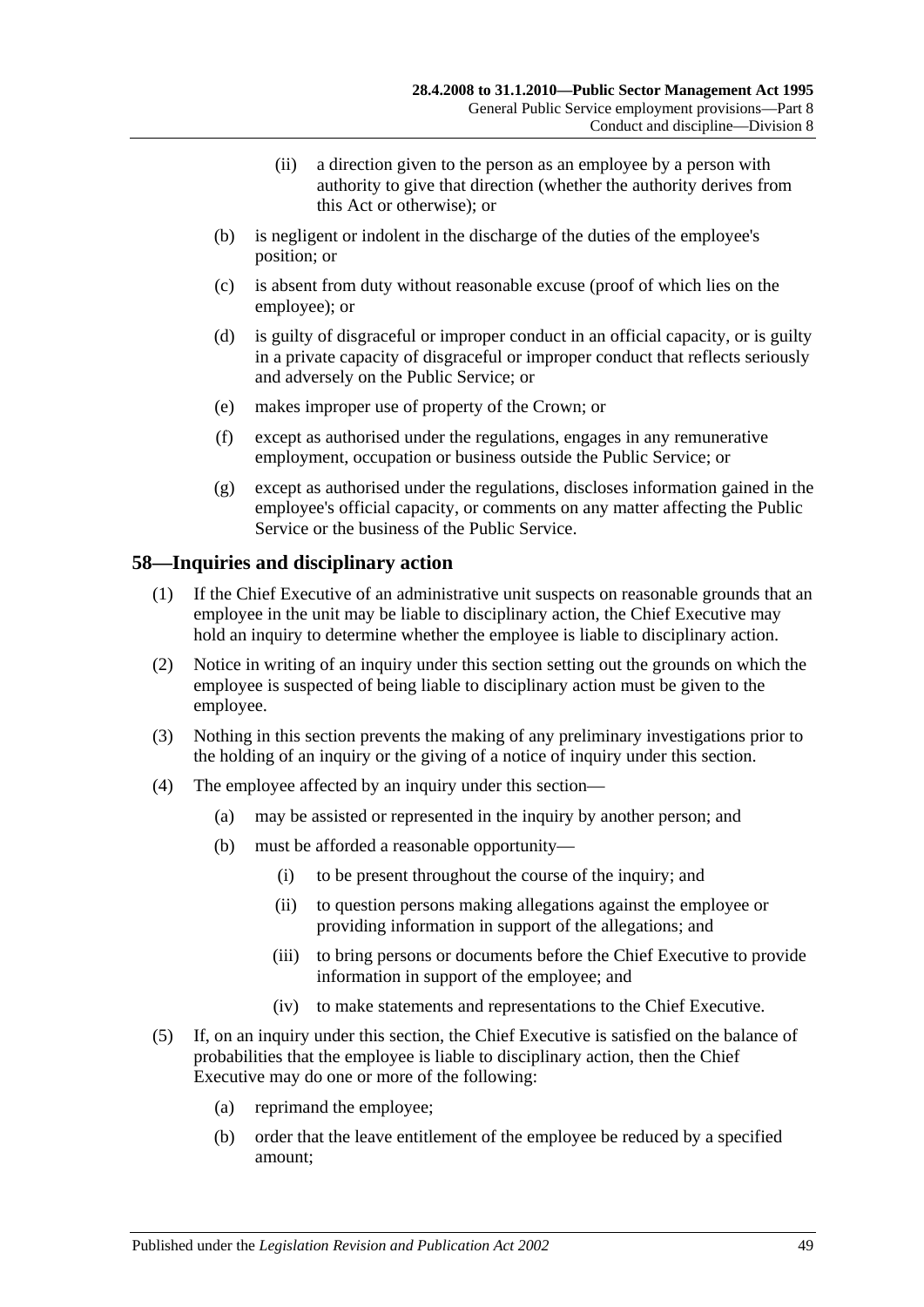(ii) a direction given to the person as an employee by a person with authority to give that direction (whether the authority derives from this Act or otherwise); or

(b) is negligent or indolent in the discharge of the duties of the employee's position; or

(c) is absent from duty without reasonable excuse (proof of which lies on the employee); or

(d) is guilty of disgraceful or improper conduct in an official capacity, or is guilty in a private capacity of disgraceful or improper conduct that reflects seriously and adversely on the Public Service; or

(e) makes improper use of property of the Crown; or

(f) except as authorised under the regulations, engages in any remunerative employment, occupation or business outside the Public Service; or

(g) except as authorised under the regulations, discloses information gained in the employee's official capacity, or comments on any matter affecting the Public Service or the business of the Public Service.

## 58—Inquiries and disciplinary action

(1) If the Chief Executive of an administrative unit suspects on reasonable grounds that an employee in the unit may be liable to disciplinary action, the Chief Executive may hold an inquiry to determine whether the employee is liable to disciplinary action.

(2) Notice in writing of an inquiry under this section setting out the grounds on which the employee is suspected of being liable to disciplinary action must be given to the employee.

(3) Nothing in this section prevents the making of any preliminary investigations prior to the holding of an inquiry or the giving of a notice of inquiry under this section.

(4) The employee affected by an inquiry under this section—

(a) may be assisted or represented in the inquiry by another person; and

(b) must be afforded a reasonable opportunity—

(i) to be present throughout the course of the inquiry; and

(ii) to question persons making allegations against the employee or providing information in support of the allegations; and

(iii) to bring persons or documents before the Chief Executive to provide information in support of the employee; and

(iv) to make statements and representations to the Chief Executive.

(5) If, on an inquiry under this section, the Chief Executive is satisfied on the balance of probabilities that the employee is liable to disciplinary action, then the Chief Executive may do one or more of the following:

(a) reprimand the employee;

(b) order that the leave entitlement of the employee be reduced by a specified amount;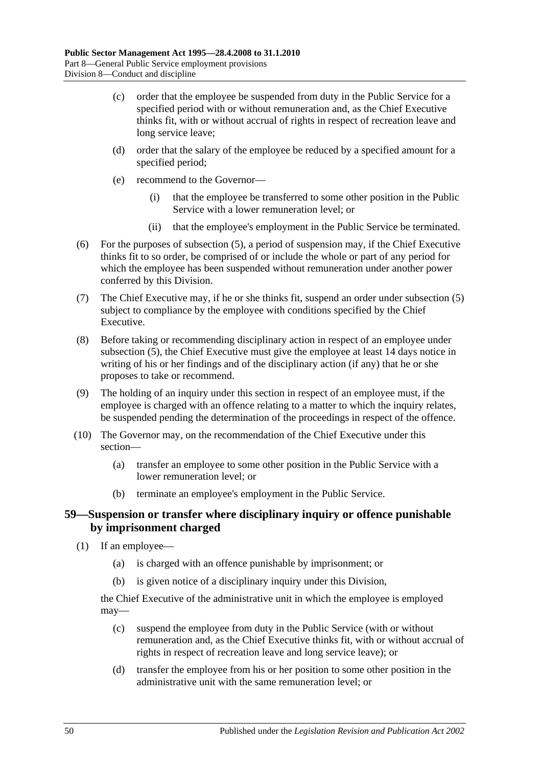(c) order that the employee be suspended from duty in the Public Service for a specified period with or without remuneration and, as the Chief Executive thinks fit, with or without accrual of rights in respect of recreation leave and long service leave;

(d) order that the salary of the employee be reduced by a specified amount for a specified period;

(e) recommend to the Governor—

(i) that the employee be transferred to some other position in the Public Service with a lower remuneration level; or

(ii) that the employee's employment in the Public Service be terminated.

(6) For the purposes of subsection (5), a period of suspension may, if the Chief Executive thinks fit to so order, be comprised of or include the whole or part of any period for which the employee has been suspended without remuneration under another power conferred by this Division.

(7) The Chief Executive may, if he or she thinks fit, suspend an order under subsection (5) subject to compliance by the employee with conditions specified by the Chief Executive.

(8) Before taking or recommending disciplinary action in respect of an employee under subsection (5), the Chief Executive must give the employee at least 14 days notice in writing of his or her findings and of the disciplinary action (if any) that he or she proposes to take or recommend.

(9) The holding of an inquiry under this section in respect of an employee must, if the employee is charged with an offence relating to a matter to which the inquiry relates, be suspended pending the determination of the proceedings in respect of the offence.

(10) The Governor may, on the recommendation of the Chief Executive under this section—

(a) transfer an employee to some other position in the Public Service with a lower remuneration level; or

(b) terminate an employee's employment in the Public Service.

## 59—Suspension or transfer where disciplinary inquiry or offence punishable by imprisonment charged

(1) If an employee—

(a) is charged with an offence punishable by imprisonment; or

(b) is given notice of a disciplinary inquiry under this Division,

the Chief Executive of the administrative unit in which the employee is employed may—

(c) suspend the employee from duty in the Public Service (with or without remuneration and, as the Chief Executive thinks fit, with or without accrual of rights in respect of recreation leave and long service leave); or

(d) transfer the employee from his or her position to some other position in the administrative unit with the same remuneration level; or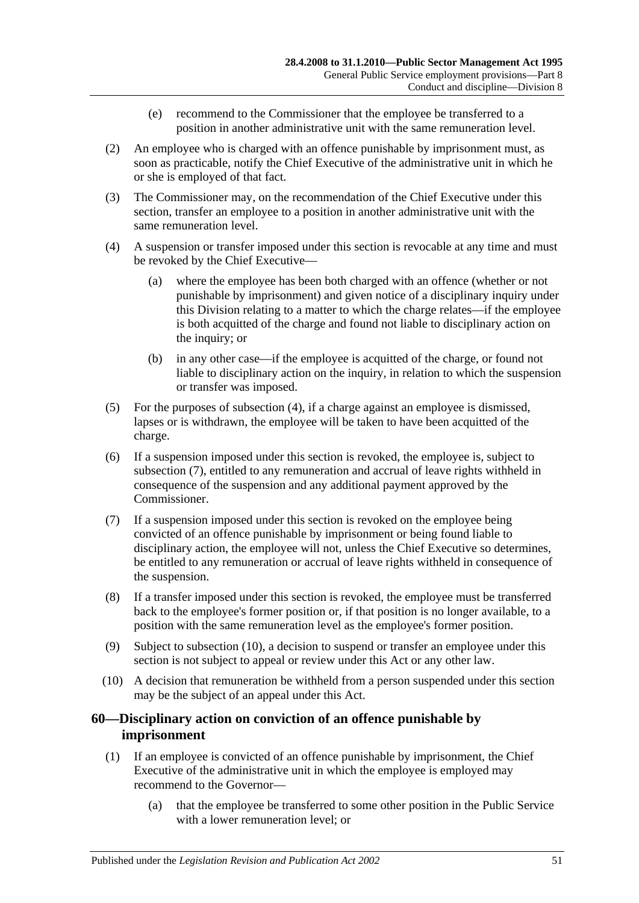(e) recommend to the Commissioner that the employee be transferred to a position in another administrative unit with the same remuneration level.

(2) An employee who is charged with an offence punishable by imprisonment must, as soon as practicable, notify the Chief Executive of the administrative unit in which he or she is employed of that fact.

(3) The Commissioner may, on the recommendation of the Chief Executive under this section, transfer an employee to a position in another administrative unit with the same remuneration level.

(4) A suspension or transfer imposed under this section is revocable at any time and must be revoked by the Chief Executive—

(a) where the employee has been both charged with an offence (whether or not punishable by imprisonment) and given notice of a disciplinary inquiry under this Division relating to a matter to which the charge relates—if the employee is both acquitted of the charge and found not liable to disciplinary action on the inquiry; or

(b) in any other case—if the employee is acquitted of the charge, or found not liable to disciplinary action on the inquiry, in relation to which the suspension or transfer was imposed.

(5) For the purposes of subsection (4), if a charge against an employee is dismissed, lapses or is withdrawn, the employee will be taken to have been acquitted of the charge.

(6) If a suspension imposed under this section is revoked, the employee is, subject to subsection (7), entitled to any remuneration and accrual of leave rights withheld in consequence of the suspension and any additional payment approved by the Commissioner.

(7) If a suspension imposed under this section is revoked on the employee being convicted of an offence punishable by imprisonment or being found liable to disciplinary action, the employee will not, unless the Chief Executive so determines, be entitled to any remuneration or accrual of leave rights withheld in consequence of the suspension.

(8) If a transfer imposed under this section is revoked, the employee must be transferred back to the employee's former position or, if that position is no longer available, to a position with the same remuneration level as the employee's former position.

(9) Subject to subsection (10), a decision to suspend or transfer an employee under this section is not subject to appeal or review under this Act or any other law.

(10) A decision that remuneration be withheld from a person suspended under this section may be the subject of an appeal under this Act.

## 60—Disciplinary action on conviction of an offence punishable by imprisonment

(1) If an employee is convicted of an offence punishable by imprisonment, the Chief Executive of the administrative unit in which the employee is employed may recommend to the Governor—

(a) that the employee be transferred to some other position in the Public Service with a lower remuneration level; or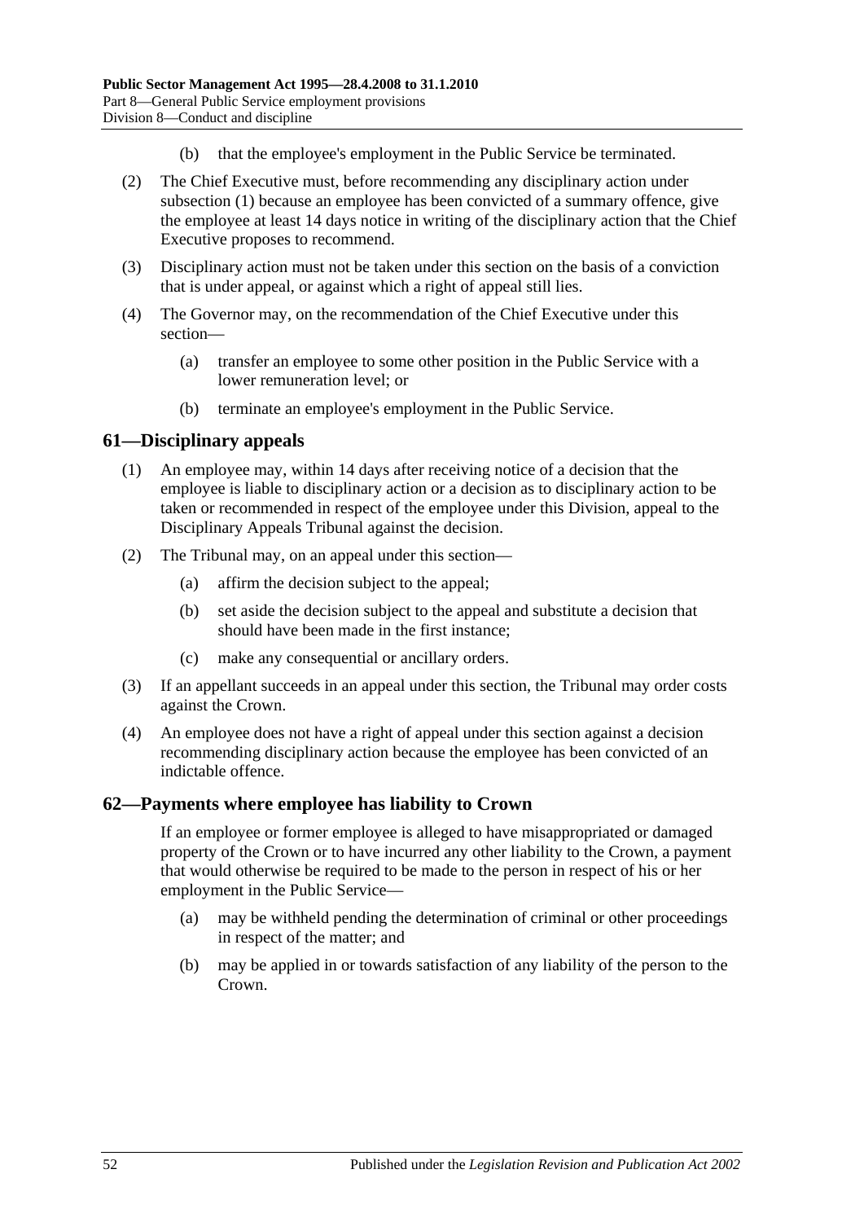(b) that the employee's employment in the Public Service be terminated.

(2) The Chief Executive must, before recommending any disciplinary action under subsection (1) because an employee has been convicted of a summary offence, give the employee at least 14 days notice in writing of the disciplinary action that the Chief Executive proposes to recommend.

(3) Disciplinary action must not be taken under this section on the basis of a conviction that is under appeal, or against which a right of appeal still lies.

(4) The Governor may, on the recommendation of the Chief Executive under this section—

(a) transfer an employee to some other position in the Public Service with a lower remuneration level; or

(b) terminate an employee's employment in the Public Service.

## 61—Disciplinary appeals

(1) An employee may, within 14 days after receiving notice of a decision that the employee is liable to disciplinary action or a decision as to disciplinary action to be taken or recommended in respect of the employee under this Division, appeal to the Disciplinary Appeals Tribunal against the decision.

(2) The Tribunal may, on an appeal under this section—

(a) affirm the decision subject to the appeal;

(b) set aside the decision subject to the appeal and substitute a decision that should have been made in the first instance;

(c) make any consequential or ancillary orders.

(3) If an appellant succeeds in an appeal under this section, the Tribunal may order costs against the Crown.

(4) An employee does not have a right of appeal under this section against a decision recommending disciplinary action because the employee has been convicted of an indictable offence.

## 62—Payments where employee has liability to Crown

If an employee or former employee is alleged to have misappropriated or damaged property of the Crown or to have incurred any other liability to the Crown, a payment that would otherwise be required to be made to the person in respect of his or her employment in the Public Service—

(a) may be withheld pending the determination of criminal or other proceedings in respect of the matter; and

(b) may be applied in or towards satisfaction of any liability of the person to the Crown.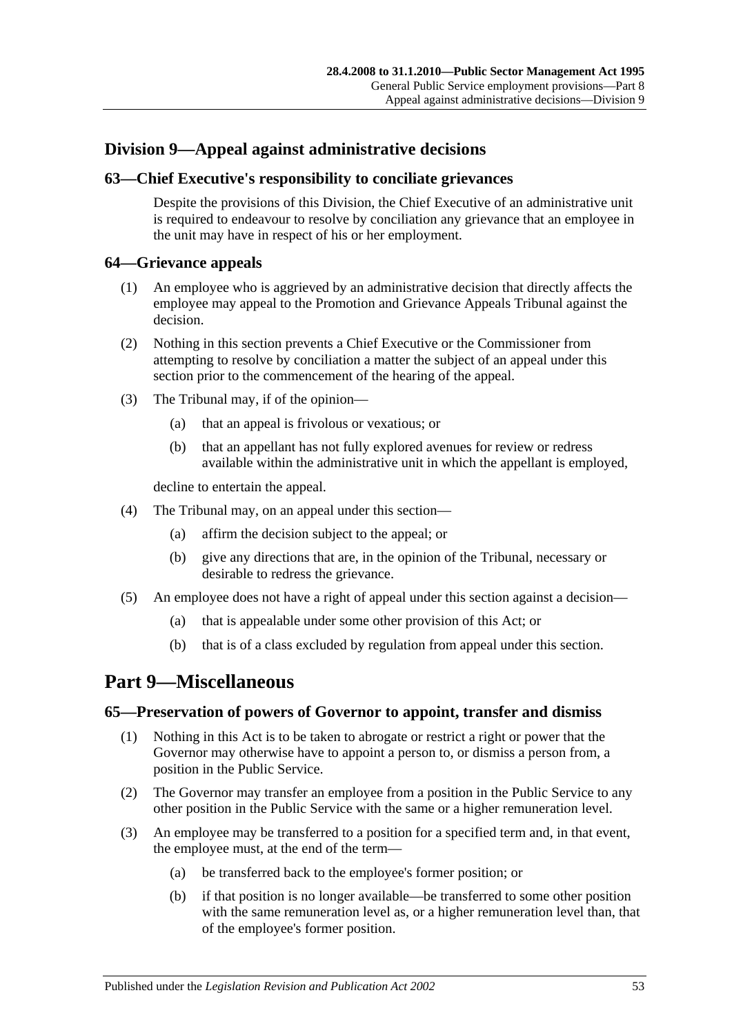## Division 9—Appeal against administrative decisions

### 63—Chief Executive's responsibility to conciliate grievances

Despite the provisions of this Division, the Chief Executive of an administrative unit is required to endeavour to resolve by conciliation any grievance that an employee in the unit may have in respect of his or her employment.

### 64—Grievance appeals

(1) An employee who is aggrieved by an administrative decision that directly affects the employee may appeal to the Promotion and Grievance Appeals Tribunal against the decision.

(2) Nothing in this section prevents a Chief Executive or the Commissioner from attempting to resolve by conciliation a matter the subject of an appeal under this section prior to the commencement of the hearing of the appeal.

(3) The Tribunal may, if of the opinion—

(a) that an appeal is frivolous or vexatious; or

(b) that an appellant has not fully explored avenues for review or redress available within the administrative unit in which the appellant is employed,

decline to entertain the appeal.

(4) The Tribunal may, on an appeal under this section—

(a) affirm the decision subject to the appeal; or

(b) give any directions that are, in the opinion of the Tribunal, necessary or desirable to redress the grievance.

(5) An employee does not have a right of appeal under this section against a decision—

(a) that is appealable under some other provision of this Act; or

(b) that is of a class excluded by regulation from appeal under this section.

# Part 9—Miscellaneous

### 65—Preservation of powers of Governor to appoint, transfer and dismiss

(1) Nothing in this Act is to be taken to abrogate or restrict a right or power that the Governor may otherwise have to appoint a person to, or dismiss a person from, a position in the Public Service.

(2) The Governor may transfer an employee from a position in the Public Service to any other position in the Public Service with the same or a higher remuneration level.

(3) An employee may be transferred to a position for a specified term and, in that event, the employee must, at the end of the term—

(a) be transferred back to the employee's former position; or

(b) if that position is no longer available—be transferred to some other position with the same remuneration level as, or a higher remuneration level than, that of the employee's former position.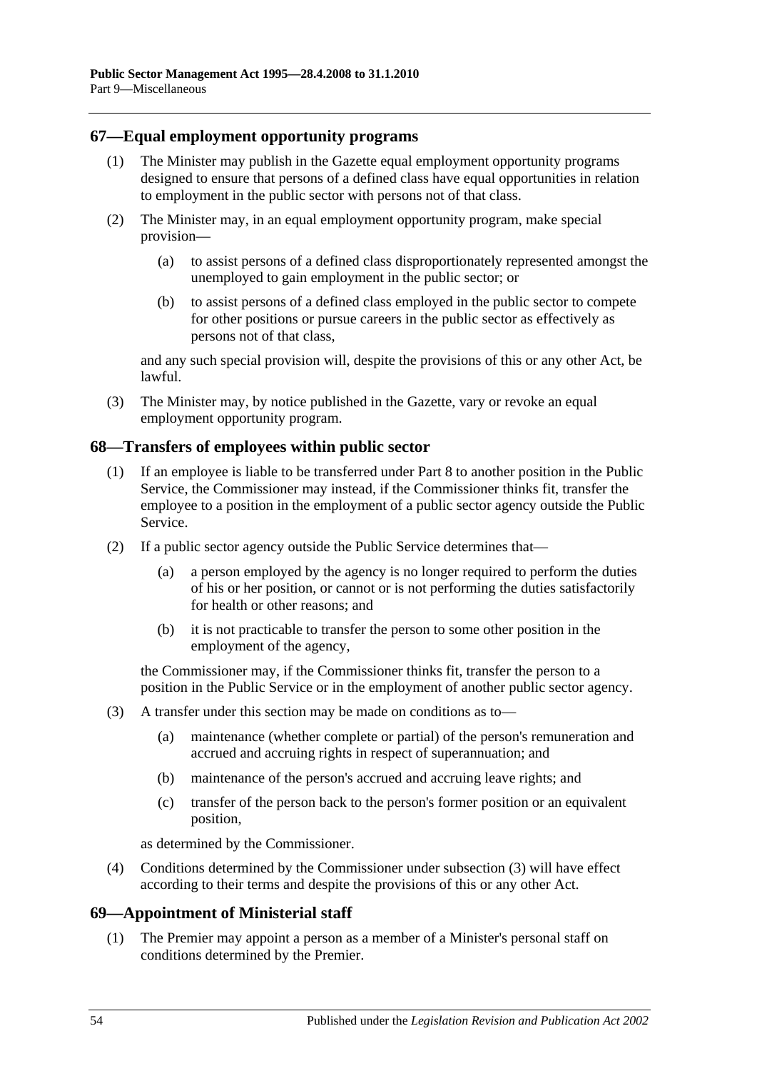## 67—Equal employment opportunity programs

(1) The Minister may publish in the Gazette equal employment opportunity programs designed to ensure that persons of a defined class have equal opportunities in relation to employment in the public sector with persons not of that class.

(2) The Minister may, in an equal employment opportunity program, make special provision—

(a) to assist persons of a defined class disproportionately represented amongst the unemployed to gain employment in the public sector; or

(b) to assist persons of a defined class employed in the public sector to compete for other positions or pursue careers in the public sector as effectively as persons not of that class,

and any such special provision will, despite the provisions of this or any other Act, be lawful.

(3) The Minister may, by notice published in the Gazette, vary or revoke an equal employment opportunity program.

## 68—Transfers of employees within public sector

(1) If an employee is liable to be transferred under Part 8 to another position in the Public Service, the Commissioner may instead, if the Commissioner thinks fit, transfer the employee to a position in the employment of a public sector agency outside the Public Service.

(2) If a public sector agency outside the Public Service determines that—

(a) a person employed by the agency is no longer required to perform the duties of his or her position, or cannot or is not performing the duties satisfactorily for health or other reasons; and

(b) it is not practicable to transfer the person to some other position in the employment of the agency,

the Commissioner may, if the Commissioner thinks fit, transfer the person to a position in the Public Service or in the employment of another public sector agency.

(3) A transfer under this section may be made on conditions as to—

(a) maintenance (whether complete or partial) of the person's remuneration and accrued and accruing rights in respect of superannuation; and

(b) maintenance of the person's accrued and accruing leave rights; and

(c) transfer of the person back to the person's former position or an equivalent position,

as determined by the Commissioner.

(4) Conditions determined by the Commissioner under subsection (3) will have effect according to their terms and despite the provisions of this or any other Act.

## 69—Appointment of Ministerial staff

(1) The Premier may appoint a person as a member of a Minister's personal staff on conditions determined by the Premier.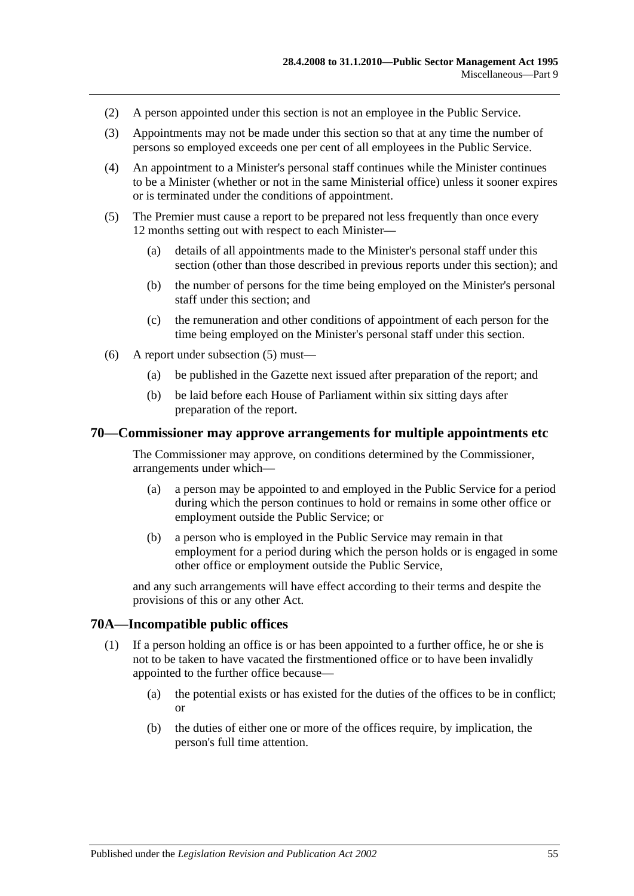(2) A person appointed under this section is not an employee in the Public Service.

(3) Appointments may not be made under this section so that at any time the number of persons so employed exceeds one per cent of all employees in the Public Service.

(4) An appointment to a Minister's personal staff continues while the Minister continues to be a Minister (whether or not in the same Ministerial office) unless it sooner expires or is terminated under the conditions of appointment.

(5) The Premier must cause a report to be prepared not less frequently than once every 12 months setting out with respect to each Minister—

(a) details of all appointments made to the Minister's personal staff under this section (other than those described in previous reports under this section); and

(b) the number of persons for the time being employed on the Minister's personal staff under this section; and

(c) the remuneration and other conditions of appointment of each person for the time being employed on the Minister's personal staff under this section.

(6) A report under subsection (5) must—

(a) be published in the Gazette next issued after preparation of the report; and

(b) be laid before each House of Parliament within six sitting days after preparation of the report.

## 70—Commissioner may approve arrangements for multiple appointments etc

The Commissioner may approve, on conditions determined by the Commissioner, arrangements under which—

(a) a person may be appointed to and employed in the Public Service for a period during which the person continues to hold or remains in some other office or employment outside the Public Service; or

(b) a person who is employed in the Public Service may remain in that employment for a period during which the person holds or is engaged in some other office or employment outside the Public Service,

and any such arrangements will have effect according to their terms and despite the provisions of this or any other Act.

## 70A—Incompatible public offices

(1) If a person holding an office is or has been appointed to a further office, he or she is not to be taken to have vacated the firstmentioned office or to have been invalidly appointed to the further office because—

(a) the potential exists or has existed for the duties of the offices to be in conflict; or

(b) the duties of either one or more of the offices require, by implication, the person's full time attention.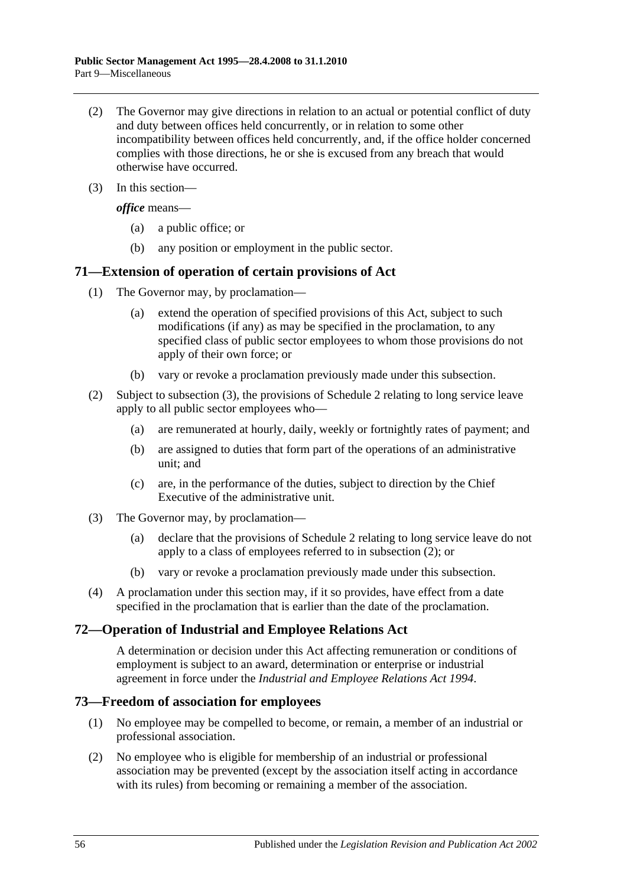(2) The Governor may give directions in relation to an actual or potential conflict of duty and duty between offices held concurrently, or in relation to some other incompatibility between offices held concurrently, and, if the office holder concerned complies with those directions, he or she is excused from any breach that would otherwise have occurred.

(3) In this section—

***office*** means—

(a) a public office; or

(b) any position or employment in the public sector.

## 71—Extension of operation of certain provisions of Act

(1) The Governor may, by proclamation—

(a) extend the operation of specified provisions of this Act, subject to such modifications (if any) as may be specified in the proclamation, to any specified class of public sector employees to whom those provisions do not apply of their own force; or

(b) vary or revoke a proclamation previously made under this subsection.

(2) Subject to subsection (3), the provisions of Schedule 2 relating to long service leave apply to all public sector employees who—

(a) are remunerated at hourly, daily, weekly or fortnightly rates of payment; and

(b) are assigned to duties that form part of the operations of an administrative unit; and

(c) are, in the performance of the duties, subject to direction by the Chief Executive of the administrative unit.

(3) The Governor may, by proclamation—

(a) declare that the provisions of Schedule 2 relating to long service leave do not apply to a class of employees referred to in subsection (2); or

(b) vary or revoke a proclamation previously made under this subsection.

(4) A proclamation under this section may, if it so provides, have effect from a date specified in the proclamation that is earlier than the date of the proclamation.

## 72—Operation of Industrial and Employee Relations Act

A determination or decision under this Act affecting remuneration or conditions of employment is subject to an award, determination or enterprise or industrial agreement in force under the *Industrial and Employee Relations Act 1994*.

## 73—Freedom of association for employees

(1) No employee may be compelled to become, or remain, a member of an industrial or professional association.

(2) No employee who is eligible for membership of an industrial or professional association may be prevented (except by the association itself acting in accordance with its rules) from becoming or remaining a member of the association.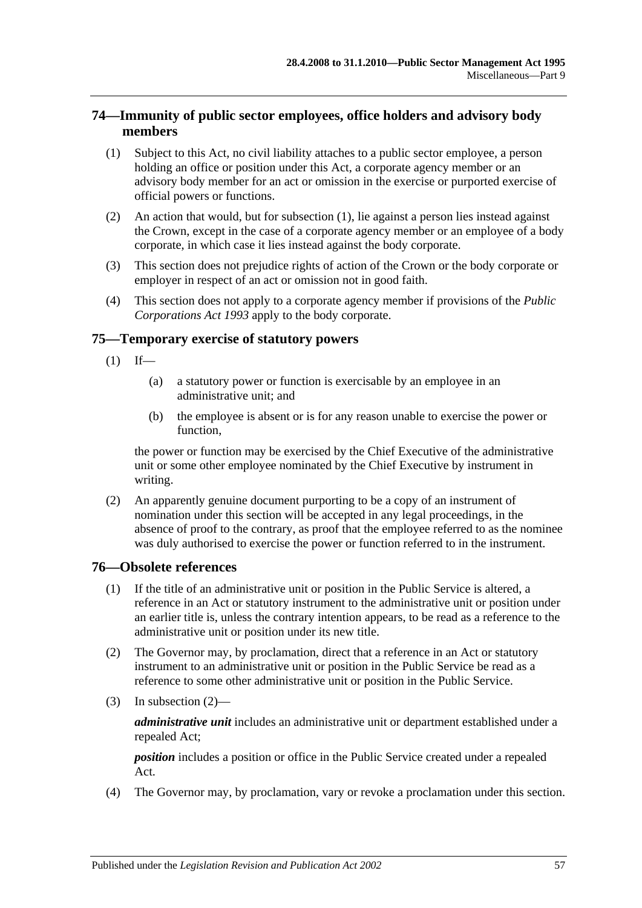## 74—Immunity of public sector employees, office holders and advisory body members

(1) Subject to this Act, no civil liability attaches to a public sector employee, a person holding an office or position under this Act, a corporate agency member or an advisory body member for an act or omission in the exercise or purported exercise of official powers or functions.

(2) An action that would, but for subsection (1), lie against a person lies instead against the Crown, except in the case of a corporate agency member or an employee of a body corporate, in which case it lies instead against the body corporate.

(3) This section does not prejudice rights of action of the Crown or the body corporate or employer in respect of an act or omission not in good faith.

(4) This section does not apply to a corporate agency member if provisions of the *Public Corporations Act 1993* apply to the body corporate.

## 75—Temporary exercise of statutory powers

(1) If—

(a) a statutory power or function is exercisable by an employee in an administrative unit; and

(b) the employee is absent or is for any reason unable to exercise the power or function,

the power or function may be exercised by the Chief Executive of the administrative unit or some other employee nominated by the Chief Executive by instrument in writing.

(2) An apparently genuine document purporting to be a copy of an instrument of nomination under this section will be accepted in any legal proceedings, in the absence of proof to the contrary, as proof that the employee referred to as the nominee was duly authorised to exercise the power or function referred to in the instrument.

## 76—Obsolete references

(1) If the title of an administrative unit or position in the Public Service is altered, a reference in an Act or statutory instrument to the administrative unit or position under an earlier title is, unless the contrary intention appears, to be read as a reference to the administrative unit or position under its new title.

(2) The Governor may, by proclamation, direct that a reference in an Act or statutory instrument to an administrative unit or position in the Public Service be read as a reference to some other administrative unit or position in the Public Service.

(3) In subsection (2)—

***administrative unit*** includes an administrative unit or department established under a repealed Act;

***position*** includes a position or office in the Public Service created under a repealed Act.

(4) The Governor may, by proclamation, vary or revoke a proclamation under this section.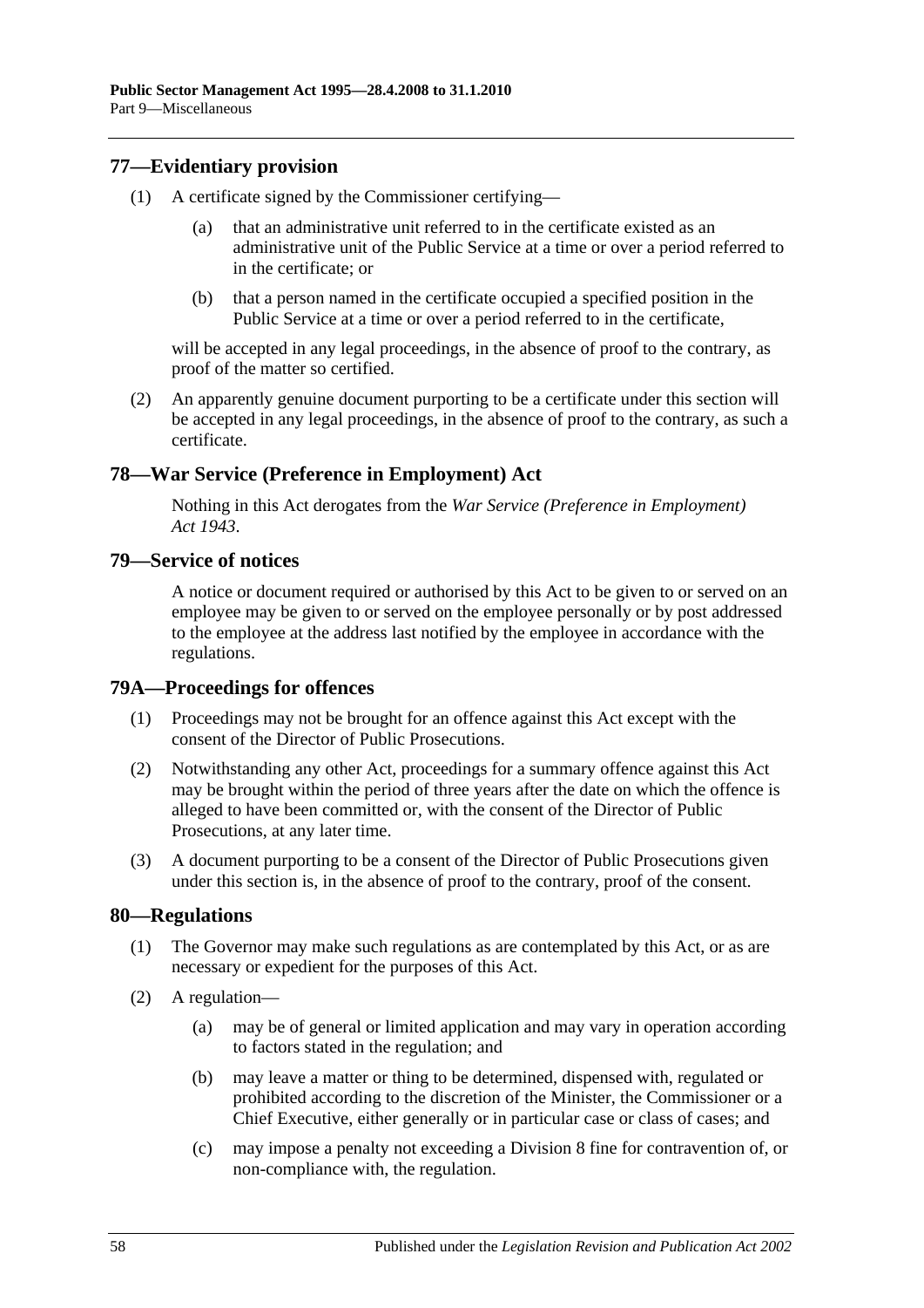## 77—Evidentiary provision

(1) A certificate signed by the Commissioner certifying—

(a) that an administrative unit referred to in the certificate existed as an administrative unit of the Public Service at a time or over a period referred to in the certificate; or

(b) that a person named in the certificate occupied a specified position in the Public Service at a time or over a period referred to in the certificate,

will be accepted in any legal proceedings, in the absence of proof to the contrary, as proof of the matter so certified.

(2) An apparently genuine document purporting to be a certificate under this section will be accepted in any legal proceedings, in the absence of proof to the contrary, as such a certificate.

## 78—War Service (Preference in Employment) Act

Nothing in this Act derogates from the *War Service (Preference in Employment) Act 1943*.

## 79—Service of notices

A notice or document required or authorised by this Act to be given to or served on an employee may be given to or served on the employee personally or by post addressed to the employee at the address last notified by the employee in accordance with the regulations.

## 79A—Proceedings for offences

(1) Proceedings may not be brought for an offence against this Act except with the consent of the Director of Public Prosecutions.

(2) Notwithstanding any other Act, proceedings for a summary offence against this Act may be brought within the period of three years after the date on which the offence is alleged to have been committed or, with the consent of the Director of Public Prosecutions, at any later time.

(3) A document purporting to be a consent of the Director of Public Prosecutions given under this section is, in the absence of proof to the contrary, proof of the consent.

## 80—Regulations

(1) The Governor may make such regulations as are contemplated by this Act, or as are necessary or expedient for the purposes of this Act.

(2) A regulation—

(a) may be of general or limited application and may vary in operation according to factors stated in the regulation; and

(b) may leave a matter or thing to be determined, dispensed with, regulated or prohibited according to the discretion of the Minister, the Commissioner or a Chief Executive, either generally or in particular case or class of cases; and

(c) may impose a penalty not exceeding a Division 8 fine for contravention of, or non-compliance with, the regulation.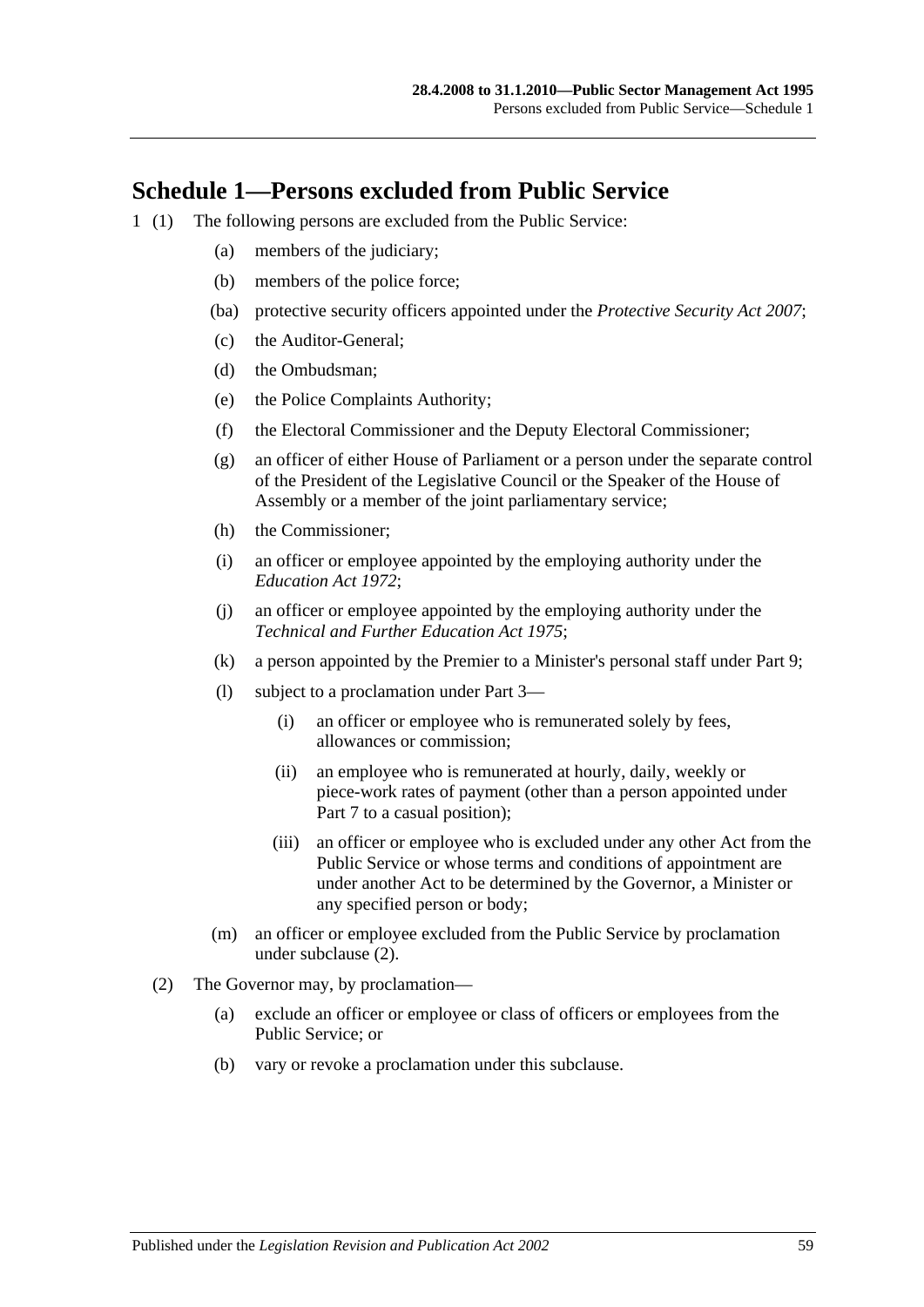## Schedule 1—Persons excluded from Public Service

1 (1) The following persons are excluded from the Public Service:

- (a) members of the judiciary;
- (b) members of the police force;
- (ba) protective security officers appointed under the *Protective Security Act 2007*;
- (c) the Auditor-General;
- (d) the Ombudsman;
- (e) the Police Complaints Authority;
- (f) the Electoral Commissioner and the Deputy Electoral Commissioner;
- (g) an officer of either House of Parliament or a person under the separate control of the President of the Legislative Council or the Speaker of the House of Assembly or a member of the joint parliamentary service;
- (h) the Commissioner;
- (i) an officer or employee appointed by the employing authority under the *Education Act 1972*;
- (j) an officer or employee appointed by the employing authority under the *Technical and Further Education Act 1975*;
- (k) a person appointed by the Premier to a Minister's personal staff under Part 9;
- (l) subject to a proclamation under Part 3—
  - (i) an officer or employee who is remunerated solely by fees, allowances or commission;
  - (ii) an employee who is remunerated at hourly, daily, weekly or piece-work rates of payment (other than a person appointed under Part 7 to a casual position);
  - (iii) an officer or employee who is excluded under any other Act from the Public Service or whose terms and conditions of appointment are under another Act to be determined by the Governor, a Minister or any specified person or body;
- (m) an officer or employee excluded from the Public Service by proclamation under subclause (2).

(2) The Governor may, by proclamation—

- (a) exclude an officer or employee or class of officers or employees from the Public Service; or
- (b) vary or revoke a proclamation under this subclause.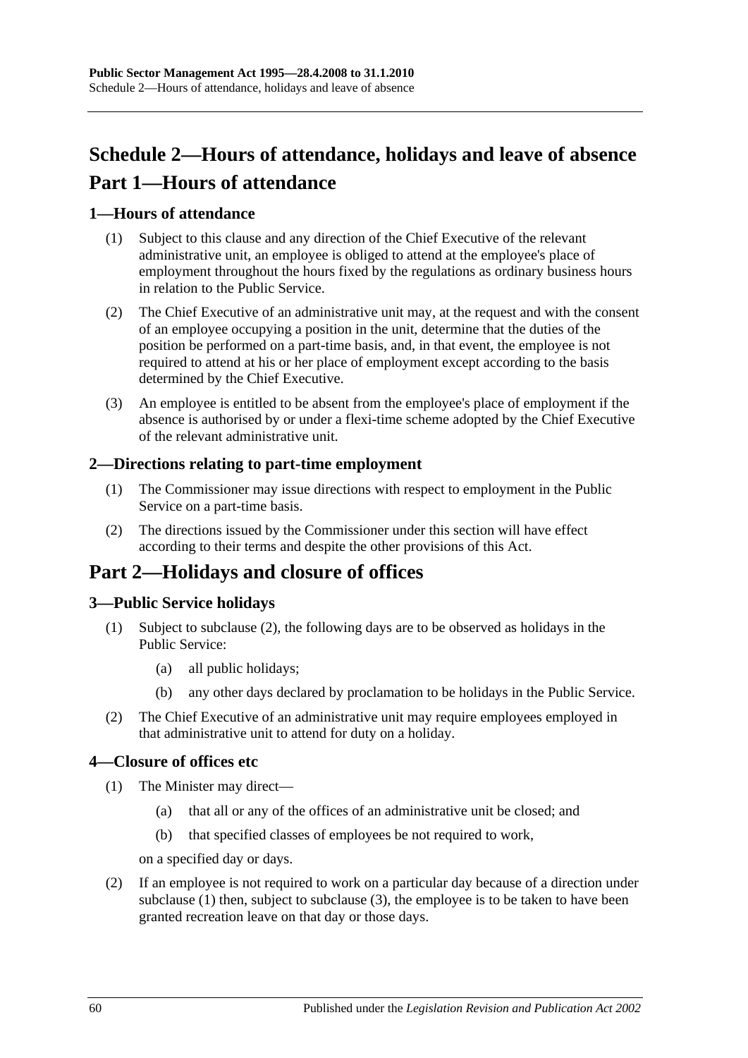# Schedule 2—Hours of attendance, holidays and leave of absence

# Part 1—Hours of attendance

## 1—Hours of attendance

(1) Subject to this clause and any direction of the Chief Executive of the relevant administrative unit, an employee is obliged to attend at the employee's place of employment throughout the hours fixed by the regulations as ordinary business hours in relation to the Public Service.

(2) The Chief Executive of an administrative unit may, at the request and with the consent of an employee occupying a position in the unit, determine that the duties of the position be performed on a part-time basis, and, in that event, the employee is not required to attend at his or her place of employment except according to the basis determined by the Chief Executive.

(3) An employee is entitled to be absent from the employee's place of employment if the absence is authorised by or under a flexi-time scheme adopted by the Chief Executive of the relevant administrative unit.

## 2—Directions relating to part-time employment

(1) The Commissioner may issue directions with respect to employment in the Public Service on a part-time basis.

(2) The directions issued by the Commissioner under this section will have effect according to their terms and despite the other provisions of this Act.

# Part 2—Holidays and closure of offices

## 3—Public Service holidays

(1) Subject to subclause (2), the following days are to be observed as holidays in the Public Service:

   (a) all public holidays;

   (b) any other days declared by proclamation to be holidays in the Public Service.

(2) The Chief Executive of an administrative unit may require employees employed in that administrative unit to attend for duty on a holiday.

## 4—Closure of offices etc

(1) The Minister may direct—

   (a) that all or any of the offices of an administrative unit be closed; and

   (b) that specified classes of employees be not required to work,

   on a specified day or days.

(2) If an employee is not required to work on a particular day because of a direction under subclause (1) then, subject to subclause (3), the employee is to be taken to have been granted recreation leave on that day or those days.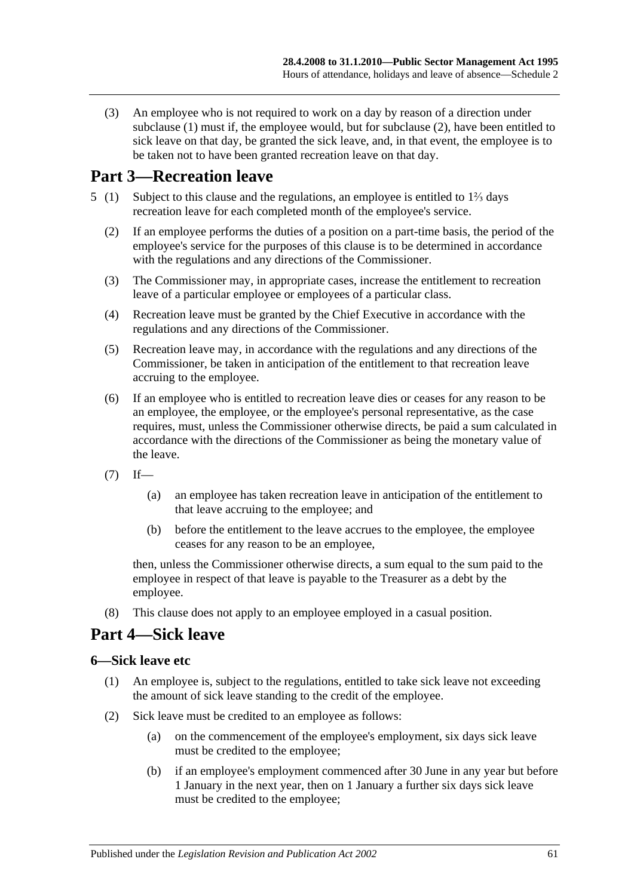(3) An employee who is not required to work on a day by reason of a direction under subclause (1) must if, the employee would, but for subclause (2), have been entitled to sick leave on that day, be granted the sick leave, and, in that event, the employee is to be taken not to have been granted recreation leave on that day.

## Part 3—Recreation leave

5 (1) Subject to this clause and the regulations, an employee is entitled to 1⅔ days recreation leave for each completed month of the employee's service.

(2) If an employee performs the duties of a position on a part-time basis, the period of the employee's service for the purposes of this clause is to be determined in accordance with the regulations and any directions of the Commissioner.

(3) The Commissioner may, in appropriate cases, increase the entitlement to recreation leave of a particular employee or employees of a particular class.

(4) Recreation leave must be granted by the Chief Executive in accordance with the regulations and any directions of the Commissioner.

(5) Recreation leave may, in accordance with the regulations and any directions of the Commissioner, be taken in anticipation of the entitlement to that recreation leave accruing to the employee.

(6) If an employee who is entitled to recreation leave dies or ceases for any reason to be an employee, the employee, or the employee's personal representative, as the case requires, must, unless the Commissioner otherwise directs, be paid a sum calculated in accordance with the directions of the Commissioner as being the monetary value of the leave.

(7) If—

(a) an employee has taken recreation leave in anticipation of the entitlement to that leave accruing to the employee; and

(b) before the entitlement to the leave accrues to the employee, the employee ceases for any reason to be an employee,

then, unless the Commissioner otherwise directs, a sum equal to the sum paid to the employee in respect of that leave is payable to the Treasurer as a debt by the employee.

(8) This clause does not apply to an employee employed in a casual position.

## Part 4—Sick leave

### 6—Sick leave etc

(1) An employee is, subject to the regulations, entitled to take sick leave not exceeding the amount of sick leave standing to the credit of the employee.

(2) Sick leave must be credited to an employee as follows:

(a) on the commencement of the employee's employment, six days sick leave must be credited to the employee;

(b) if an employee's employment commenced after 30 June in any year but before 1 January in the next year, then on 1 January a further six days sick leave must be credited to the employee;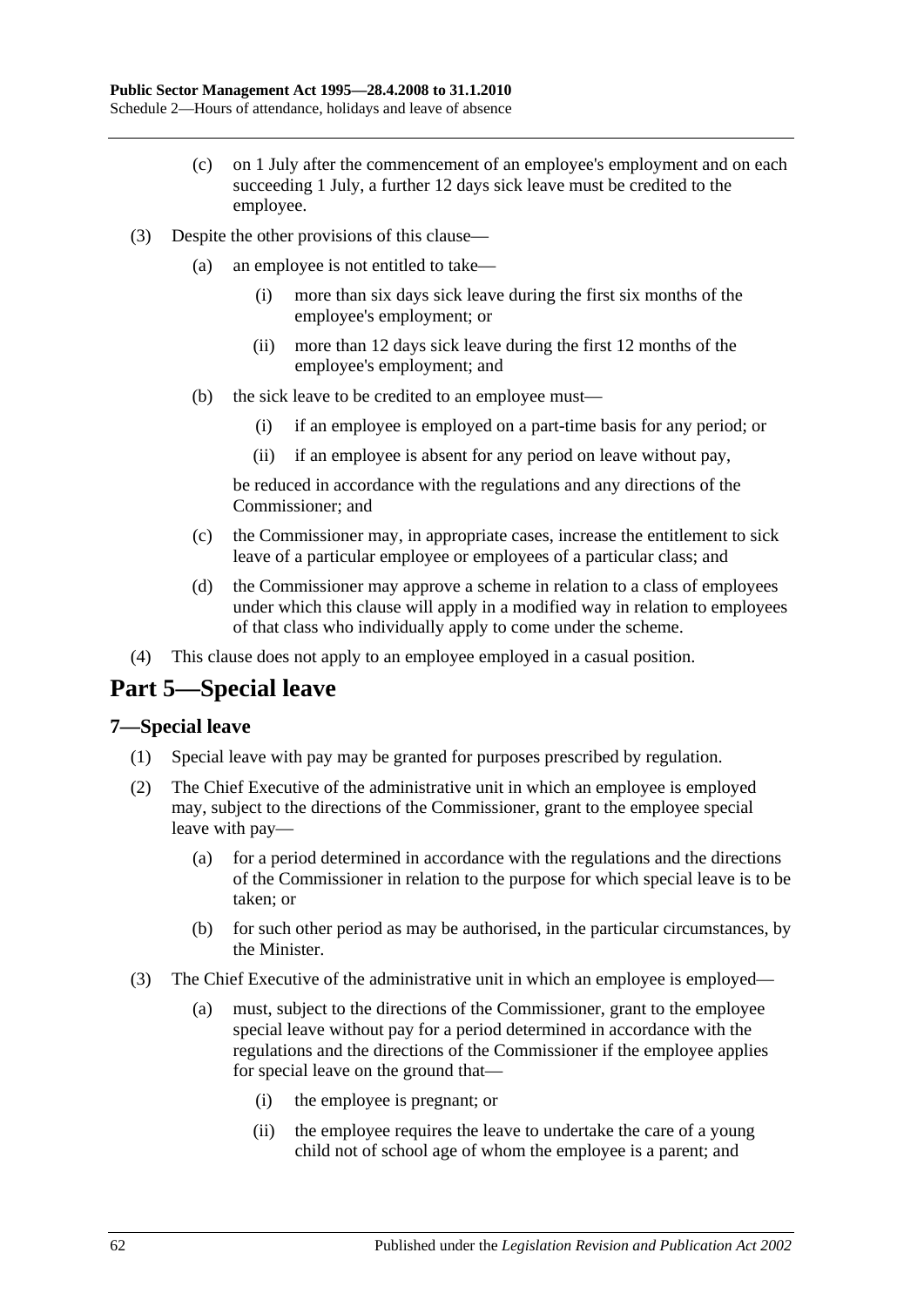(c) on 1 July after the commencement of an employee's employment and on each succeeding 1 July, a further 12 days sick leave must be credited to the employee.

(3) Despite the other provisions of this clause—

(a) an employee is not entitled to take—

(i) more than six days sick leave during the first six months of the employee's employment; or

(ii) more than 12 days sick leave during the first 12 months of the employee's employment; and

(b) the sick leave to be credited to an employee must—

(i) if an employee is employed on a part-time basis for any period; or

(ii) if an employee is absent for any period on leave without pay,

be reduced in accordance with the regulations and any directions of the Commissioner; and

(c) the Commissioner may, in appropriate cases, increase the entitlement to sick leave of a particular employee or employees of a particular class; and

(d) the Commissioner may approve a scheme in relation to a class of employees under which this clause will apply in a modified way in relation to employees of that class who individually apply to come under the scheme.

(4) This clause does not apply to an employee employed in a casual position.

# Part 5—Special leave

## 7—Special leave

(1) Special leave with pay may be granted for purposes prescribed by regulation.

(2) The Chief Executive of the administrative unit in which an employee is employed may, subject to the directions of the Commissioner, grant to the employee special leave with pay—

(a) for a period determined in accordance with the regulations and the directions of the Commissioner in relation to the purpose for which special leave is to be taken; or

(b) for such other period as may be authorised, in the particular circumstances, by the Minister.

(3) The Chief Executive of the administrative unit in which an employee is employed—

(a) must, subject to the directions of the Commissioner, grant to the employee special leave without pay for a period determined in accordance with the regulations and the directions of the Commissioner if the employee applies for special leave on the ground that—

(i) the employee is pregnant; or

(ii) the employee requires the leave to undertake the care of a young child not of school age of whom the employee is a parent; and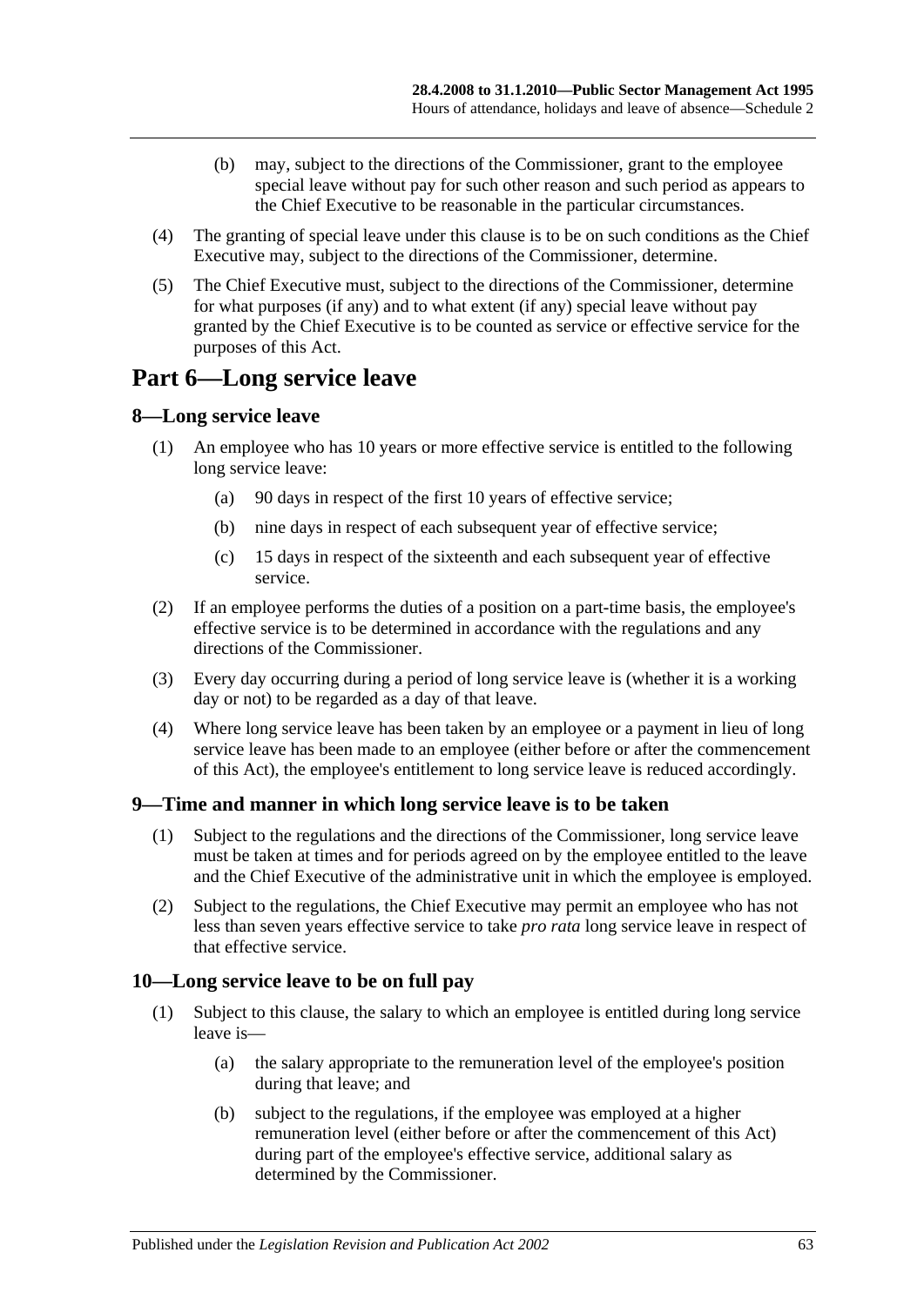(b) may, subject to the directions of the Commissioner, grant to the employee special leave without pay for such other reason and such period as appears to the Chief Executive to be reasonable in the particular circumstances.

(4) The granting of special leave under this clause is to be on such conditions as the Chief Executive may, subject to the directions of the Commissioner, determine.

(5) The Chief Executive must, subject to the directions of the Commissioner, determine for what purposes (if any) and to what extent (if any) special leave without pay granted by the Chief Executive is to be counted as service or effective service for the purposes of this Act.

# Part 6—Long service leave

## 8—Long service leave

(1) An employee who has 10 years or more effective service is entitled to the following long service leave:

(a) 90 days in respect of the first 10 years of effective service;

(b) nine days in respect of each subsequent year of effective service;

(c) 15 days in respect of the sixteenth and each subsequent year of effective service.

(2) If an employee performs the duties of a position on a part-time basis, the employee's effective service is to be determined in accordance with the regulations and any directions of the Commissioner.

(3) Every day occurring during a period of long service leave is (whether it is a working day or not) to be regarded as a day of that leave.

(4) Where long service leave has been taken by an employee or a payment in lieu of long service leave has been made to an employee (either before or after the commencement of this Act), the employee's entitlement to long service leave is reduced accordingly.

## 9—Time and manner in which long service leave is to be taken

(1) Subject to the regulations and the directions of the Commissioner, long service leave must be taken at times and for periods agreed on by the employee entitled to the leave and the Chief Executive of the administrative unit in which the employee is employed.

(2) Subject to the regulations, the Chief Executive may permit an employee who has not less than seven years effective service to take *pro rata* long service leave in respect of that effective service.

## 10—Long service leave to be on full pay

(1) Subject to this clause, the salary to which an employee is entitled during long service leave is—

(a) the salary appropriate to the remuneration level of the employee's position during that leave; and

(b) subject to the regulations, if the employee was employed at a higher remuneration level (either before or after the commencement of this Act) during part of the employee's effective service, additional salary as determined by the Commissioner.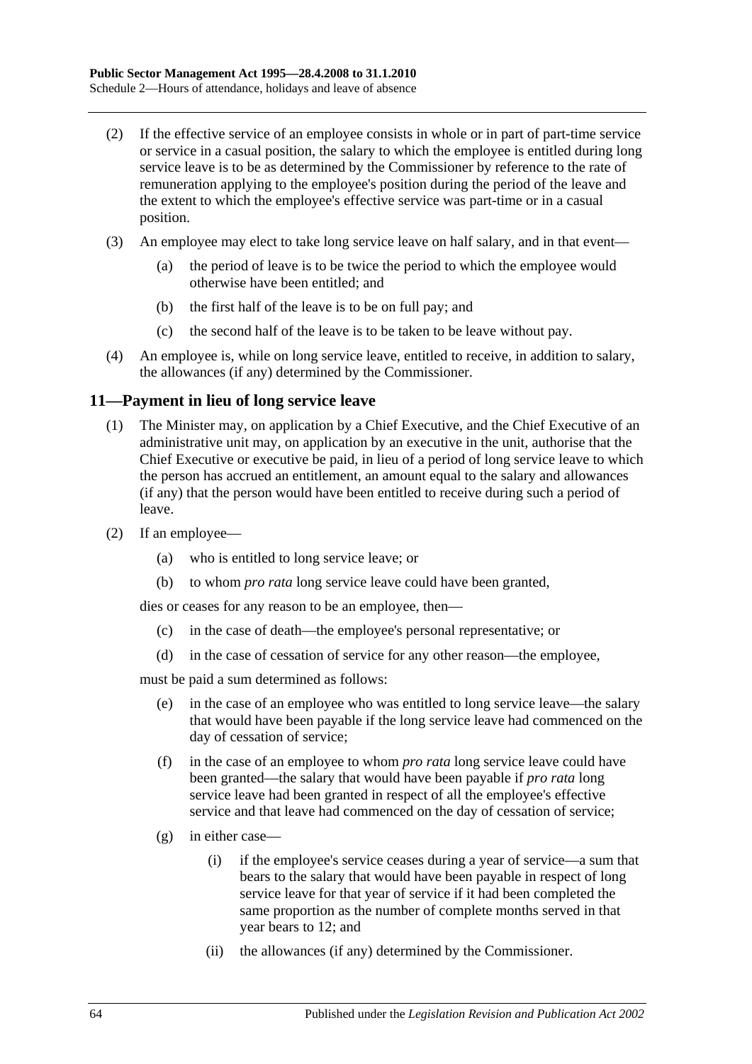(2) If the effective service of an employee consists in whole or in part of part-time service or service in a casual position, the salary to which the employee is entitled during long service leave is to be as determined by the Commissioner by reference to the rate of remuneration applying to the employee's position during the period of the leave and the extent to which the employee's effective service was part-time or in a casual position.

(3) An employee may elect to take long service leave on half salary, and in that event—

(a) the period of leave is to be twice the period to which the employee would otherwise have been entitled; and

(b) the first half of the leave is to be on full pay; and

(c) the second half of the leave is to be taken to be leave without pay.

(4) An employee is, while on long service leave, entitled to receive, in addition to salary, the allowances (if any) determined by the Commissioner.

## 11—Payment in lieu of long service leave

(1) The Minister may, on application by a Chief Executive, and the Chief Executive of an administrative unit may, on application by an executive in the unit, authorise that the Chief Executive or executive be paid, in lieu of a period of long service leave to which the person has accrued an entitlement, an amount equal to the salary and allowances (if any) that the person would have been entitled to receive during such a period of leave.

(2) If an employee—

(a) who is entitled to long service leave; or

(b) to whom *pro rata* long service leave could have been granted,

dies or ceases for any reason to be an employee, then—

(c) in the case of death—the employee's personal representative; or

(d) in the case of cessation of service for any other reason—the employee,

must be paid a sum determined as follows:

(e) in the case of an employee who was entitled to long service leave—the salary that would have been payable if the long service leave had commenced on the day of cessation of service;

(f) in the case of an employee to whom *pro rata* long service leave could have been granted—the salary that would have been payable if *pro rata* long service leave had been granted in respect of all the employee's effective service and that leave had commenced on the day of cessation of service;

(g) in either case—

(i) if the employee's service ceases during a year of service—a sum that bears to the salary that would have been payable in respect of long service leave for that year of service if it had been completed the same proportion as the number of complete months served in that year bears to 12; and

(ii) the allowances (if any) determined by the Commissioner.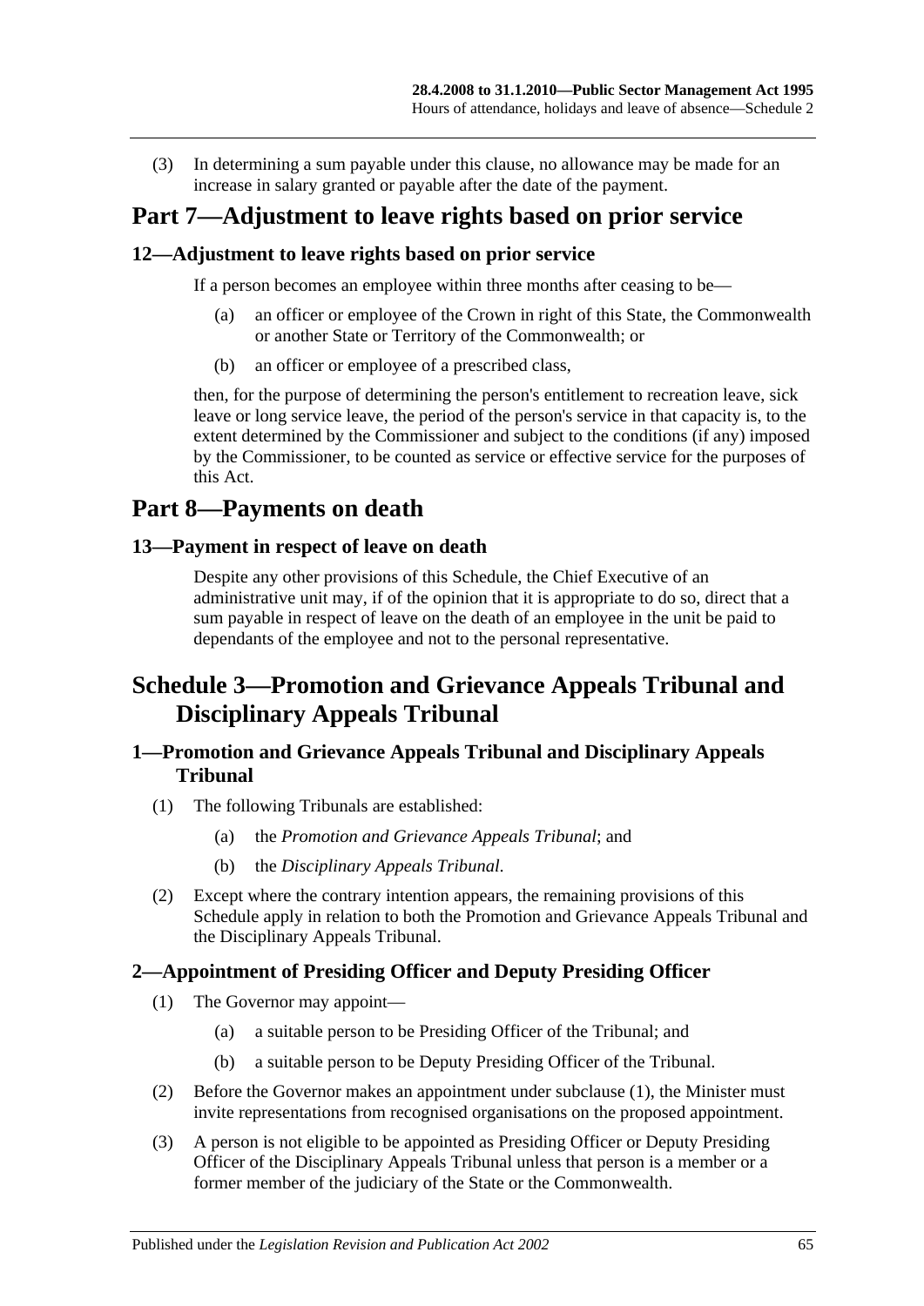(3) In determining a sum payable under this clause, no allowance may be made for an increase in salary granted or payable after the date of the payment.

# Part 7—Adjustment to leave rights based on prior service

## 12—Adjustment to leave rights based on prior service

If a person becomes an employee within three months after ceasing to be—

(a) an officer or employee of the Crown in right of this State, the Commonwealth or another State or Territory of the Commonwealth; or

(b) an officer or employee of a prescribed class,

then, for the purpose of determining the person's entitlement to recreation leave, sick leave or long service leave, the period of the person's service in that capacity is, to the extent determined by the Commissioner and subject to the conditions (if any) imposed by the Commissioner, to be counted as service or effective service for the purposes of this Act.

# Part 8—Payments on death

## 13—Payment in respect of leave on death

Despite any other provisions of this Schedule, the Chief Executive of an administrative unit may, if of the opinion that it is appropriate to do so, direct that a sum payable in respect of leave on the death of an employee in the unit be paid to dependants of the employee and not to the personal representative.

# Schedule 3—Promotion and Grievance Appeals Tribunal and Disciplinary Appeals Tribunal

## 1—Promotion and Grievance Appeals Tribunal and Disciplinary Appeals Tribunal

(1) The following Tribunals are established:

(a) the *Promotion and Grievance Appeals Tribunal*; and

(b) the *Disciplinary Appeals Tribunal*.

(2) Except where the contrary intention appears, the remaining provisions of this Schedule apply in relation to both the Promotion and Grievance Appeals Tribunal and the Disciplinary Appeals Tribunal.

## 2—Appointment of Presiding Officer and Deputy Presiding Officer

(1) The Governor may appoint—

(a) a suitable person to be Presiding Officer of the Tribunal; and

(b) a suitable person to be Deputy Presiding Officer of the Tribunal.

(2) Before the Governor makes an appointment under subclause (1), the Minister must invite representations from recognised organisations on the proposed appointment.

(3) A person is not eligible to be appointed as Presiding Officer or Deputy Presiding Officer of the Disciplinary Appeals Tribunal unless that person is a member or a former member of the judiciary of the State or the Commonwealth.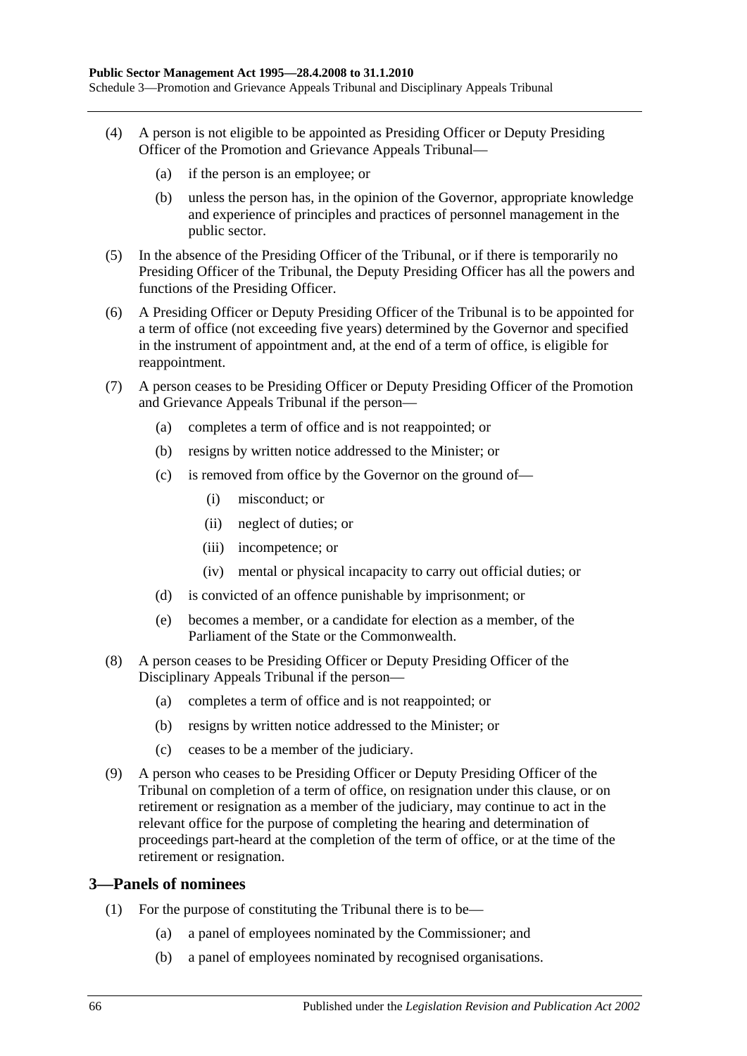(4) A person is not eligible to be appointed as Presiding Officer or Deputy Presiding Officer of the Promotion and Grievance Appeals Tribunal—

(a) if the person is an employee; or

(b) unless the person has, in the opinion of the Governor, appropriate knowledge and experience of principles and practices of personnel management in the public sector.

(5) In the absence of the Presiding Officer of the Tribunal, or if there is temporarily no Presiding Officer of the Tribunal, the Deputy Presiding Officer has all the powers and functions of the Presiding Officer.

(6) A Presiding Officer or Deputy Presiding Officer of the Tribunal is to be appointed for a term of office (not exceeding five years) determined by the Governor and specified in the instrument of appointment and, at the end of a term of office, is eligible for reappointment.

(7) A person ceases to be Presiding Officer or Deputy Presiding Officer of the Promotion and Grievance Appeals Tribunal if the person—

(a) completes a term of office and is not reappointed; or

(b) resigns by written notice addressed to the Minister; or

(c) is removed from office by the Governor on the ground of—

(i) misconduct; or

(ii) neglect of duties; or

(iii) incompetence; or

(iv) mental or physical incapacity to carry out official duties; or

(d) is convicted of an offence punishable by imprisonment; or

(e) becomes a member, or a candidate for election as a member, of the Parliament of the State or the Commonwealth.

(8) A person ceases to be Presiding Officer or Deputy Presiding Officer of the Disciplinary Appeals Tribunal if the person—

(a) completes a term of office and is not reappointed; or

(b) resigns by written notice addressed to the Minister; or

(c) ceases to be a member of the judiciary.

(9) A person who ceases to be Presiding Officer or Deputy Presiding Officer of the Tribunal on completion of a term of office, on resignation under this clause, or on retirement or resignation as a member of the judiciary, may continue to act in the relevant office for the purpose of completing the hearing and determination of proceedings part-heard at the completion of the term of office, or at the time of the retirement or resignation.

## 3—Panels of nominees

(1) For the purpose of constituting the Tribunal there is to be—

(a) a panel of employees nominated by the Commissioner; and

(b) a panel of employees nominated by recognised organisations.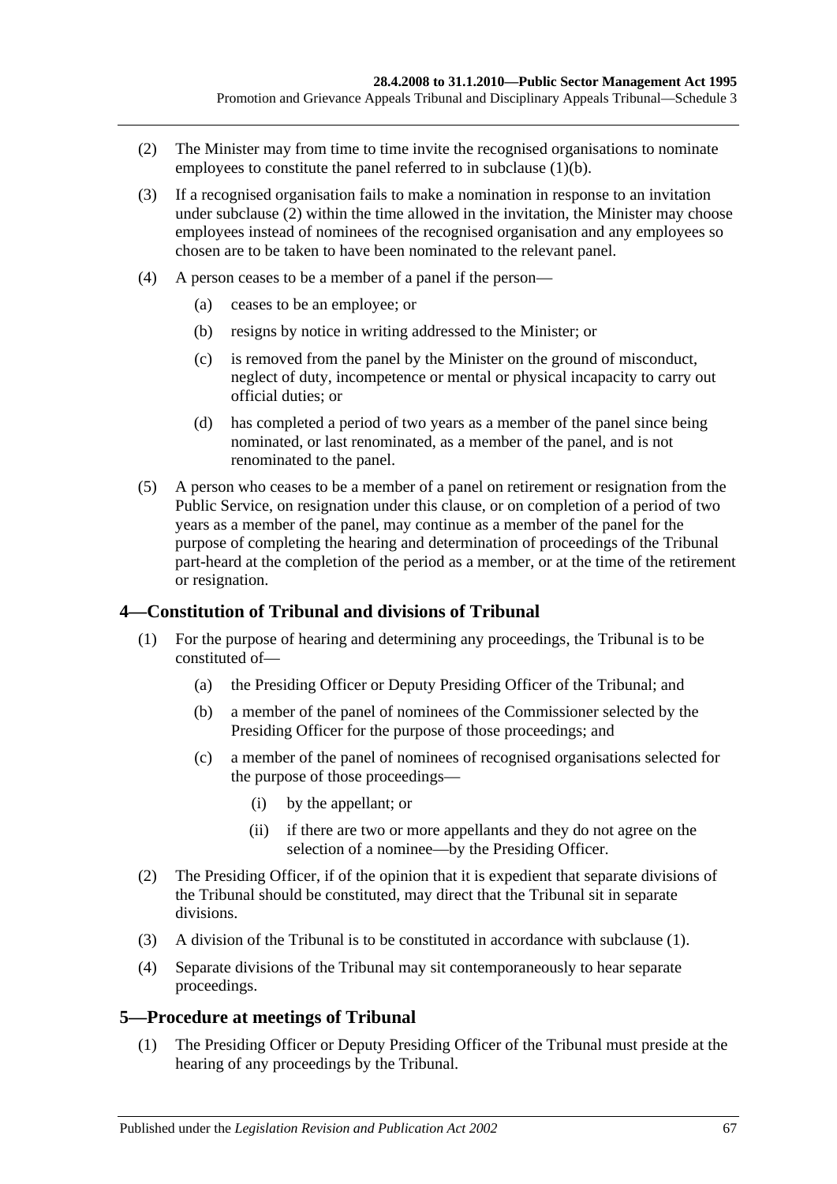(2) The Minister may from time to time invite the recognised organisations to nominate employees to constitute the panel referred to in subclause (1)(b).

(3) If a recognised organisation fails to make a nomination in response to an invitation under subclause (2) within the time allowed in the invitation, the Minister may choose employees instead of nominees of the recognised organisation and any employees so chosen are to be taken to have been nominated to the relevant panel.

(4) A person ceases to be a member of a panel if the person—

(a) ceases to be an employee; or

(b) resigns by notice in writing addressed to the Minister; or

(c) is removed from the panel by the Minister on the ground of misconduct, neglect of duty, incompetence or mental or physical incapacity to carry out official duties; or

(d) has completed a period of two years as a member of the panel since being nominated, or last renominated, as a member of the panel, and is not renominated to the panel.

(5) A person who ceases to be a member of a panel on retirement or resignation from the Public Service, on resignation under this clause, or on completion of a period of two years as a member of the panel, may continue as a member of the panel for the purpose of completing the hearing and determination of proceedings of the Tribunal part-heard at the completion of the period as a member, or at the time of the retirement or resignation.

## 4—Constitution of Tribunal and divisions of Tribunal

(1) For the purpose of hearing and determining any proceedings, the Tribunal is to be constituted of—

(a) the Presiding Officer or Deputy Presiding Officer of the Tribunal; and

(b) a member of the panel of nominees of the Commissioner selected by the Presiding Officer for the purpose of those proceedings; and

(c) a member of the panel of nominees of recognised organisations selected for the purpose of those proceedings—

(i) by the appellant; or

(ii) if there are two or more appellants and they do not agree on the selection of a nominee—by the Presiding Officer.

(2) The Presiding Officer, if of the opinion that it is expedient that separate divisions of the Tribunal should be constituted, may direct that the Tribunal sit in separate divisions.

(3) A division of the Tribunal is to be constituted in accordance with subclause (1).

(4) Separate divisions of the Tribunal may sit contemporaneously to hear separate proceedings.

## 5—Procedure at meetings of Tribunal

(1) The Presiding Officer or Deputy Presiding Officer of the Tribunal must preside at the hearing of any proceedings by the Tribunal.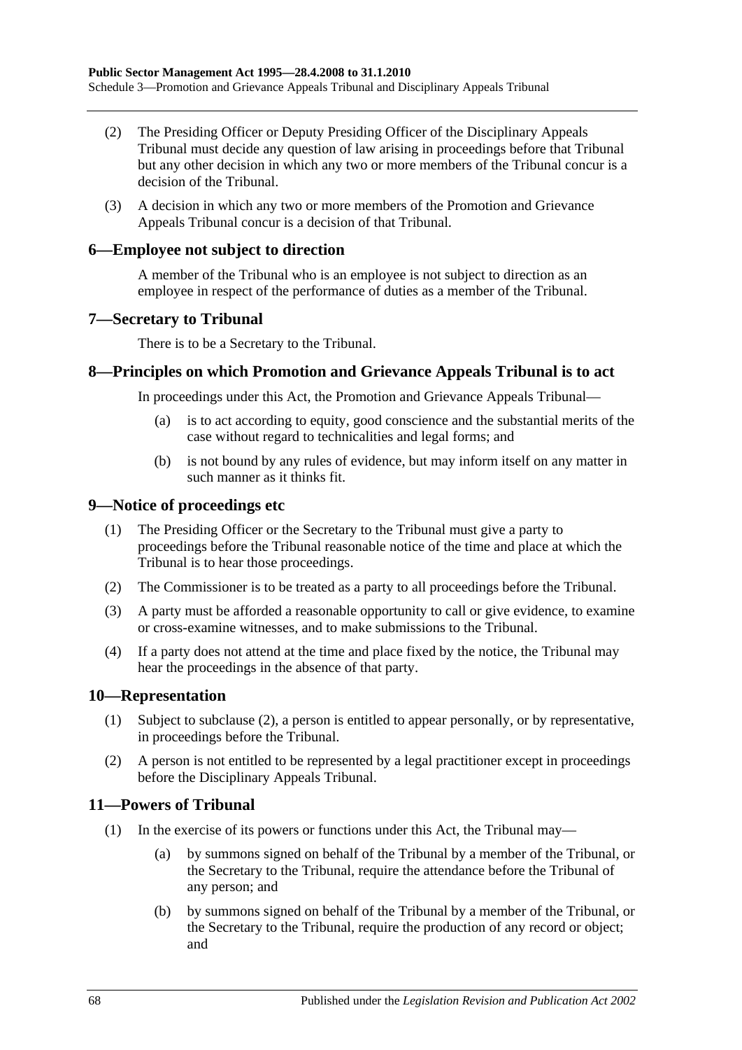(2) The Presiding Officer or Deputy Presiding Officer of the Disciplinary Appeals Tribunal must decide any question of law arising in proceedings before that Tribunal but any other decision in which any two or more members of the Tribunal concur is a decision of the Tribunal.

(3) A decision in which any two or more members of the Promotion and Grievance Appeals Tribunal concur is a decision of that Tribunal.

## 6—Employee not subject to direction

A member of the Tribunal who is an employee is not subject to direction as an employee in respect of the performance of duties as a member of the Tribunal.

## 7—Secretary to Tribunal

There is to be a Secretary to the Tribunal.

## 8—Principles on which Promotion and Grievance Appeals Tribunal is to act

In proceedings under this Act, the Promotion and Grievance Appeals Tribunal—

(a) is to act according to equity, good conscience and the substantial merits of the case without regard to technicalities and legal forms; and

(b) is not bound by any rules of evidence, but may inform itself on any matter in such manner as it thinks fit.

## 9—Notice of proceedings etc

(1) The Presiding Officer or the Secretary to the Tribunal must give a party to proceedings before the Tribunal reasonable notice of the time and place at which the Tribunal is to hear those proceedings.

(2) The Commissioner is to be treated as a party to all proceedings before the Tribunal.

(3) A party must be afforded a reasonable opportunity to call or give evidence, to examine or cross-examine witnesses, and to make submissions to the Tribunal.

(4) If a party does not attend at the time and place fixed by the notice, the Tribunal may hear the proceedings in the absence of that party.

## 10—Representation

(1) Subject to subclause (2), a person is entitled to appear personally, or by representative, in proceedings before the Tribunal.

(2) A person is not entitled to be represented by a legal practitioner except in proceedings before the Disciplinary Appeals Tribunal.

## 11—Powers of Tribunal

(1) In the exercise of its powers or functions under this Act, the Tribunal may—

(a) by summons signed on behalf of the Tribunal by a member of the Tribunal, or the Secretary to the Tribunal, require the attendance before the Tribunal of any person; and

(b) by summons signed on behalf of the Tribunal by a member of the Tribunal, or the Secretary to the Tribunal, require the production of any record or object; and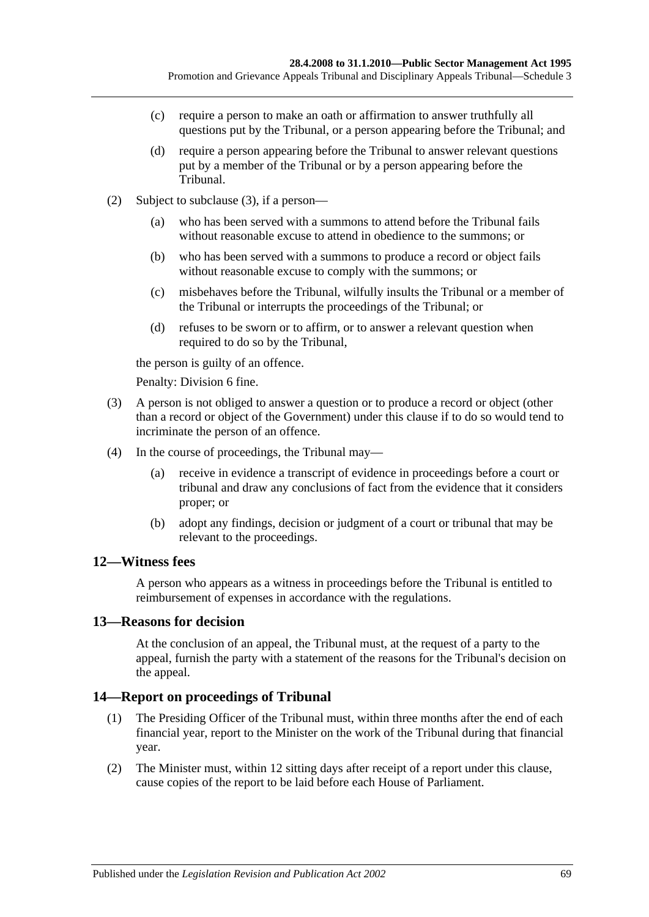(c) require a person to make an oath or affirmation to answer truthfully all questions put by the Tribunal, or a person appearing before the Tribunal; and

(d) require a person appearing before the Tribunal to answer relevant questions put by a member of the Tribunal or by a person appearing before the Tribunal.

(2) Subject to subclause (3), if a person—

(a) who has been served with a summons to attend before the Tribunal fails without reasonable excuse to attend in obedience to the summons; or

(b) who has been served with a summons to produce a record or object fails without reasonable excuse to comply with the summons; or

(c) misbehaves before the Tribunal, wilfully insults the Tribunal or a member of the Tribunal or interrupts the proceedings of the Tribunal; or

(d) refuses to be sworn or to affirm, or to answer a relevant question when required to do so by the Tribunal,

the person is guilty of an offence.

Penalty: Division 6 fine.

(3) A person is not obliged to answer a question or to produce a record or object (other than a record or object of the Government) under this clause if to do so would tend to incriminate the person of an offence.

(4) In the course of proceedings, the Tribunal may—

(a) receive in evidence a transcript of evidence in proceedings before a court or tribunal and draw any conclusions of fact from the evidence that it considers proper; or

(b) adopt any findings, decision or judgment of a court or tribunal that may be relevant to the proceedings.

## 12—Witness fees

A person who appears as a witness in proceedings before the Tribunal is entitled to reimbursement of expenses in accordance with the regulations.

## 13—Reasons for decision

At the conclusion of an appeal, the Tribunal must, at the request of a party to the appeal, furnish the party with a statement of the reasons for the Tribunal's decision on the appeal.

## 14—Report on proceedings of Tribunal

(1) The Presiding Officer of the Tribunal must, within three months after the end of each financial year, report to the Minister on the work of the Tribunal during that financial year.

(2) The Minister must, within 12 sitting days after receipt of a report under this clause, cause copies of the report to be laid before each House of Parliament.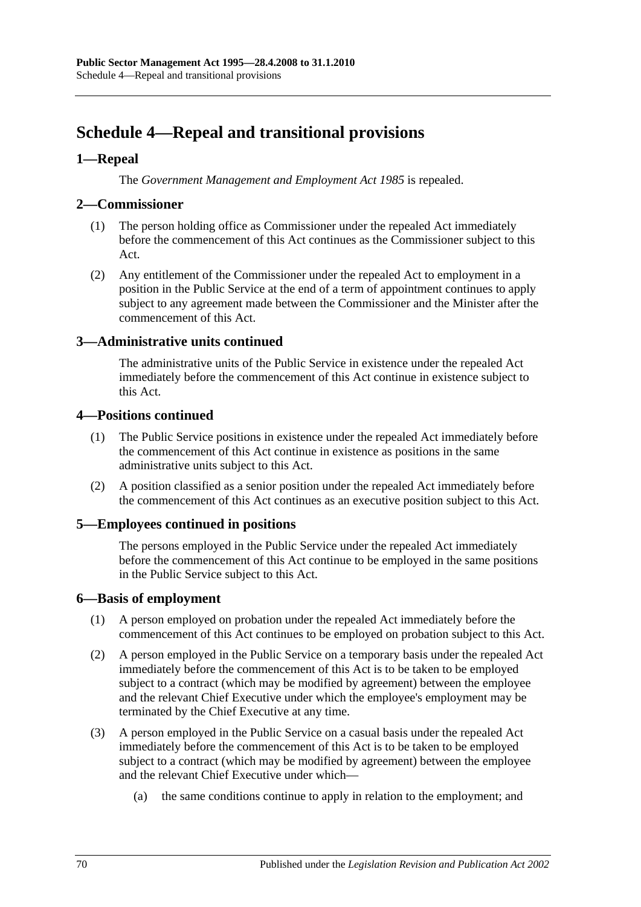# Schedule 4—Repeal and transitional provisions

## 1—Repeal

The *Government Management and Employment Act 1985* is repealed.

## 2—Commissioner

(1) The person holding office as Commissioner under the repealed Act immediately before the commencement of this Act continues as the Commissioner subject to this Act.

(2) Any entitlement of the Commissioner under the repealed Act to employment in a position in the Public Service at the end of a term of appointment continues to apply subject to any agreement made between the Commissioner and the Minister after the commencement of this Act.

## 3—Administrative units continued

The administrative units of the Public Service in existence under the repealed Act immediately before the commencement of this Act continue in existence subject to this Act.

## 4—Positions continued

(1) The Public Service positions in existence under the repealed Act immediately before the commencement of this Act continue in existence as positions in the same administrative units subject to this Act.

(2) A position classified as a senior position under the repealed Act immediately before the commencement of this Act continues as an executive position subject to this Act.

## 5—Employees continued in positions

The persons employed in the Public Service under the repealed Act immediately before the commencement of this Act continue to be employed in the same positions in the Public Service subject to this Act.

## 6—Basis of employment

(1) A person employed on probation under the repealed Act immediately before the commencement of this Act continues to be employed on probation subject to this Act.

(2) A person employed in the Public Service on a temporary basis under the repealed Act immediately before the commencement of this Act is to be taken to be employed subject to a contract (which may be modified by agreement) between the employee and the relevant Chief Executive under which the employee's employment may be terminated by the Chief Executive at any time.

(3) A person employed in the Public Service on a casual basis under the repealed Act immediately before the commencement of this Act is to be taken to be employed subject to a contract (which may be modified by agreement) between the employee and the relevant Chief Executive under which—

(a) the same conditions continue to apply in relation to the employment; and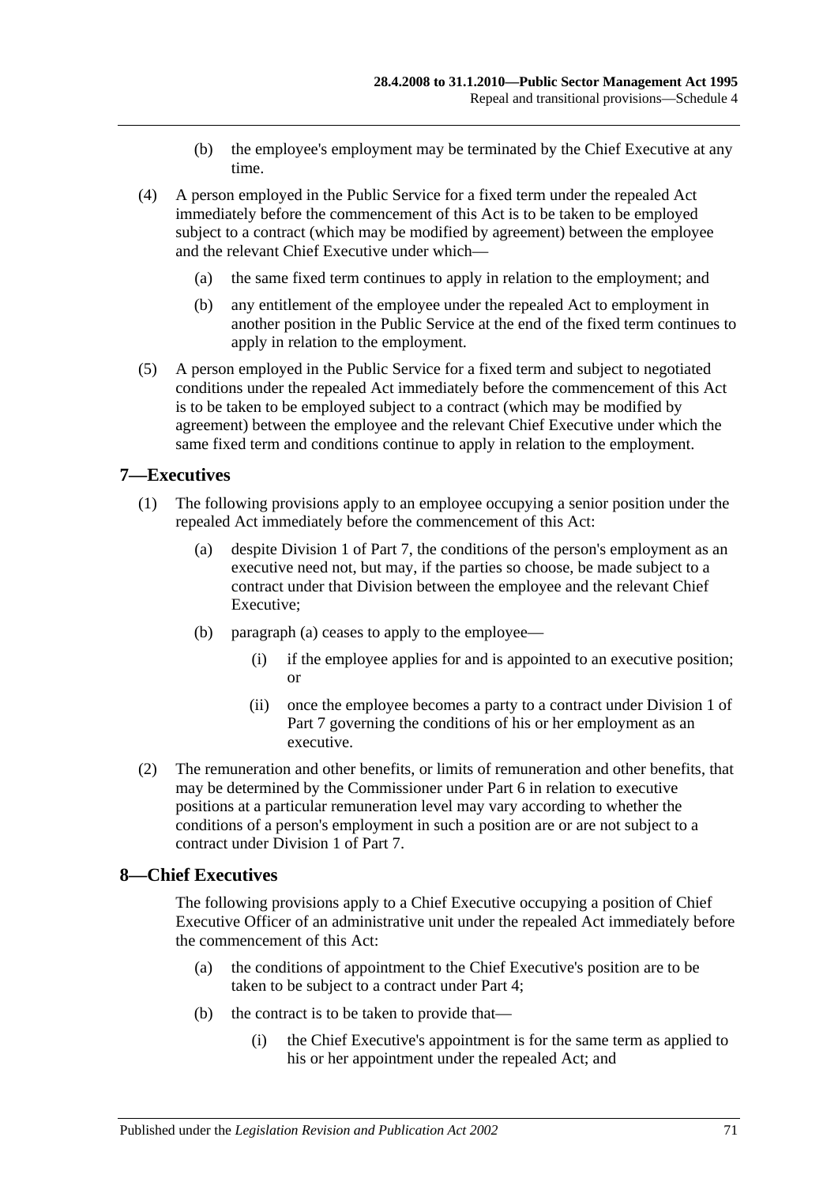(b) the employee's employment may be terminated by the Chief Executive at any time.

(4) A person employed in the Public Service for a fixed term under the repealed Act immediately before the commencement of this Act is to be taken to be employed subject to a contract (which may be modified by agreement) between the employee and the relevant Chief Executive under which—

(a) the same fixed term continues to apply in relation to the employment; and

(b) any entitlement of the employee under the repealed Act to employment in another position in the Public Service at the end of the fixed term continues to apply in relation to the employment.

(5) A person employed in the Public Service for a fixed term and subject to negotiated conditions under the repealed Act immediately before the commencement of this Act is to be taken to be employed subject to a contract (which may be modified by agreement) between the employee and the relevant Chief Executive under which the same fixed term and conditions continue to apply in relation to the employment.

## 7—Executives

(1) The following provisions apply to an employee occupying a senior position under the repealed Act immediately before the commencement of this Act:

(a) despite Division 1 of Part 7, the conditions of the person's employment as an executive need not, but may, if the parties so choose, be made subject to a contract under that Division between the employee and the relevant Chief Executive;

(b) paragraph (a) ceases to apply to the employee—

(i) if the employee applies for and is appointed to an executive position; or

(ii) once the employee becomes a party to a contract under Division 1 of Part 7 governing the conditions of his or her employment as an executive.

(2) The remuneration and other benefits, or limits of remuneration and other benefits, that may be determined by the Commissioner under Part 6 in relation to executive positions at a particular remuneration level may vary according to whether the conditions of a person's employment in such a position are or are not subject to a contract under Division 1 of Part 7.

## 8—Chief Executives

The following provisions apply to a Chief Executive occupying a position of Chief Executive Officer of an administrative unit under the repealed Act immediately before the commencement of this Act:

(a) the conditions of appointment to the Chief Executive's position are to be taken to be subject to a contract under Part 4;

(b) the contract is to be taken to provide that—

(i) the Chief Executive's appointment is for the same term as applied to his or her appointment under the repealed Act; and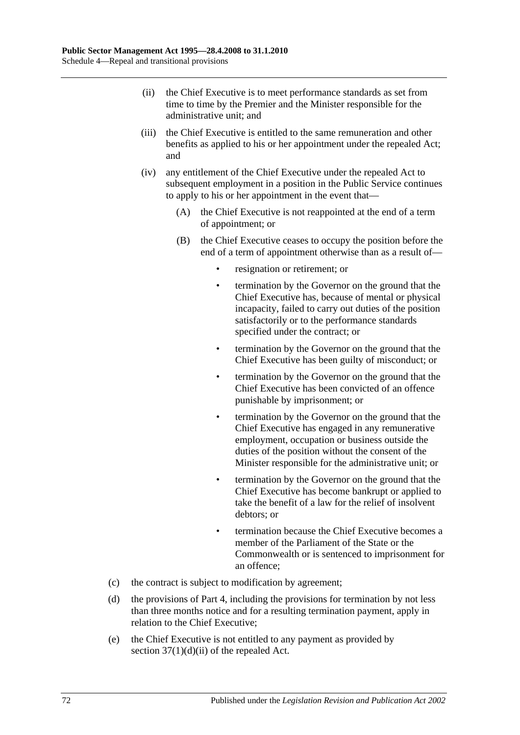(ii) the Chief Executive is to meet performance standards as set from time to time by the Premier and the Minister responsible for the administrative unit; and

(iii) the Chief Executive is entitled to the same remuneration and other benefits as applied to his or her appointment under the repealed Act; and

(iv) any entitlement of the Chief Executive under the repealed Act to subsequent employment in a position in the Public Service continues to apply to his or her appointment in the event that—

(A) the Chief Executive is not reappointed at the end of a term of appointment; or

(B) the Chief Executive ceases to occupy the position before the end of a term of appointment otherwise than as a result of—

- resignation or retirement; or
- termination by the Governor on the ground that the Chief Executive has, because of mental or physical incapacity, failed to carry out duties of the position satisfactorily or to the performance standards specified under the contract; or
- termination by the Governor on the ground that the Chief Executive has been guilty of misconduct; or
- termination by the Governor on the ground that the Chief Executive has been convicted of an offence punishable by imprisonment; or
- termination by the Governor on the ground that the Chief Executive has engaged in any remunerative employment, occupation or business outside the duties of the position without the consent of the Minister responsible for the administrative unit; or
- termination by the Governor on the ground that the Chief Executive has become bankrupt or applied to take the benefit of a law for the relief of insolvent debtors; or
- termination because the Chief Executive becomes a member of the Parliament of the State or the Commonwealth or is sentenced to imprisonment for an offence;

(c) the contract is subject to modification by agreement;

(d) the provisions of Part 4, including the provisions for termination by not less than three months notice and for a resulting termination payment, apply in relation to the Chief Executive;

(e) the Chief Executive is not entitled to any payment as provided by section 37(1)(d)(ii) of the repealed Act.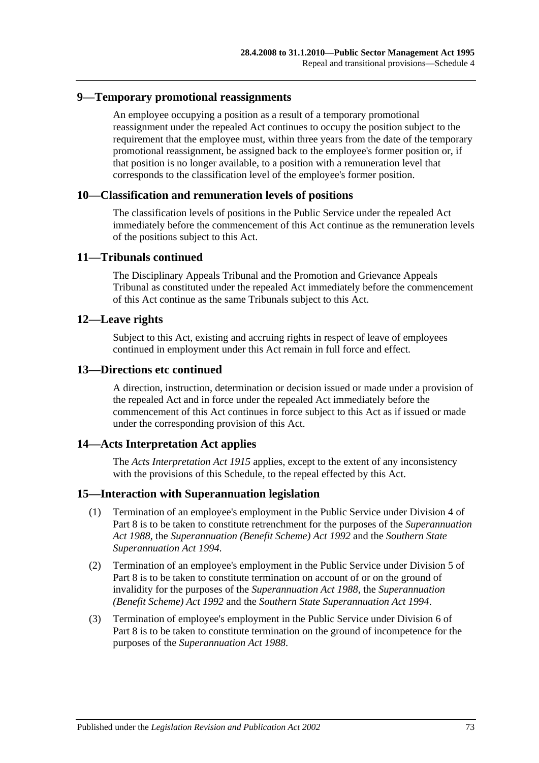## 9—Temporary promotional reassignments

An employee occupying a position as a result of a temporary promotional reassignment under the repealed Act continues to occupy the position subject to the requirement that the employee must, within three years from the date of the temporary promotional reassignment, be assigned back to the employee's former position or, if that position is no longer available, to a position with a remuneration level that corresponds to the classification level of the employee's former position.

## 10—Classification and remuneration levels of positions

The classification levels of positions in the Public Service under the repealed Act immediately before the commencement of this Act continue as the remuneration levels of the positions subject to this Act.

## 11—Tribunals continued

The Disciplinary Appeals Tribunal and the Promotion and Grievance Appeals Tribunal as constituted under the repealed Act immediately before the commencement of this Act continue as the same Tribunals subject to this Act.

## 12—Leave rights

Subject to this Act, existing and accruing rights in respect of leave of employees continued in employment under this Act remain in full force and effect.

## 13—Directions etc continued

A direction, instruction, determination or decision issued or made under a provision of the repealed Act and in force under the repealed Act immediately before the commencement of this Act continues in force subject to this Act as if issued or made under the corresponding provision of this Act.

## 14—Acts Interpretation Act applies

The *Acts Interpretation Act 1915* applies, except to the extent of any inconsistency with the provisions of this Schedule, to the repeal effected by this Act.

## 15—Interaction with Superannuation legislation

(1) Termination of an employee's employment in the Public Service under Division 4 of Part 8 is to be taken to constitute retrenchment for the purposes of the *Superannuation Act 1988*, the *Superannuation (Benefit Scheme) Act 1992* and the *Southern State Superannuation Act 1994*.

(2) Termination of an employee's employment in the Public Service under Division 5 of Part 8 is to be taken to constitute termination on account of or on the ground of invalidity for the purposes of the *Superannuation Act 1988*, the *Superannuation (Benefit Scheme) Act 1992* and the *Southern State Superannuation Act 1994*.

(3) Termination of employee's employment in the Public Service under Division 6 of Part 8 is to be taken to constitute termination on the ground of incompetence for the purposes of the *Superannuation Act 1988*.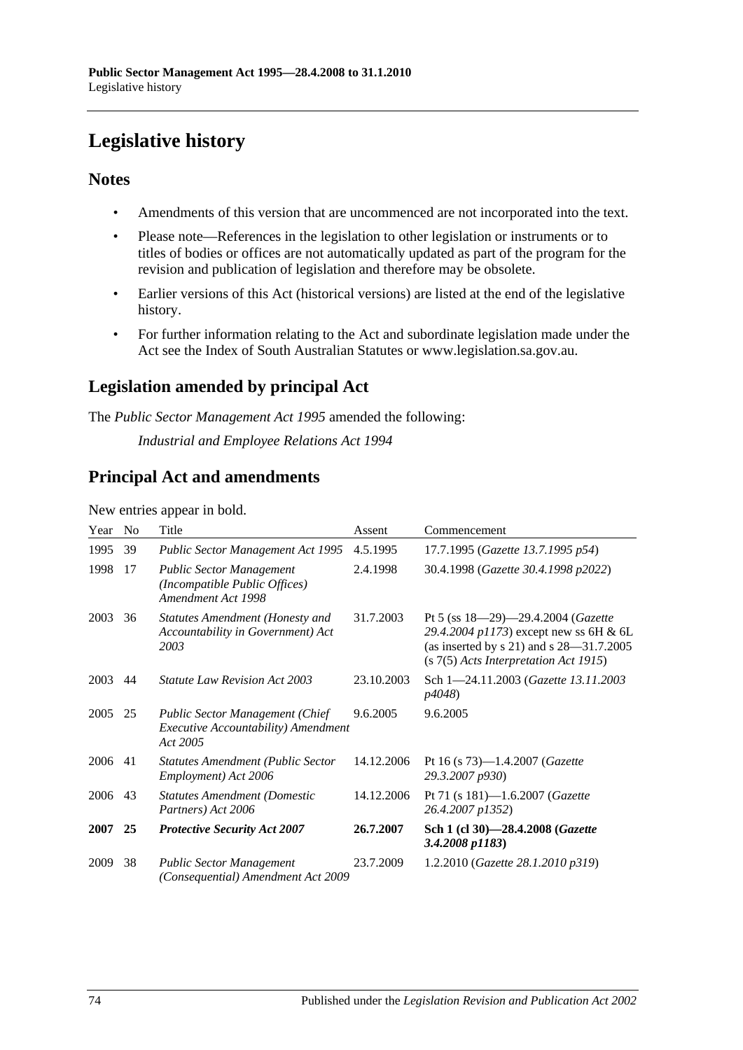# Legislative history

## Notes

- Amendments of this version that are uncommenced are not incorporated into the text.
- Please note—References in the legislation to other legislation or instruments or to titles of bodies or offices are not automatically updated as part of the program for the revision and publication of legislation and therefore may be obsolete.
- Earlier versions of this Act (historical versions) are listed at the end of the legislative history.
- For further information relating to the Act and subordinate legislation made under the Act see the Index of South Australian Statutes or www.legislation.sa.gov.au.

## Legislation amended by principal Act

The *Public Sector Management Act 1995* amended the following:

*Industrial and Employee Relations Act 1994*

## Principal Act and amendments

New entries appear in bold.

| Year | No | Title | Assent | Commencement |
|---|---|---|---|---|
| 1995 | 39 | *Public Sector Management Act 1995* | 4.5.1995 | 17.7.1995 (*Gazette 13.7.1995 p54*) |
| 1998 | 17 | *Public Sector Management (Incompatible Public Offices) Amendment Act 1998* | 2.4.1998 | 30.4.1998 (*Gazette 30.4.1998 p2022*) |
| 2003 | 36 | *Statutes Amendment (Honesty and Accountability in Government) Act 2003* | 31.7.2003 | Pt 5 (ss 18—29)—29.4.2004 (*Gazette 29.4.2004 p1173*) except new ss 6H & 6L (as inserted by s 21) and s 28—31.7.2005 (s 7(5) *Acts Interpretation Act 1915*) |
| 2003 | 44 | *Statute Law Revision Act 2003* | 23.10.2003 | Sch 1—24.11.2003 (*Gazette 13.11.2003 p4048*) |
| 2005 | 25 | *Public Sector Management (Chief Executive Accountability) Amendment Act 2005* | 9.6.2005 | 9.6.2005 |
| 2006 | 41 | *Statutes Amendment (Public Sector Employment) Act 2006* | 14.12.2006 | Pt 16 (s 73)—1.4.2007 (*Gazette 29.3.2007 p930*) |
| 2006 | 43 | *Statutes Amendment (Domestic Partners) Act 2006* | 14.12.2006 | Pt 71 (s 181)—1.6.2007 (*Gazette 26.4.2007 p1352*) |
| **2007** | **25** | ***Protective Security Act 2007*** | **26.7.2007** | **Sch 1 (cl 30)—28.4.2008 (*Gazette 3.4.2008 p1183*)** |
| 2009 | 38 | *Public Sector Management (Consequential) Amendment Act 2009* | 23.7.2009 | 1.2.2010 (*Gazette 28.1.2010 p319*) |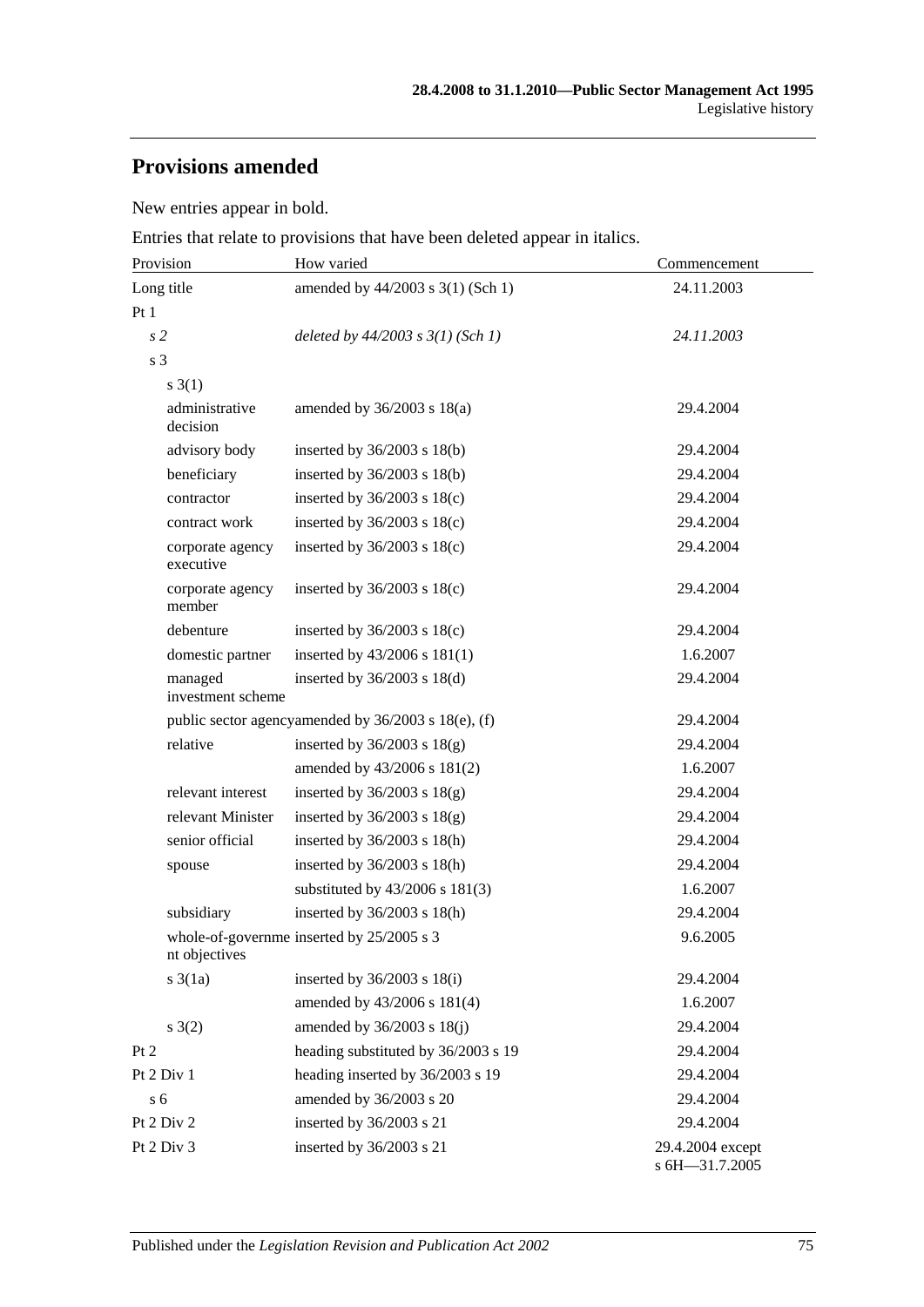## Provisions amended

New entries appear in bold.

Entries that relate to provisions that have been deleted appear in italics.

| Provision | How varied | Commencement |
|---|---|---|
| Long title | amended by 44/2003 s 3(1) (Sch 1) | 24.11.2003 |
| Pt 1 | | |
| *s 2* | *deleted by 44/2003 s 3(1) (Sch 1)* | *24.11.2003* |
| s 3 | | |
| s 3(1) | | |
| administrative decision | amended by 36/2003 s 18(a) | 29.4.2004 |
| advisory body | inserted by 36/2003 s 18(b) | 29.4.2004 |
| beneficiary | inserted by 36/2003 s 18(b) | 29.4.2004 |
| contractor | inserted by 36/2003 s 18(c) | 29.4.2004 |
| contract work | inserted by 36/2003 s 18(c) | 29.4.2004 |
| corporate agency executive | inserted by 36/2003 s 18(c) | 29.4.2004 |
| corporate agency member | inserted by 36/2003 s 18(c) | 29.4.2004 |
| debenture | inserted by 36/2003 s 18(c) | 29.4.2004 |
| domestic partner | inserted by 43/2006 s 181(1) | 1.6.2007 |
| managed investment scheme | inserted by 36/2003 s 18(d) | 29.4.2004 |
| public sector agency | amended by 36/2003 s 18(e), (f) | 29.4.2004 |
| relative | inserted by 36/2003 s 18(g) | 29.4.2004 |
| | amended by 43/2006 s 181(2) | 1.6.2007 |
| relevant interest | inserted by 36/2003 s 18(g) | 29.4.2004 |
| relevant Minister | inserted by 36/2003 s 18(g) | 29.4.2004 |
| senior official | inserted by 36/2003 s 18(h) | 29.4.2004 |
| spouse | inserted by 36/2003 s 18(h) | 29.4.2004 |
| | substituted by 43/2006 s 181(3) | 1.6.2007 |
| subsidiary | inserted by 36/2003 s 18(h) | 29.4.2004 |
| whole-of-government objectives | inserted by 25/2005 s 3 | 9.6.2005 |
| s 3(1a) | inserted by 36/2003 s 18(i) | 29.4.2004 |
| | amended by 43/2006 s 181(4) | 1.6.2007 |
| s 3(2) | amended by 36/2003 s 18(j) | 29.4.2004 |
| Pt 2 | heading substituted by 36/2003 s 19 | 29.4.2004 |
| Pt 2 Div 1 | heading inserted by 36/2003 s 19 | 29.4.2004 |
| s 6 | amended by 36/2003 s 20 | 29.4.2004 |
| Pt 2 Div 2 | inserted by 36/2003 s 21 | 29.4.2004 |
| Pt 2 Div 3 | inserted by 36/2003 s 21 | 29.4.2004 except s 6H—31.7.2005 |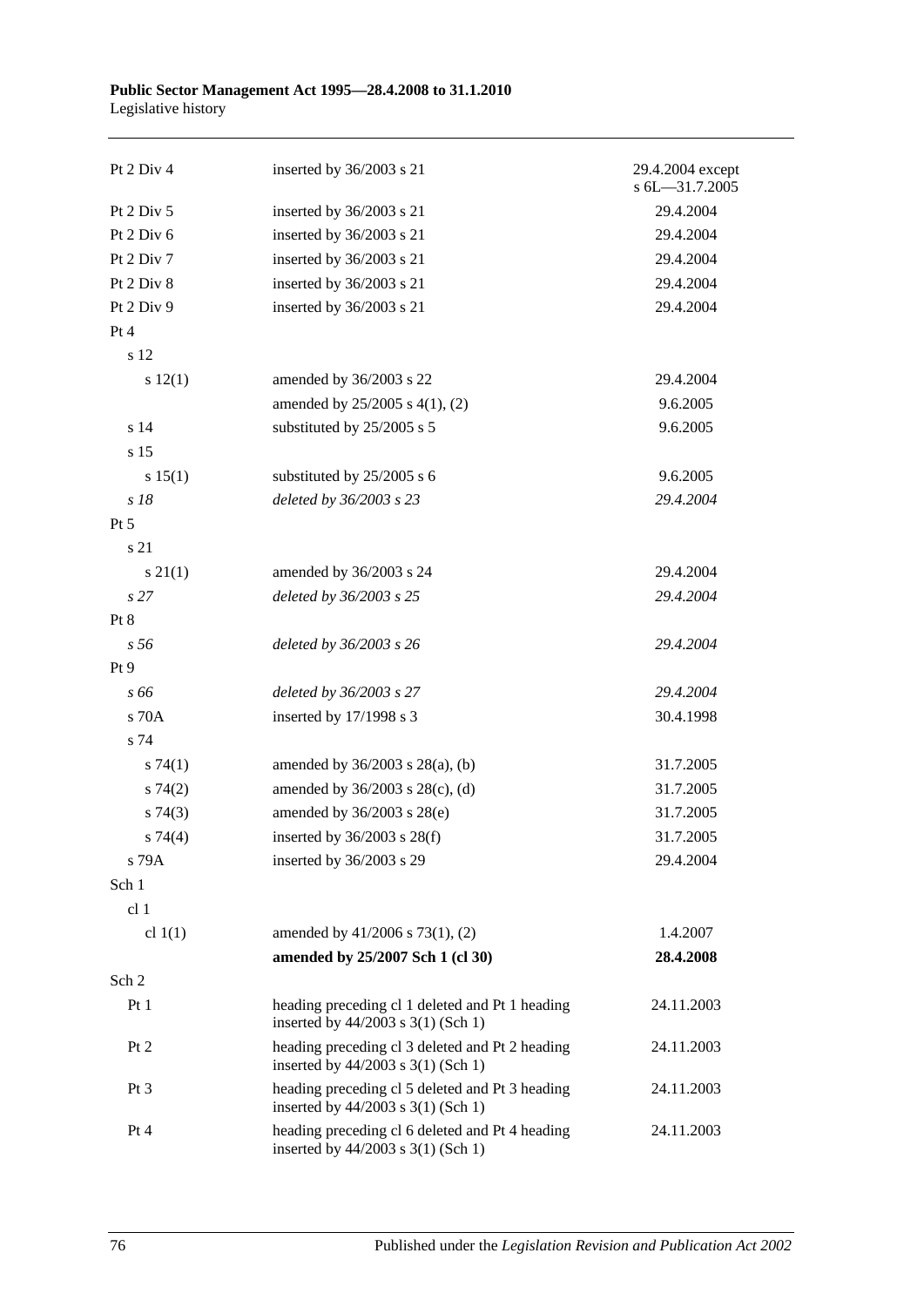| | | |
|---|---|---|
| Pt 2 Div 4 | inserted by 36/2003 s 21 | 29.4.2004 except s 6L—31.7.2005 |
| Pt 2 Div 5 | inserted by 36/2003 s 21 | 29.4.2004 |
| Pt 2 Div 6 | inserted by 36/2003 s 21 | 29.4.2004 |
| Pt 2 Div 7 | inserted by 36/2003 s 21 | 29.4.2004 |
| Pt 2 Div 8 | inserted by 36/2003 s 21 | 29.4.2004 |
| Pt 2 Div 9 | inserted by 36/2003 s 21 | 29.4.2004 |
| Pt 4 | | |
| s 12 | | |
| s 12(1) | amended by 36/2003 s 22 | 29.4.2004 |
| | amended by 25/2005 s 4(1), (2) | 9.6.2005 |
| s 14 | substituted by 25/2005 s 5 | 9.6.2005 |
| s 15 | | |
| s 15(1) | substituted by 25/2005 s 6 | 9.6.2005 |
| *s 18* | *deleted by 36/2003 s 23* | *29.4.2004* |
| Pt 5 | | |
| s 21 | | |
| s 21(1) | amended by 36/2003 s 24 | 29.4.2004 |
| *s 27* | *deleted by 36/2003 s 25* | *29.4.2004* |
| Pt 8 | | |
| *s 56* | *deleted by 36/2003 s 26* | *29.4.2004* |
| Pt 9 | | |
| *s 66* | *deleted by 36/2003 s 27* | *29.4.2004* |
| s 70A | inserted by 17/1998 s 3 | 30.4.1998 |
| s 74 | | |
| s 74(1) | amended by 36/2003 s 28(a), (b) | 31.7.2005 |
| s 74(2) | amended by 36/2003 s 28(c), (d) | 31.7.2005 |
| s 74(3) | amended by 36/2003 s 28(e) | 31.7.2005 |
| s 74(4) | inserted by 36/2003 s 28(f) | 31.7.2005 |
| s 79A | inserted by 36/2003 s 29 | 29.4.2004 |
| Sch 1 | | |
| cl 1 | | |
| cl 1(1) | amended by 41/2006 s 73(1), (2) | 1.4.2007 |
| | **amended by 25/2007 Sch 1 (cl 30)** | **28.4.2008** |
| Sch 2 | | |
| Pt 1 | heading preceding cl 1 deleted and Pt 1 heading inserted by 44/2003 s 3(1) (Sch 1) | 24.11.2003 |
| Pt 2 | heading preceding cl 3 deleted and Pt 2 heading inserted by 44/2003 s 3(1) (Sch 1) | 24.11.2003 |
| Pt 3 | heading preceding cl 5 deleted and Pt 3 heading inserted by 44/2003 s 3(1) (Sch 1) | 24.11.2003 |
| Pt 4 | heading preceding cl 6 deleted and Pt 4 heading inserted by 44/2003 s 3(1) (Sch 1) | 24.11.2003 |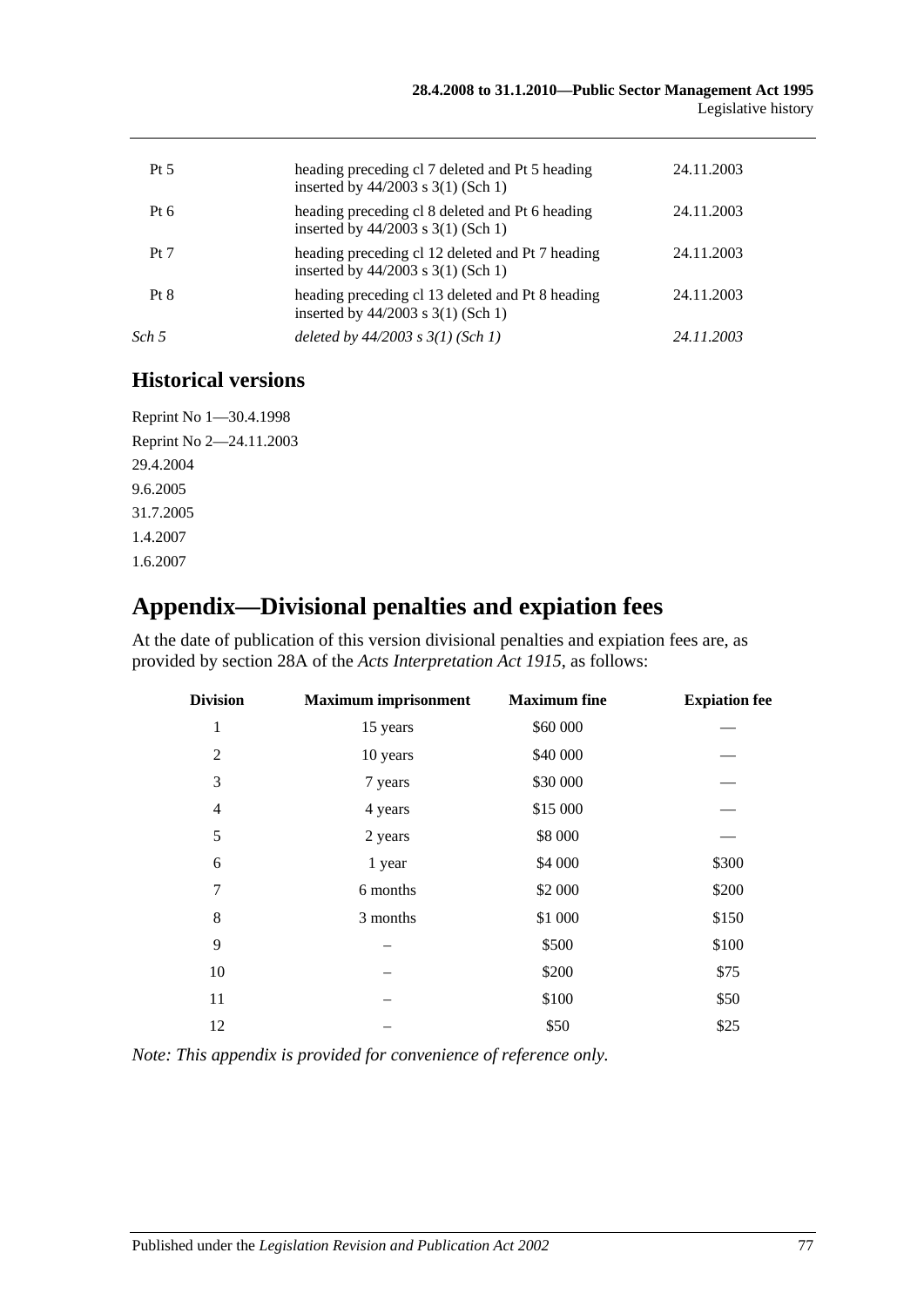| | | |
|---|---|---|
| Pt 5 | heading preceding cl 7 deleted and Pt 5 heading inserted by 44/2003 s 3(1) (Sch 1) | 24.11.2003 |
| Pt 6 | heading preceding cl 8 deleted and Pt 6 heading inserted by 44/2003 s 3(1) (Sch 1) | 24.11.2003 |
| Pt 7 | heading preceding cl 12 deleted and Pt 7 heading inserted by 44/2003 s 3(1) (Sch 1) | 24.11.2003 |
| Pt 8 | heading preceding cl 13 deleted and Pt 8 heading inserted by 44/2003 s 3(1) (Sch 1) | 24.11.2003 |
| *Sch 5* | *deleted by 44/2003 s 3(1) (Sch 1)* | *24.11.2003* |

## Historical versions

Reprint No 1—30.4.1998
Reprint No 2—24.11.2003
29.4.2004
9.6.2005
31.7.2005
1.4.2007
1.6.2007

# Appendix—Divisional penalties and expiation fees

At the date of publication of this version divisional penalties and expiation fees are, as provided by section 28A of the *Acts Interpretation Act 1915*, as follows:

| Division | Maximum imprisonment | Maximum fine | Expiation fee |
|---|---|---|---|
| 1 | 15 years | \$60 000 | — |
| 2 | 10 years | \$40 000 | — |
| 3 | 7 years | \$30 000 | — |
| 4 | 4 years | \$15 000 | — |
| 5 | 2 years | \$8 000 | — |
| 6 | 1 year | \$4 000 | \$300 |
| 7 | 6 months | \$2 000 | \$200 |
| 8 | 3 months | \$1 000 | \$150 |
| 9 | – | \$500 | \$100 |
| 10 | – | \$200 | \$75 |
| 11 | – | \$100 | \$50 |
| 12 | – | \$50 | \$25 |

*Note: This appendix is provided for convenience of reference only.*